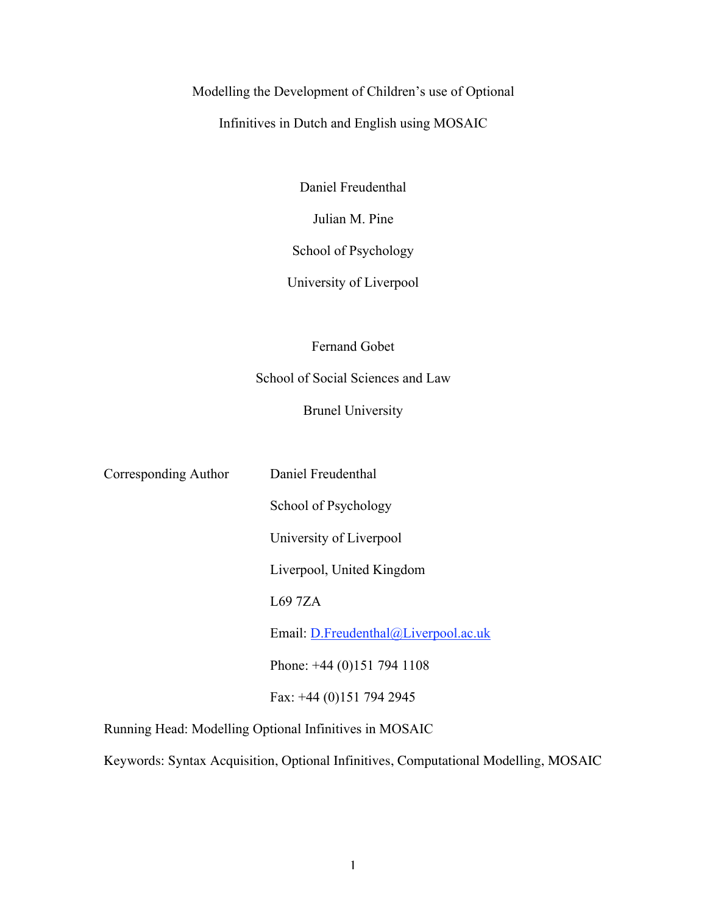# Modelling the Development of Children's use of Optional Infinitives in Dutch and English using MOSAIC

Daniel Freudenthal

Julian M. Pine

School of Psychology

University of Liverpool

Fernand Gobet

School of Social Sciences and Law

Brunel University

Corresponding Author

Daniel Freudenthal

School of Psychology

University of Liverpool

Liverpool, United Kingdom

L69 7ZA

Email: D.Freudenthal@Liverpool.ac.uk

Phone: +44 (0)151 794 1108

Fax: +44 (0)151 794 2945

Running Head: Modelling Optional Infinitives in MOSAIC

Keywords: Syntax Acquisition, Optional Infinitives, Computational Modelling, MOSAIC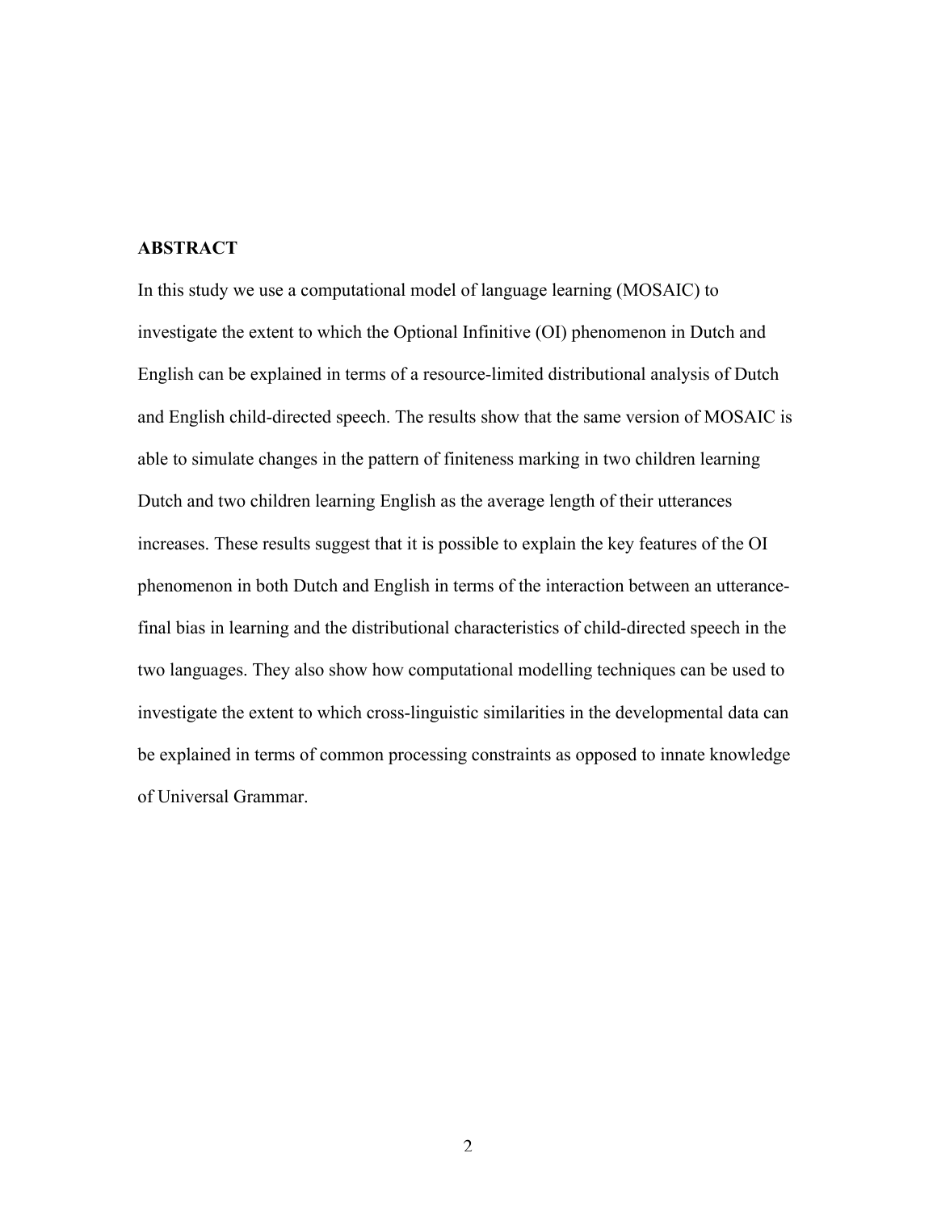**ABSTRACT**

In this study we use a computational model of language learning (MOSAIC) to investigate the extent to which the Optional Infinitive (OI) phenomenon in Dutch and English can be explained in terms of a resource-limited distributional analysis of Dutch and English child-directed speech. The results show that the same version of MOSAIC is able to simulate changes in the pattern of finiteness marking in two children learning Dutch and two children learning English as the average length of their utterances increases. These results suggest that it is possible to explain the key features of the OI phenomenon in both Dutch and English in terms of the interaction between an utterance-final bias in learning and the distributional characteristics of child-directed speech in the two languages. They also show how computational modelling techniques can be used to investigate the extent to which cross-linguistic similarities in the developmental data can be explained in terms of common processing constraints as opposed to innate knowledge of Universal Grammar.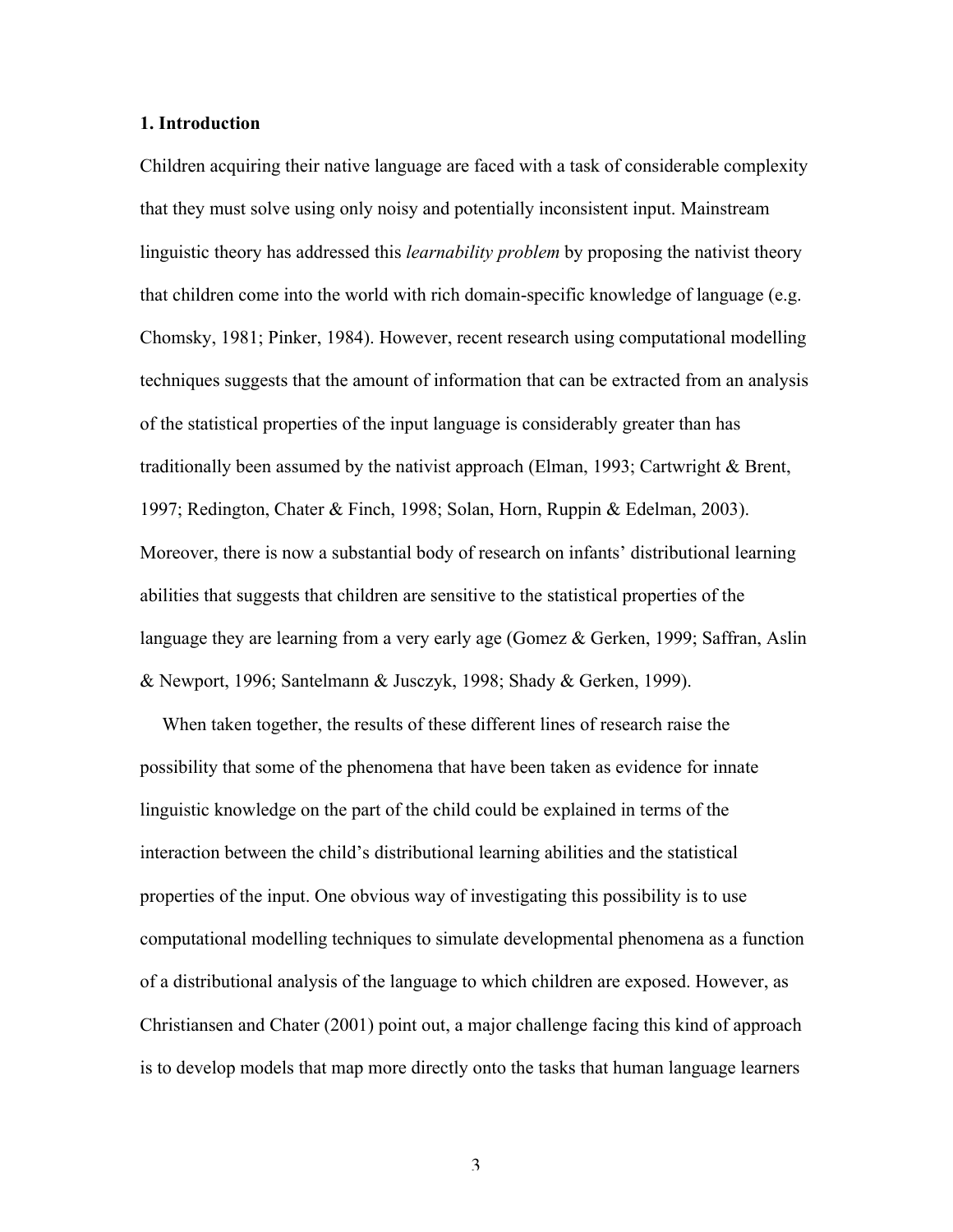## 1. Introduction

Children acquiring their native language are faced with a task of considerable complexity that they must solve using only noisy and potentially inconsistent input. Mainstream linguistic theory has addressed this *learnability problem* by proposing the nativist theory that children come into the world with rich domain-specific knowledge of language (e.g. Chomsky, 1981; Pinker, 1984). However, recent research using computational modelling techniques suggests that the amount of information that can be extracted from an analysis of the statistical properties of the input language is considerably greater than has traditionally been assumed by the nativist approach (Elman, 1993; Cartwright & Brent, 1997; Redington, Chater & Finch, 1998; Solan, Horn, Ruppin & Edelman, 2003). Moreover, there is now a substantial body of research on infants' distributional learning abilities that suggests that children are sensitive to the statistical properties of the language they are learning from a very early age (Gomez & Gerken, 1999; Saffran, Aslin & Newport, 1996; Santelmann & Jusczyk, 1998; Shady & Gerken, 1999).

When taken together, the results of these different lines of research raise the possibility that some of the phenomena that have been taken as evidence for innate linguistic knowledge on the part of the child could be explained in terms of the interaction between the child's distributional learning abilities and the statistical properties of the input. One obvious way of investigating this possibility is to use computational modelling techniques to simulate developmental phenomena as a function of a distributional analysis of the language to which children are exposed. However, as Christiansen and Chater (2001) point out, a major challenge facing this kind of approach is to develop models that map more directly onto the tasks that human language learners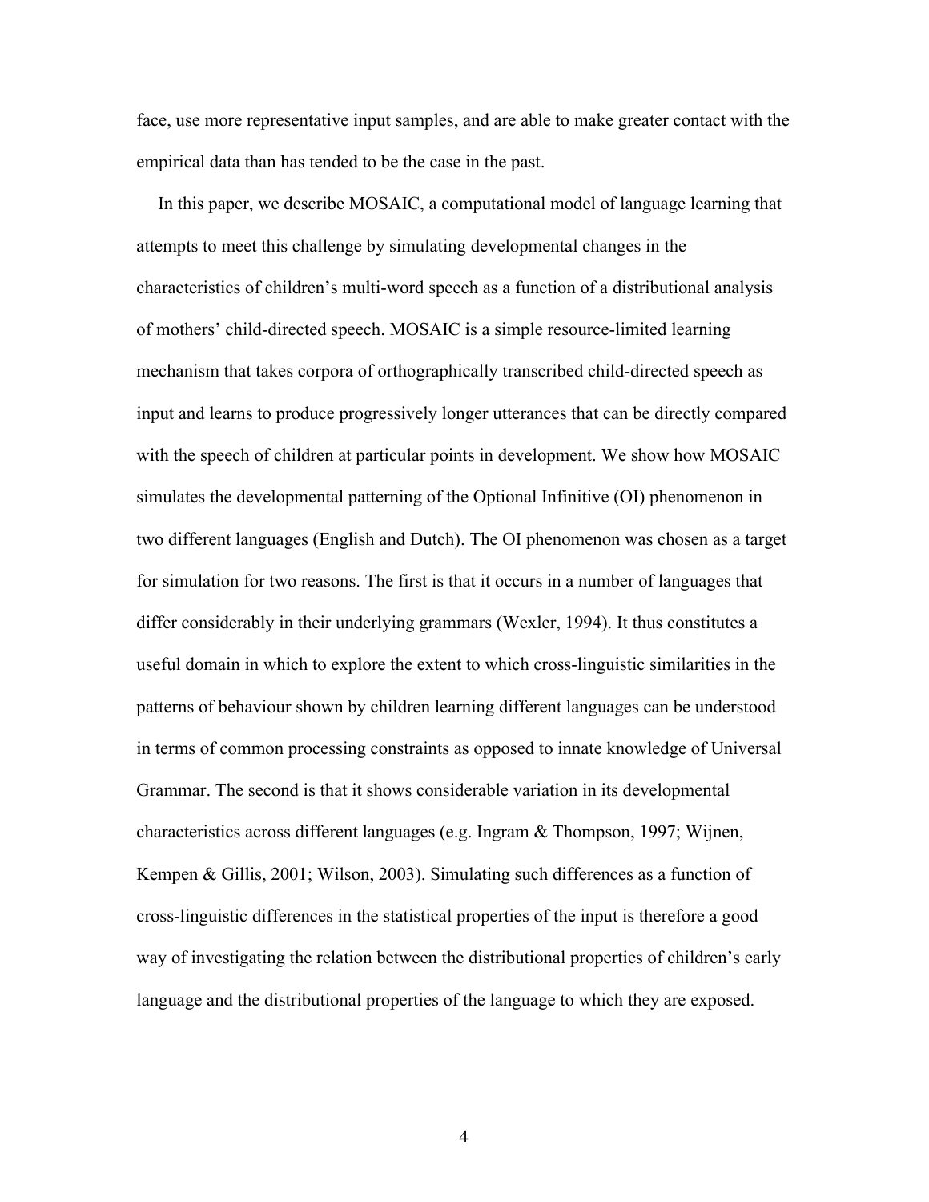face, use more representative input samples, and are able to make greater contact with the empirical data than has tended to be the case in the past.

In this paper, we describe MOSAIC, a computational model of language learning that attempts to meet this challenge by simulating developmental changes in the characteristics of children's multi-word speech as a function of a distributional analysis of mothers' child-directed speech. MOSAIC is a simple resource-limited learning mechanism that takes corpora of orthographically transcribed child-directed speech as input and learns to produce progressively longer utterances that can be directly compared with the speech of children at particular points in development. We show how MOSAIC simulates the developmental patterning of the Optional Infinitive (OI) phenomenon in two different languages (English and Dutch). The OI phenomenon was chosen as a target for simulation for two reasons. The first is that it occurs in a number of languages that differ considerably in their underlying grammars (Wexler, 1994). It thus constitutes a useful domain in which to explore the extent to which cross-linguistic similarities in the patterns of behaviour shown by children learning different languages can be understood in terms of common processing constraints as opposed to innate knowledge of Universal Grammar. The second is that it shows considerable variation in its developmental characteristics across different languages (e.g. Ingram & Thompson, 1997; Wijnen, Kempen & Gillis, 2001; Wilson, 2003). Simulating such differences as a function of cross-linguistic differences in the statistical properties of the input is therefore a good way of investigating the relation between the distributional properties of children's early language and the distributional properties of the language to which they are exposed.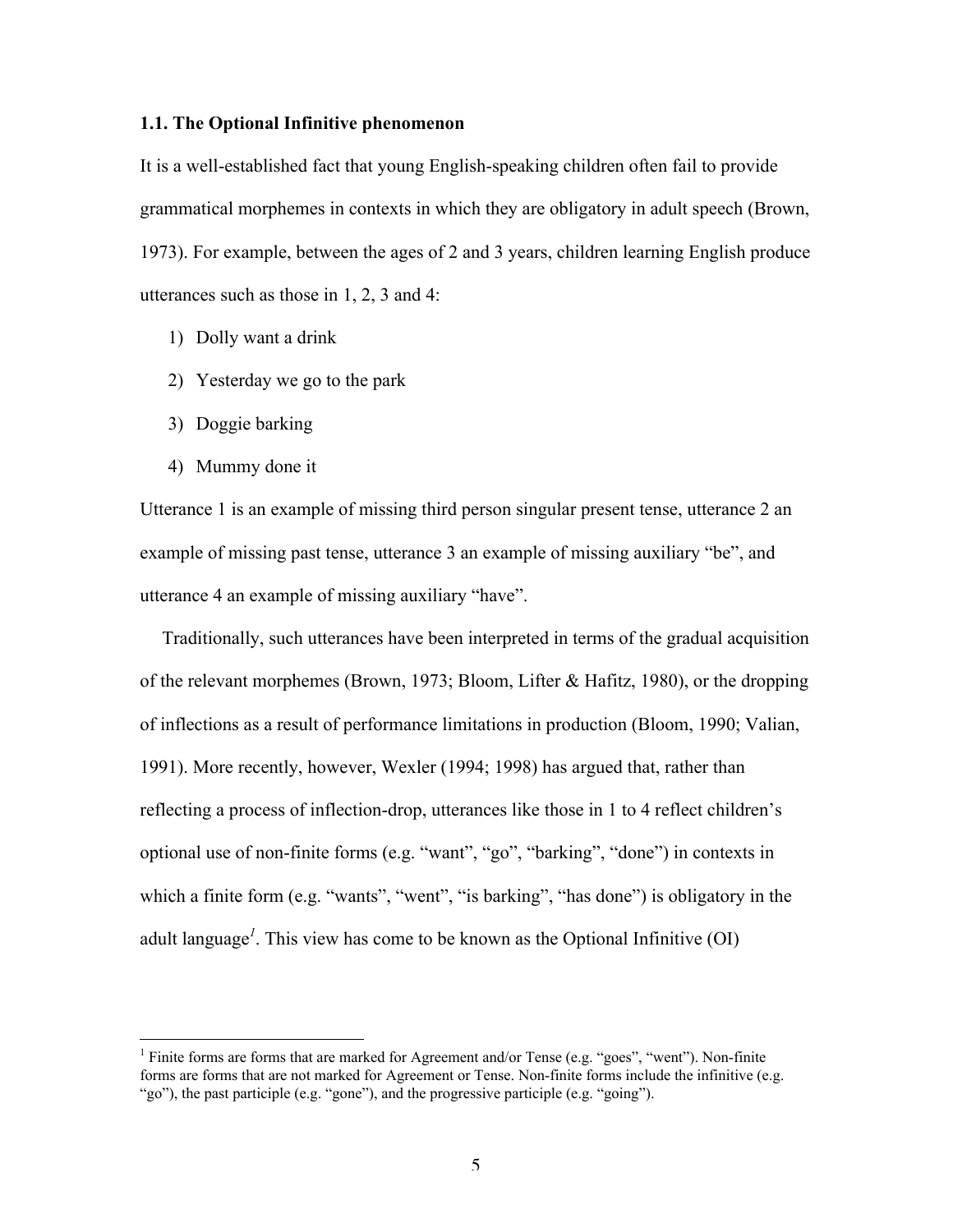### 1.1. The Optional Infinitive phenomenon

It is a well-established fact that young English-speaking children often fail to provide grammatical morphemes in contexts in which they are obligatory in adult speech (Brown, 1973). For example, between the ages of 2 and 3 years, children learning English produce utterances such as those in 1, 2, 3 and 4:

1) Dolly want a drink
2) Yesterday we go to the park
3) Doggie barking
4) Mummy done it

Utterance 1 is an example of missing third person singular present tense, utterance 2 an example of missing past tense, utterance 3 an example of missing auxiliary "be", and utterance 4 an example of missing auxiliary "have".

Traditionally, such utterances have been interpreted in terms of the gradual acquisition of the relevant morphemes (Brown, 1973; Bloom, Lifter & Hafitz, 1980), or the dropping of inflections as a result of performance limitations in production (Bloom, 1990; Valian, 1991). More recently, however, Wexler (1994; 1998) has argued that, rather than reflecting a process of inflection-drop, utterances like those in 1 to 4 reflect children's optional use of non-finite forms (e.g. "want", "go", "barking", "done") in contexts in which a finite form (e.g. "wants", "went", "is barking", "has done") is obligatory in the adult language[1]. This view has come to be known as the Optional Infinitive (OI)

[1] Finite forms are forms that are marked for Agreement and/or Tense (e.g. "goes", "went"). Non-finite forms are forms that are not marked for Agreement or Tense. Non-finite forms include the infinitive (e.g. "go"), the past participle (e.g. "gone"), and the progressive participle (e.g. "going").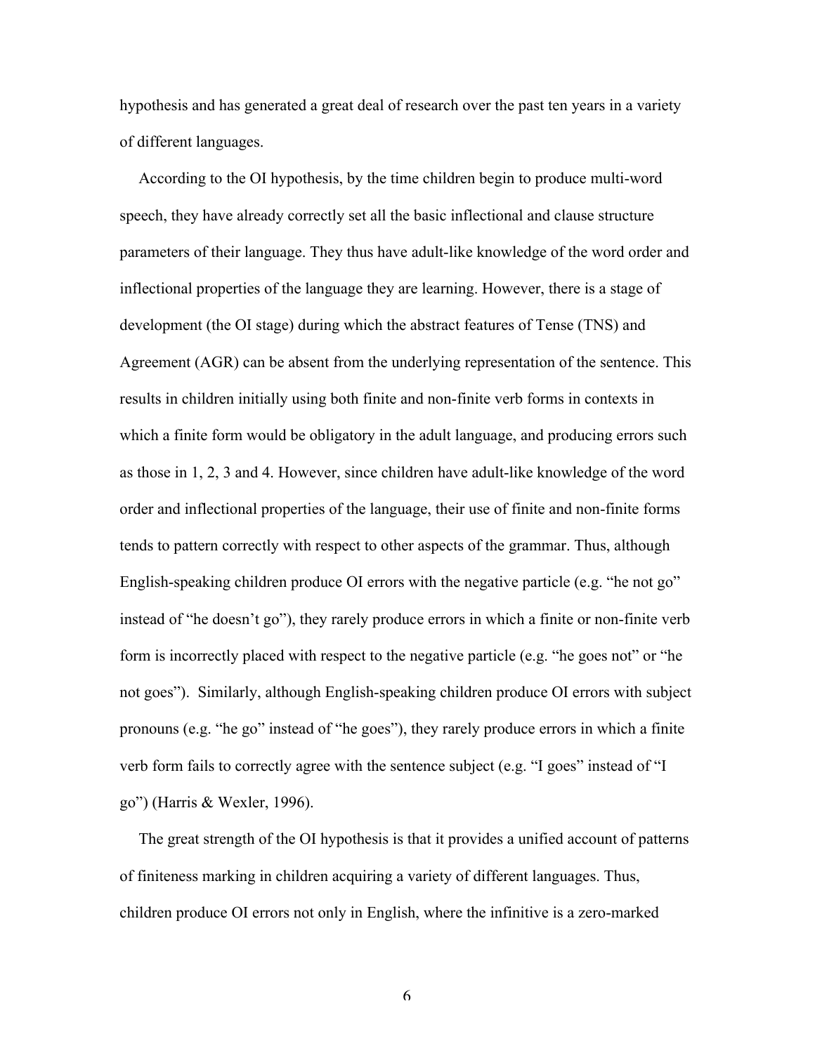hypothesis and has generated a great deal of research over the past ten years in a variety of different languages.

According to the OI hypothesis, by the time children begin to produce multi-word speech, they have already correctly set all the basic inflectional and clause structure parameters of their language. They thus have adult-like knowledge of the word order and inflectional properties of the language they are learning. However, there is a stage of development (the OI stage) during which the abstract features of Tense (TNS) and Agreement (AGR) can be absent from the underlying representation of the sentence. This results in children initially using both finite and non-finite verb forms in contexts in which a finite form would be obligatory in the adult language, and producing errors such as those in 1, 2, 3 and 4. However, since children have adult-like knowledge of the word order and inflectional properties of the language, their use of finite and non-finite forms tends to pattern correctly with respect to other aspects of the grammar. Thus, although English-speaking children produce OI errors with the negative particle (e.g. "he not go" instead of "he doesn't go"), they rarely produce errors in which a finite or non-finite verb form is incorrectly placed with respect to the negative particle (e.g. "he goes not" or "he not goes"). Similarly, although English-speaking children produce OI errors with subject pronouns (e.g. "he go" instead of "he goes"), they rarely produce errors in which a finite verb form fails to correctly agree with the sentence subject (e.g. "I goes" instead of "I go") (Harris & Wexler, 1996).

The great strength of the OI hypothesis is that it provides a unified account of patterns of finiteness marking in children acquiring a variety of different languages. Thus, children produce OI errors not only in English, where the infinitive is a zero-marked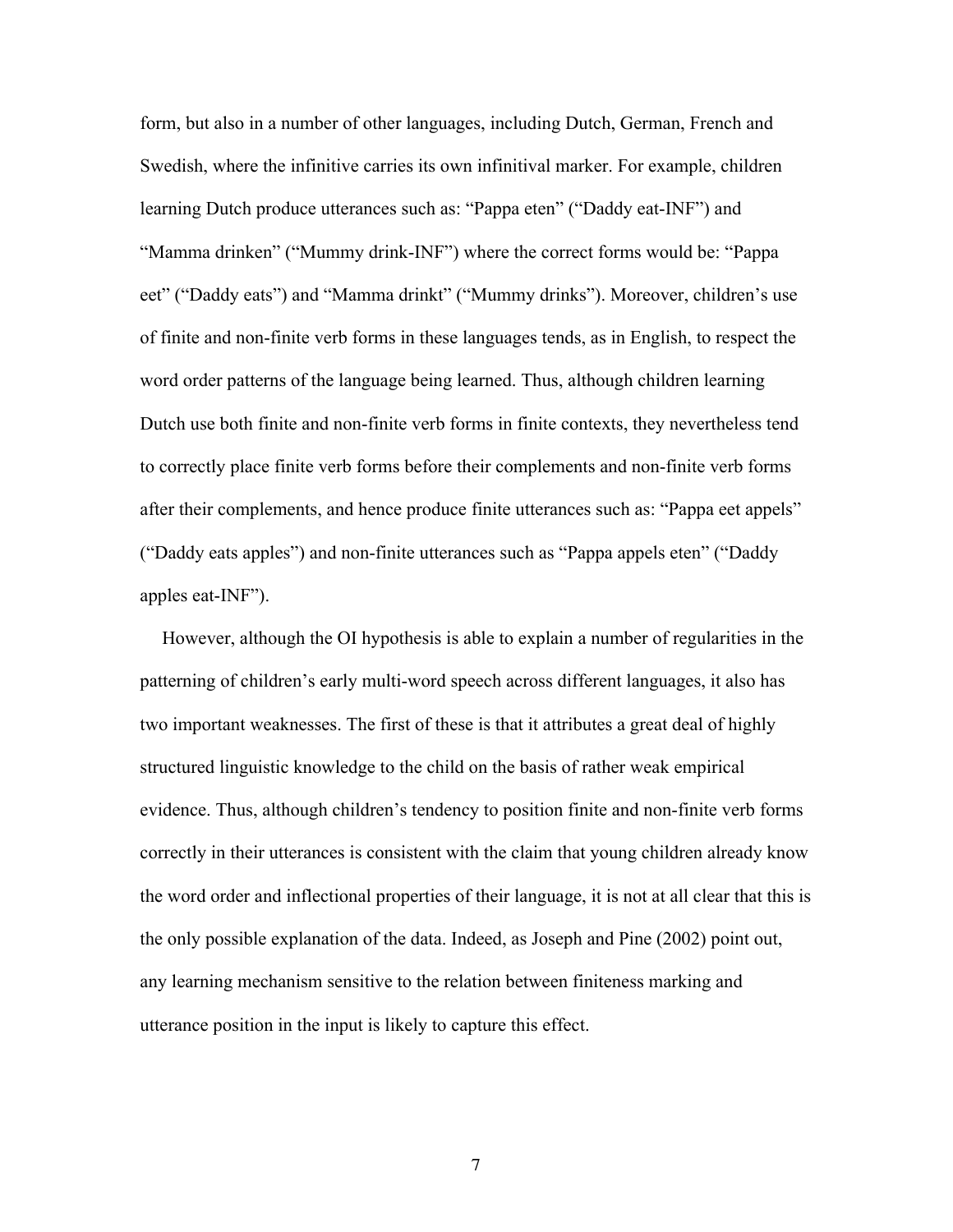form, but also in a number of other languages, including Dutch, German, French and Swedish, where the infinitive carries its own infinitival marker. For example, children learning Dutch produce utterances such as: “Pappa eten” (“Daddy eat-INF”) and “Mamma drinken” (“Mummy drink-INF”) where the correct forms would be: “Pappa eet” (“Daddy eats”) and “Mamma drinkt” (“Mummy drinks”). Moreover, children’s use of finite and non-finite verb forms in these languages tends, as in English, to respect the word order patterns of the language being learned. Thus, although children learning Dutch use both finite and non-finite verb forms in finite contexts, they nevertheless tend to correctly place finite verb forms before their complements and non-finite verb forms after their complements, and hence produce finite utterances such as: “Pappa eet appels” (“Daddy eats apples”) and non-finite utterances such as “Pappa appels eten” (“Daddy apples eat-INF”).

However, although the OI hypothesis is able to explain a number of regularities in the patterning of children’s early multi-word speech across different languages, it also has two important weaknesses. The first of these is that it attributes a great deal of highly structured linguistic knowledge to the child on the basis of rather weak empirical evidence. Thus, although children’s tendency to position finite and non-finite verb forms correctly in their utterances is consistent with the claim that young children already know the word order and inflectional properties of their language, it is not at all clear that this is the only possible explanation of the data. Indeed, as Joseph and Pine (2002) point out, any learning mechanism sensitive to the relation between finiteness marking and utterance position in the input is likely to capture this effect.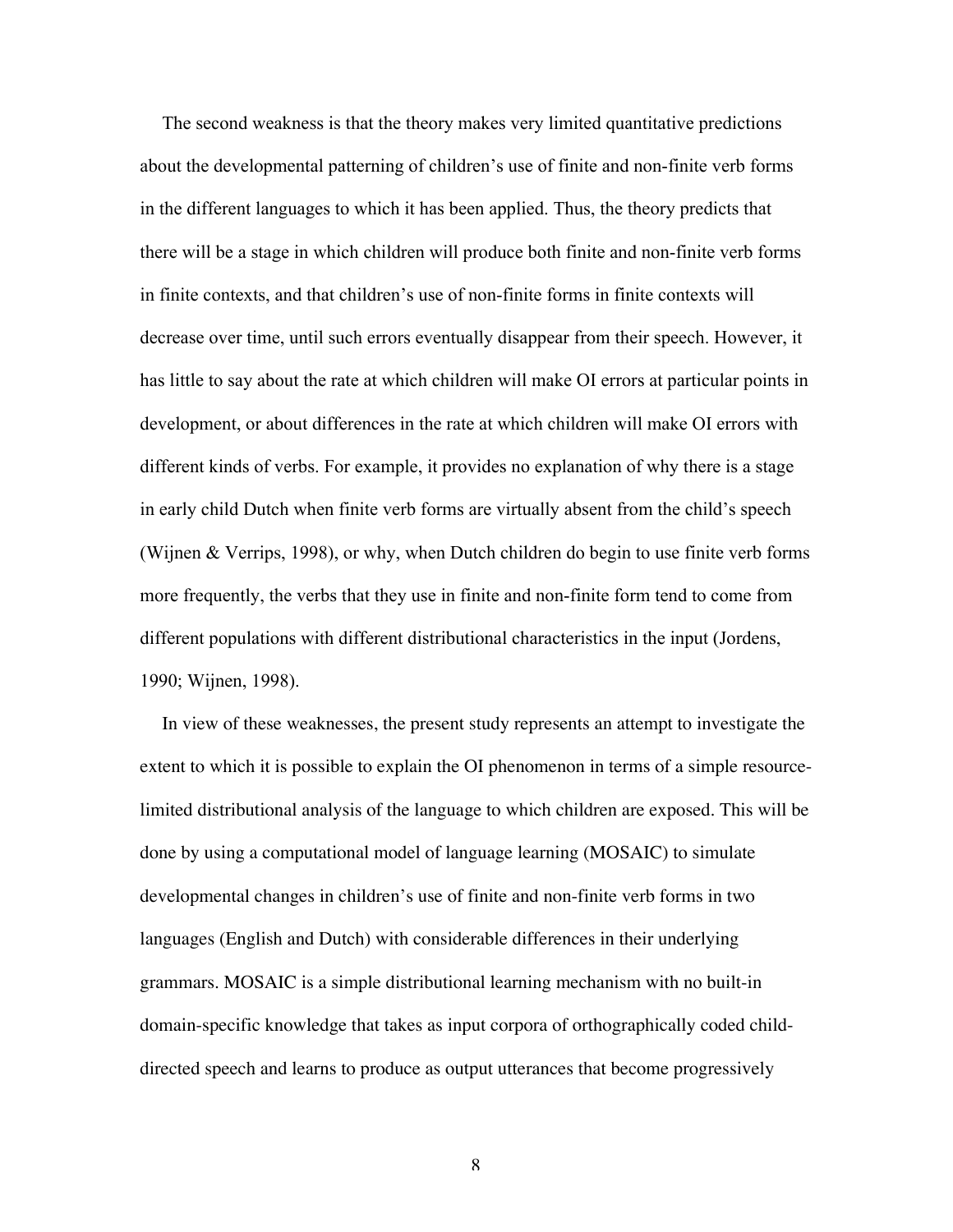The second weakness is that the theory makes very limited quantitative predictions about the developmental patterning of children's use of finite and non-finite verb forms in the different languages to which it has been applied. Thus, the theory predicts that there will be a stage in which children will produce both finite and non-finite verb forms in finite contexts, and that children's use of non-finite forms in finite contexts will decrease over time, until such errors eventually disappear from their speech. However, it has little to say about the rate at which children will make OI errors at particular points in development, or about differences in the rate at which children will make OI errors with different kinds of verbs. For example, it provides no explanation of why there is a stage in early child Dutch when finite verb forms are virtually absent from the child's speech (Wijnen & Verrips, 1998), or why, when Dutch children do begin to use finite verb forms more frequently, the verbs that they use in finite and non-finite form tend to come from different populations with different distributional characteristics in the input (Jordens, 1990; Wijnen, 1998).

In view of these weaknesses, the present study represents an attempt to investigate the extent to which it is possible to explain the OI phenomenon in terms of a simple resource-limited distributional analysis of the language to which children are exposed. This will be done by using a computational model of language learning (MOSAIC) to simulate developmental changes in children's use of finite and non-finite verb forms in two languages (English and Dutch) with considerable differences in their underlying grammars. MOSAIC is a simple distributional learning mechanism with no built-in domain-specific knowledge that takes as input corpora of orthographically coded child-directed speech and learns to produce as output utterances that become progressively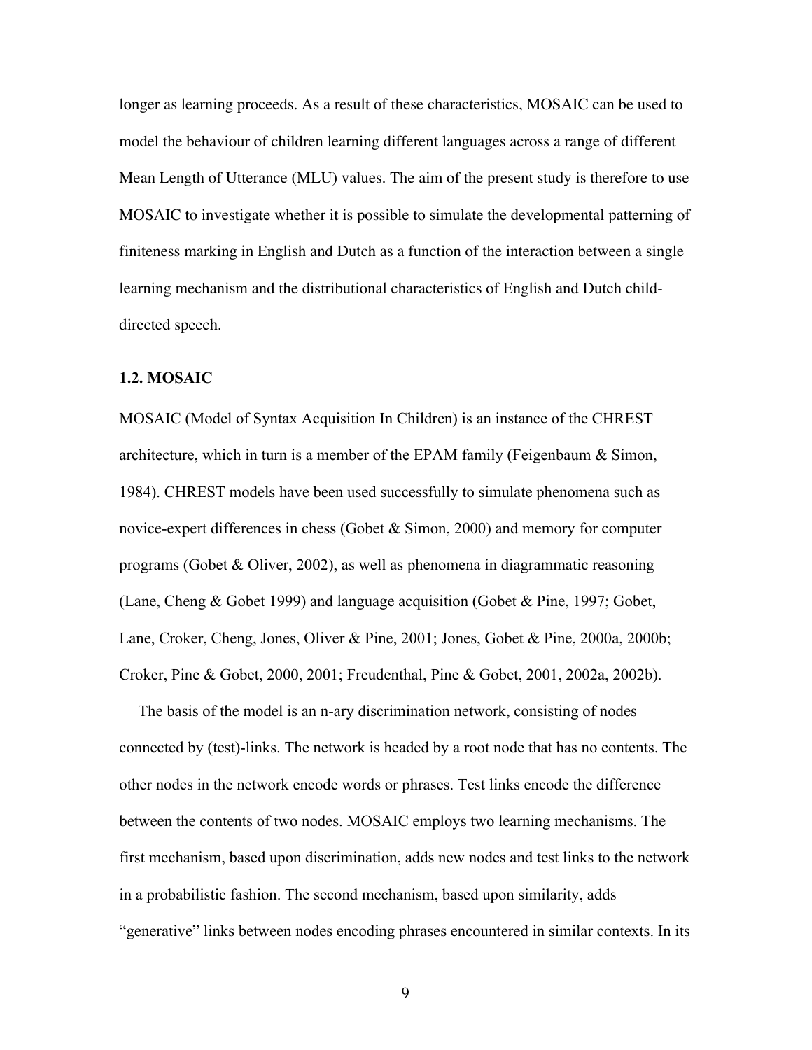longer as learning proceeds. As a result of these characteristics, MOSAIC can be used to model the behaviour of children learning different languages across a range of different Mean Length of Utterance (MLU) values. The aim of the present study is therefore to use MOSAIC to investigate whether it is possible to simulate the developmental patterning of finiteness marking in English and Dutch as a function of the interaction between a single learning mechanism and the distributional characteristics of English and Dutch child-directed speech.

### 1.2. MOSAIC

MOSAIC (Model of Syntax Acquisition In Children) is an instance of the CHREST architecture, which in turn is a member of the EPAM family (Feigenbaum & Simon, 1984). CHREST models have been used successfully to simulate phenomena such as novice-expert differences in chess (Gobet & Simon, 2000) and memory for computer programs (Gobet & Oliver, 2002), as well as phenomena in diagrammatic reasoning (Lane, Cheng & Gobet 1999) and language acquisition (Gobet & Pine, 1997; Gobet, Lane, Croker, Cheng, Jones, Oliver & Pine, 2001; Jones, Gobet & Pine, 2000a, 2000b; Croker, Pine & Gobet, 2000, 2001; Freudenthal, Pine & Gobet, 2001, 2002a, 2002b).

The basis of the model is an n-ary discrimination network, consisting of nodes connected by (test)-links. The network is headed by a root node that has no contents. The other nodes in the network encode words or phrases. Test links encode the difference between the contents of two nodes. MOSAIC employs two learning mechanisms. The first mechanism, based upon discrimination, adds new nodes and test links to the network in a probabilistic fashion. The second mechanism, based upon similarity, adds "generative" links between nodes encoding phrases encountered in similar contexts. In its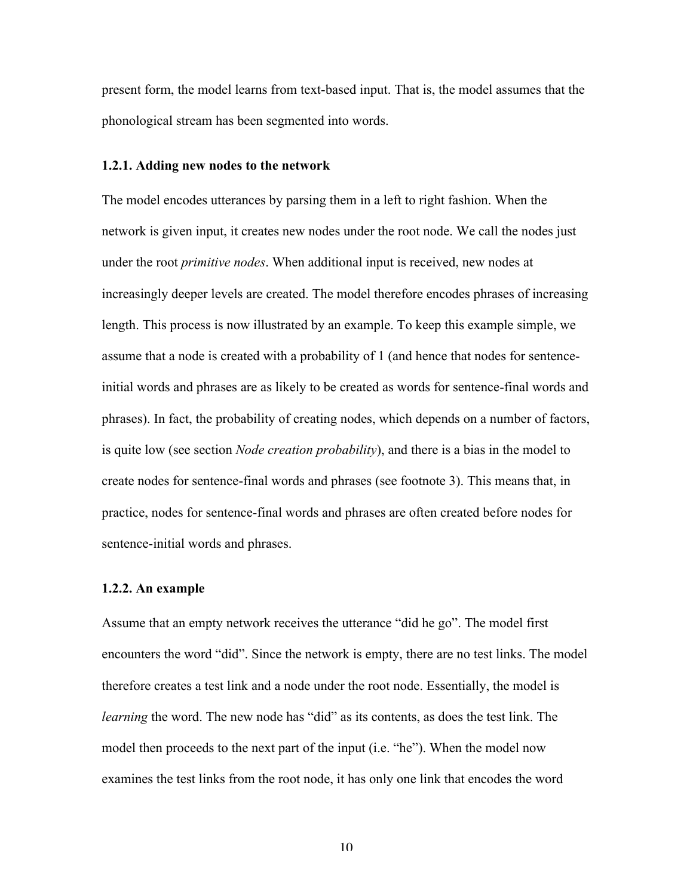present form, the model learns from text-based input. That is, the model assumes that the phonological stream has been segmented into words.

### 1.2.1. Adding new nodes to the network

The model encodes utterances by parsing them in a left to right fashion. When the network is given input, it creates new nodes under the root node. We call the nodes just under the root *primitive nodes*. When additional input is received, new nodes at increasingly deeper levels are created. The model therefore encodes phrases of increasing length. This process is now illustrated by an example. To keep this example simple, we assume that a node is created with a probability of 1 (and hence that nodes for sentence-initial words and phrases are as likely to be created as words for sentence-final words and phrases). In fact, the probability of creating nodes, which depends on a number of factors, is quite low (see section *Node creation probability*), and there is a bias in the model to create nodes for sentence-final words and phrases (see footnote 3). This means that, in practice, nodes for sentence-final words and phrases are often created before nodes for sentence-initial words and phrases.

### 1.2.2. An example

Assume that an empty network receives the utterance "did he go". The model first encounters the word "did". Since the network is empty, there are no test links. The model therefore creates a test link and a node under the root node. Essentially, the model is *learning* the word. The new node has "did" as its contents, as does the test link. The model then proceeds to the next part of the input (i.e. "he"). When the model now examines the test links from the root node, it has only one link that encodes the word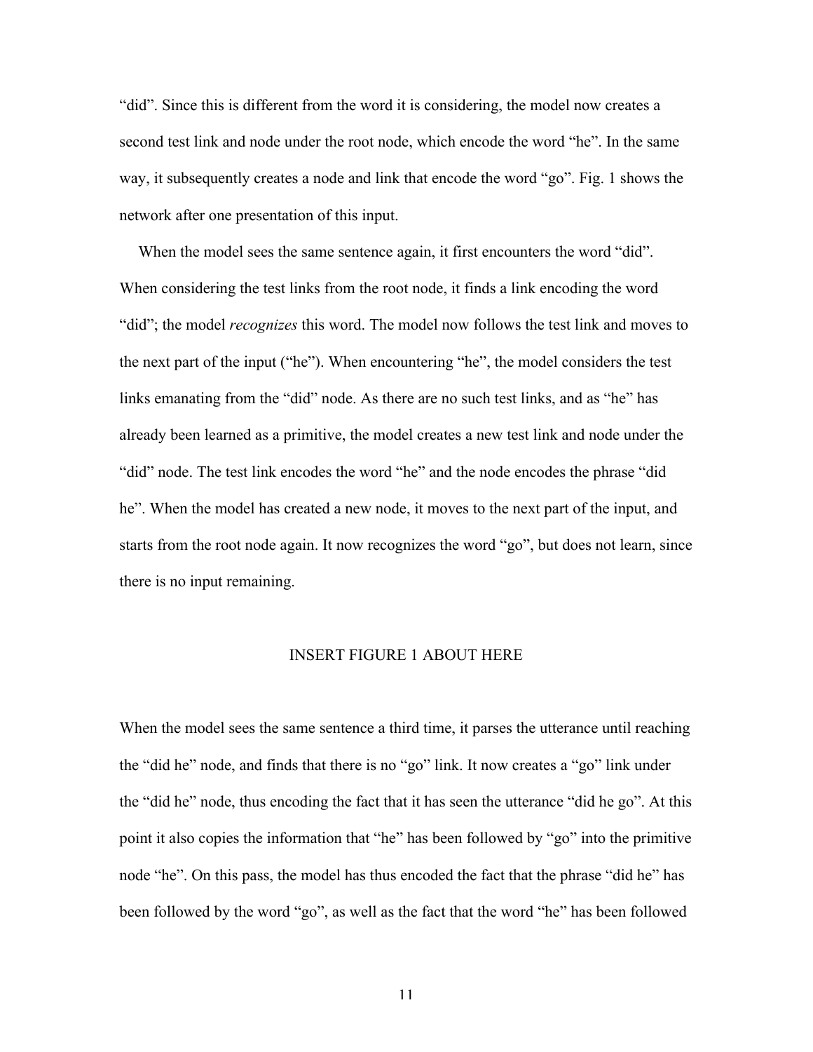"did". Since this is different from the word it is considering, the model now creates a second test link and node under the root node, which encode the word "he". In the same way, it subsequently creates a node and link that encode the word "go". Fig. 1 shows the network after one presentation of this input.

When the model sees the same sentence again, it first encounters the word "did". When considering the test links from the root node, it finds a link encoding the word "did"; the model *recognizes* this word. The model now follows the test link and moves to the next part of the input ("he"). When encountering "he", the model considers the test links emanating from the "did" node. As there are no such test links, and as "he" has already been learned as a primitive, the model creates a new test link and node under the "did" node. The test link encodes the word "he" and the node encodes the phrase "did he". When the model has created a new node, it moves to the next part of the input, and starts from the root node again. It now recognizes the word "go", but does not learn, since there is no input remaining.

INSERT FIGURE 1 ABOUT HERE

When the model sees the same sentence a third time, it parses the utterance until reaching the "did he" node, and finds that there is no "go" link. It now creates a "go" link under the "did he" node, thus encoding the fact that it has seen the utterance "did he go". At this point it also copies the information that "he" has been followed by "go" into the primitive node "he". On this pass, the model has thus encoded the fact that the phrase "did he" has been followed by the word "go", as well as the fact that the word "he" has been followed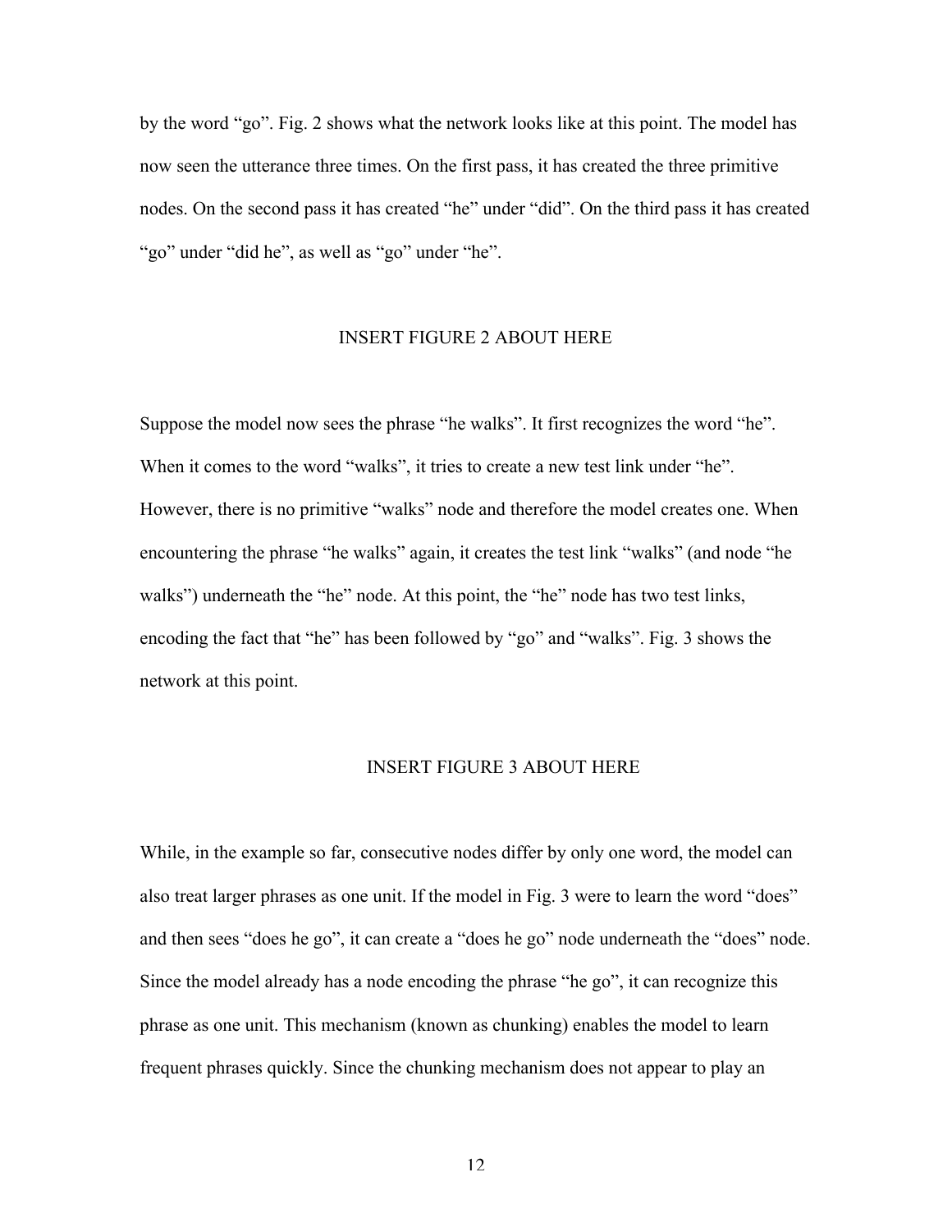by the word “go”. Fig. 2 shows what the network looks like at this point. The model has now seen the utterance three times. On the first pass, it has created the three primitive nodes. On the second pass it has created “he” under “did”. On the third pass it has created “go” under “did he”, as well as “go” under “he”.

INSERT FIGURE 2 ABOUT HERE

Suppose the model now sees the phrase “he walks”. It first recognizes the word “he”. When it comes to the word “walks”, it tries to create a new test link under “he”. However, there is no primitive “walks” node and therefore the model creates one. When encountering the phrase “he walks” again, it creates the test link “walks” (and node “he walks”) underneath the “he” node. At this point, the “he” node has two test links, encoding the fact that “he” has been followed by “go” and “walks”. Fig. 3 shows the network at this point.

INSERT FIGURE 3 ABOUT HERE

While, in the example so far, consecutive nodes differ by only one word, the model can also treat larger phrases as one unit. If the model in Fig. 3 were to learn the word “does” and then sees “does he go”, it can create a “does he go” node underneath the “does” node. Since the model already has a node encoding the phrase “he go”, it can recognize this phrase as one unit. This mechanism (known as chunking) enables the model to learn frequent phrases quickly. Since the chunking mechanism does not appear to play an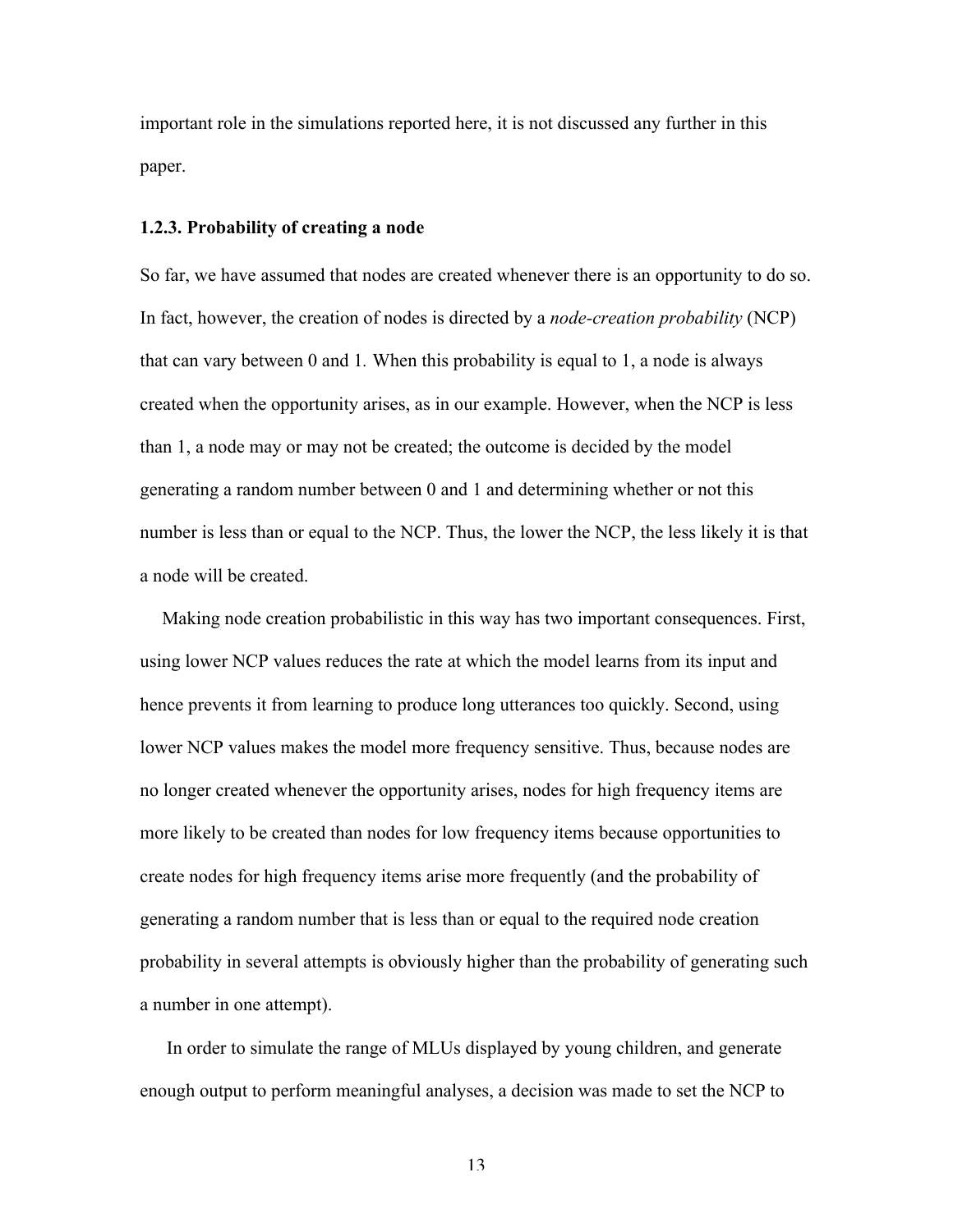important role in the simulations reported here, it is not discussed any further in this paper.

### 1.2.3. Probability of creating a node

So far, we have assumed that nodes are created whenever there is an opportunity to do so. In fact, however, the creation of nodes is directed by a *node-creation probability* (NCP) that can vary between 0 and 1. When this probability is equal to 1, a node is always created when the opportunity arises, as in our example. However, when the NCP is less than 1, a node may or may not be created; the outcome is decided by the model generating a random number between 0 and 1 and determining whether or not this number is less than or equal to the NCP. Thus, the lower the NCP, the less likely it is that a node will be created.

Making node creation probabilistic in this way has two important consequences. First, using lower NCP values reduces the rate at which the model learns from its input and hence prevents it from learning to produce long utterances too quickly. Second, using lower NCP values makes the model more frequency sensitive. Thus, because nodes are no longer created whenever the opportunity arises, nodes for high frequency items are more likely to be created than nodes for low frequency items because opportunities to create nodes for high frequency items arise more frequently (and the probability of generating a random number that is less than or equal to the required node creation probability in several attempts is obviously higher than the probability of generating such a number in one attempt).

In order to simulate the range of MLUs displayed by young children, and generate enough output to perform meaningful analyses, a decision was made to set the NCP to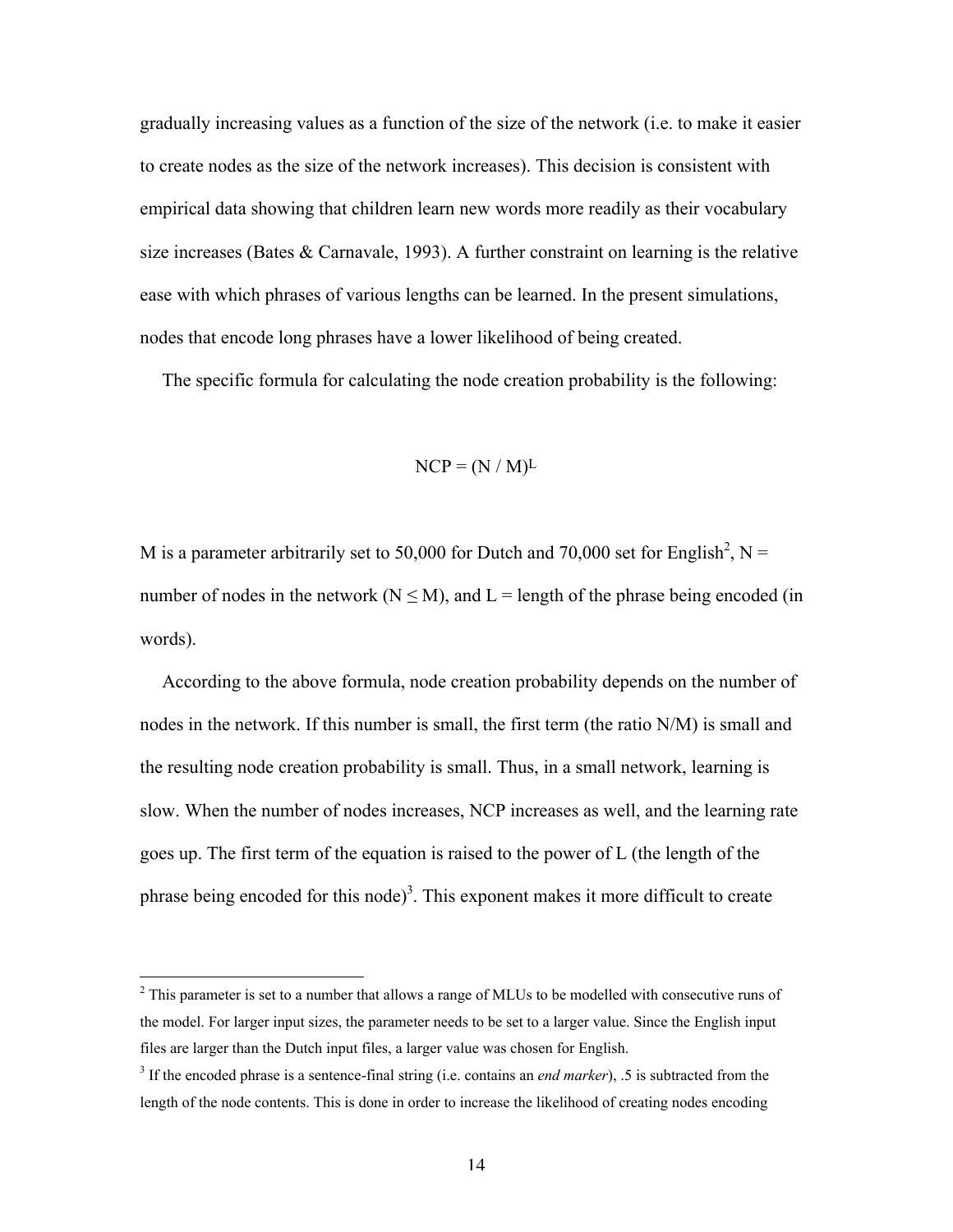gradually increasing values as a function of the size of the network (i.e. to make it easier to create nodes as the size of the network increases). This decision is consistent with empirical data showing that children learn new words more readily as their vocabulary size increases (Bates & Carnavale, 1993). A further constraint on learning is the relative ease with which phrases of various lengths can be learned. In the present simulations, nodes that encode long phrases have a lower likelihood of being created.

The specific formula for calculating the node creation probability is the following:

$$NCP = (N / M)^L$$

M is a parameter arbitrarily set to 50,000 for Dutch and 70,000 set for English[2], N = number of nodes in the network ($N \leq M$), and L = length of the phrase being encoded (in words).

According to the above formula, node creation probability depends on the number of nodes in the network. If this number is small, the first term (the ratio N/M) is small and the resulting node creation probability is small. Thus, in a small network, learning is slow. When the number of nodes increases, NCP increases as well, and the learning rate goes up. The first term of the equation is raised to the power of L (the length of the phrase being encoded for this node)[3]. This exponent makes it more difficult to create

---

[2] This parameter is set to a number that allows a range of MLUs to be modelled with consecutive runs of the model. For larger input sizes, the parameter needs to be set to a larger value. Since the English input files are larger than the Dutch input files, a larger value was chosen for English.

[3] If the encoded phrase is a sentence-final string (i.e. contains an *end marker*), .5 is subtracted from the length of the node contents. This is done in order to increase the likelihood of creating nodes encoding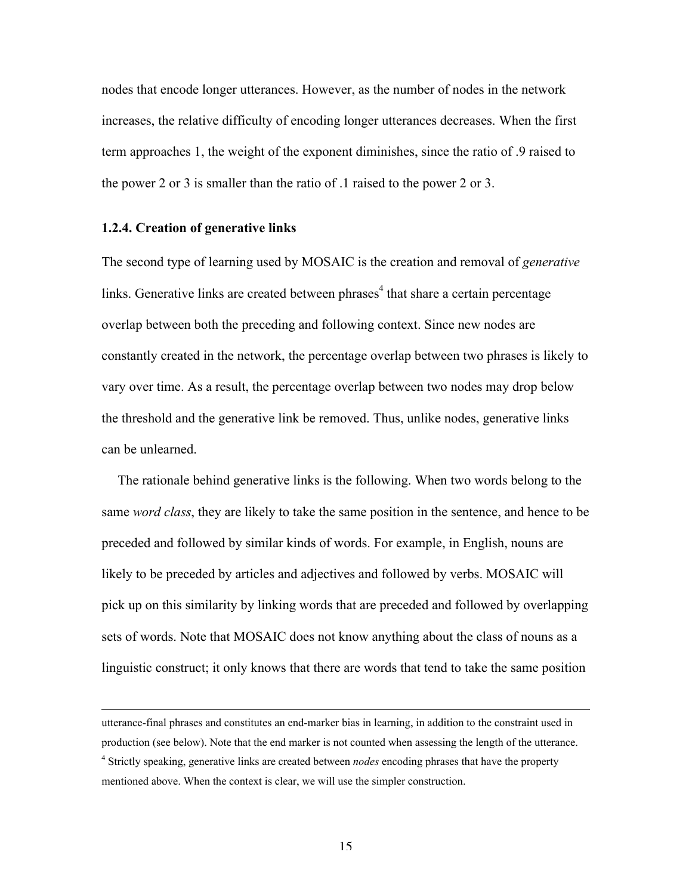nodes that encode longer utterances. However, as the number of nodes in the network increases, the relative difficulty of encoding longer utterances decreases. When the first term approaches 1, the weight of the exponent diminishes, since the ratio of .9 raised to the power 2 or 3 is smaller than the ratio of .1 raised to the power 2 or 3.

### 1.2.4. Creation of generative links

The second type of learning used by MOSAIC is the creation and removal of *generative* links. Generative links are created between phrases[4] that share a certain percentage overlap between both the preceding and following context. Since new nodes are constantly created in the network, the percentage overlap between two phrases is likely to vary over time. As a result, the percentage overlap between two nodes may drop below the threshold and the generative link be removed. Thus, unlike nodes, generative links can be unlearned.

The rationale behind generative links is the following. When two words belong to the same *word class*, they are likely to take the same position in the sentence, and hence to be preceded and followed by similar kinds of words. For example, in English, nouns are likely to be preceded by articles and adjectives and followed by verbs. MOSAIC will pick up on this similarity by linking words that are preceded and followed by overlapping sets of words. Note that MOSAIC does not know anything about the class of nouns as a linguistic construct; it only knows that there are words that tend to take the same position

---

utterance-final phrases and constitutes an end-marker bias in learning, in addition to the constraint used in production (see below). Note that the end marker is not counted when assessing the length of the utterance.

[4] Strictly speaking, generative links are created between *nodes* encoding phrases that have the property mentioned above. When the context is clear, we will use the simpler construction.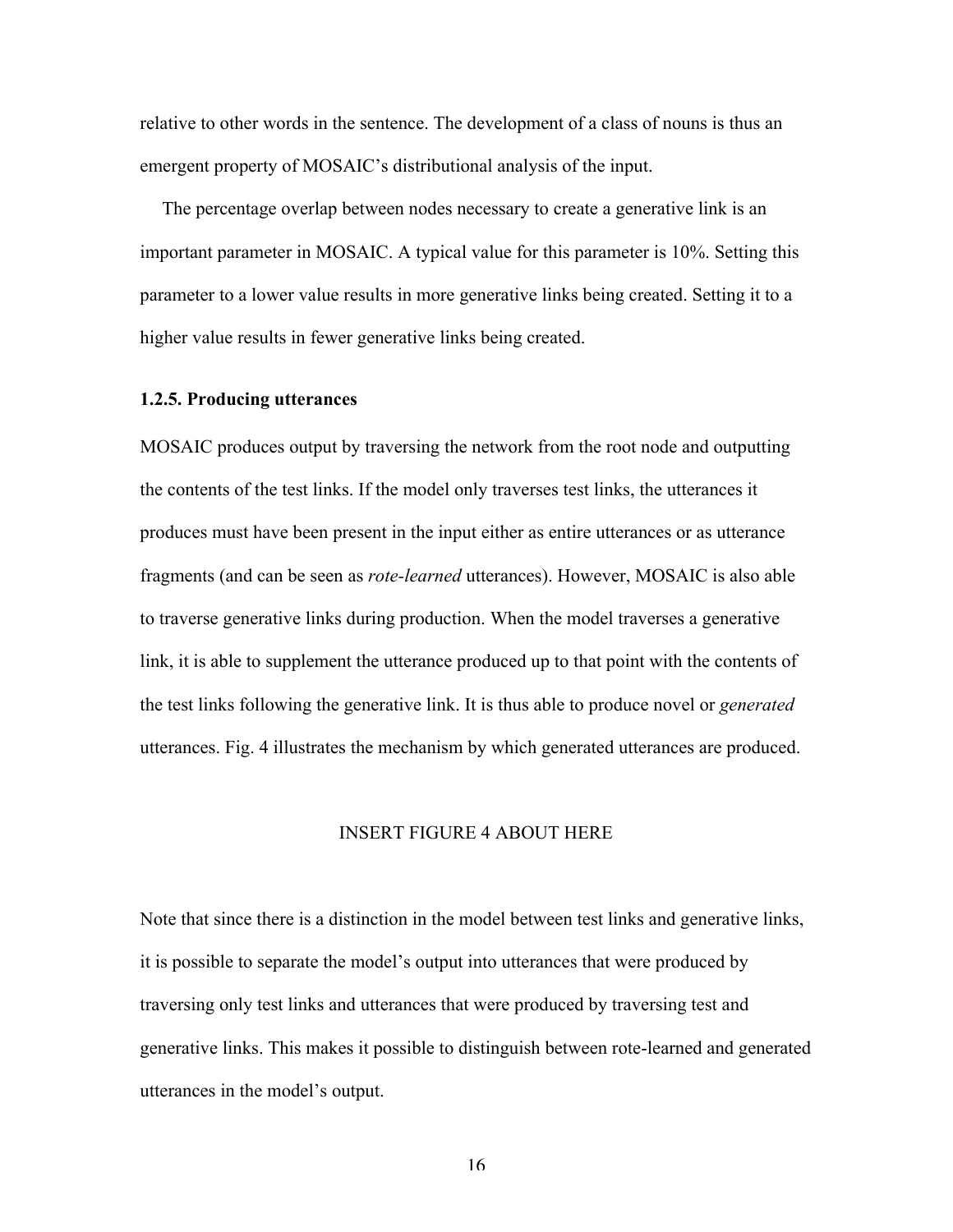relative to other words in the sentence. The development of a class of nouns is thus an emergent property of MOSAIC's distributional analysis of the input.

The percentage overlap between nodes necessary to create a generative link is an important parameter in MOSAIC. A typical value for this parameter is 10%. Setting this parameter to a lower value results in more generative links being created. Setting it to a higher value results in fewer generative links being created.

### 1.2.5. Producing utterances

MOSAIC produces output by traversing the network from the root node and outputting the contents of the test links. If the model only traverses test links, the utterances it produces must have been present in the input either as entire utterances or as utterance fragments (and can be seen as *rote-learned* utterances). However, MOSAIC is also able to traverse generative links during production. When the model traverses a generative link, it is able to supplement the utterance produced up to that point with the contents of the test links following the generative link. It is thus able to produce novel or *generated* utterances. Fig. 4 illustrates the mechanism by which generated utterances are produced.

INSERT FIGURE 4 ABOUT HERE

Note that since there is a distinction in the model between test links and generative links, it is possible to separate the model's output into utterances that were produced by traversing only test links and utterances that were produced by traversing test and generative links. This makes it possible to distinguish between rote-learned and generated utterances in the model's output.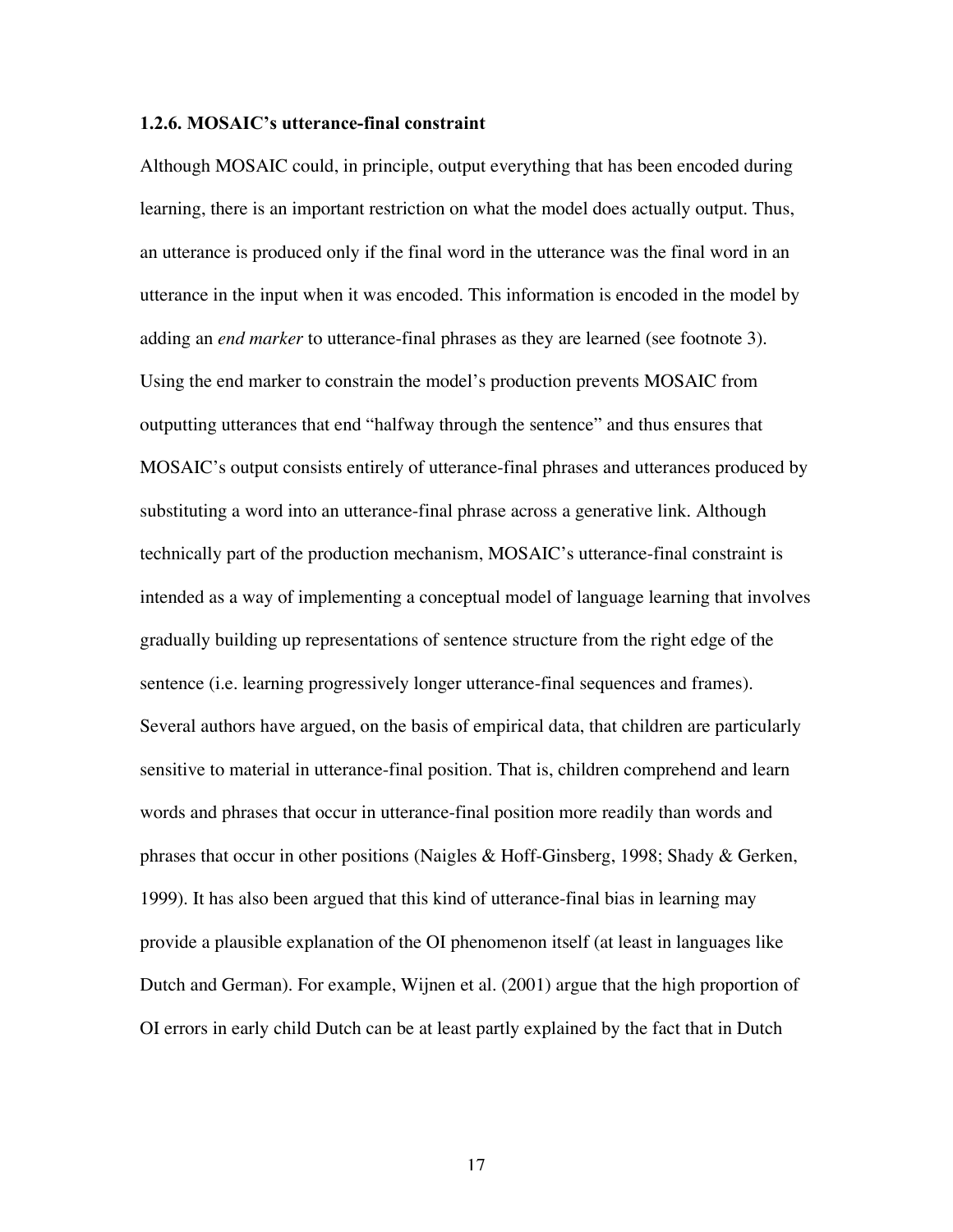### 1.2.6. MOSAIC's utterance-final constraint

Although MOSAIC could, in principle, output everything that has been encoded during learning, there is an important restriction on what the model does actually output. Thus, an utterance is produced only if the final word in the utterance was the final word in an utterance in the input when it was encoded. This information is encoded in the model by adding an *end marker* to utterance-final phrases as they are learned (see footnote 3). Using the end marker to constrain the model's production prevents MOSAIC from outputting utterances that end "halfway through the sentence" and thus ensures that MOSAIC's output consists entirely of utterance-final phrases and utterances produced by substituting a word into an utterance-final phrase across a generative link. Although technically part of the production mechanism, MOSAIC's utterance-final constraint is intended as a way of implementing a conceptual model of language learning that involves gradually building up representations of sentence structure from the right edge of the sentence (i.e. learning progressively longer utterance-final sequences and frames). Several authors have argued, on the basis of empirical data, that children are particularly sensitive to material in utterance-final position. That is, children comprehend and learn words and phrases that occur in utterance-final position more readily than words and phrases that occur in other positions (Naigles & Hoff-Ginsberg, 1998; Shady & Gerken, 1999). It has also been argued that this kind of utterance-final bias in learning may provide a plausible explanation of the OI phenomenon itself (at least in languages like Dutch and German). For example, Wijnen et al. (2001) argue that the high proportion of OI errors in early child Dutch can be at least partly explained by the fact that in Dutch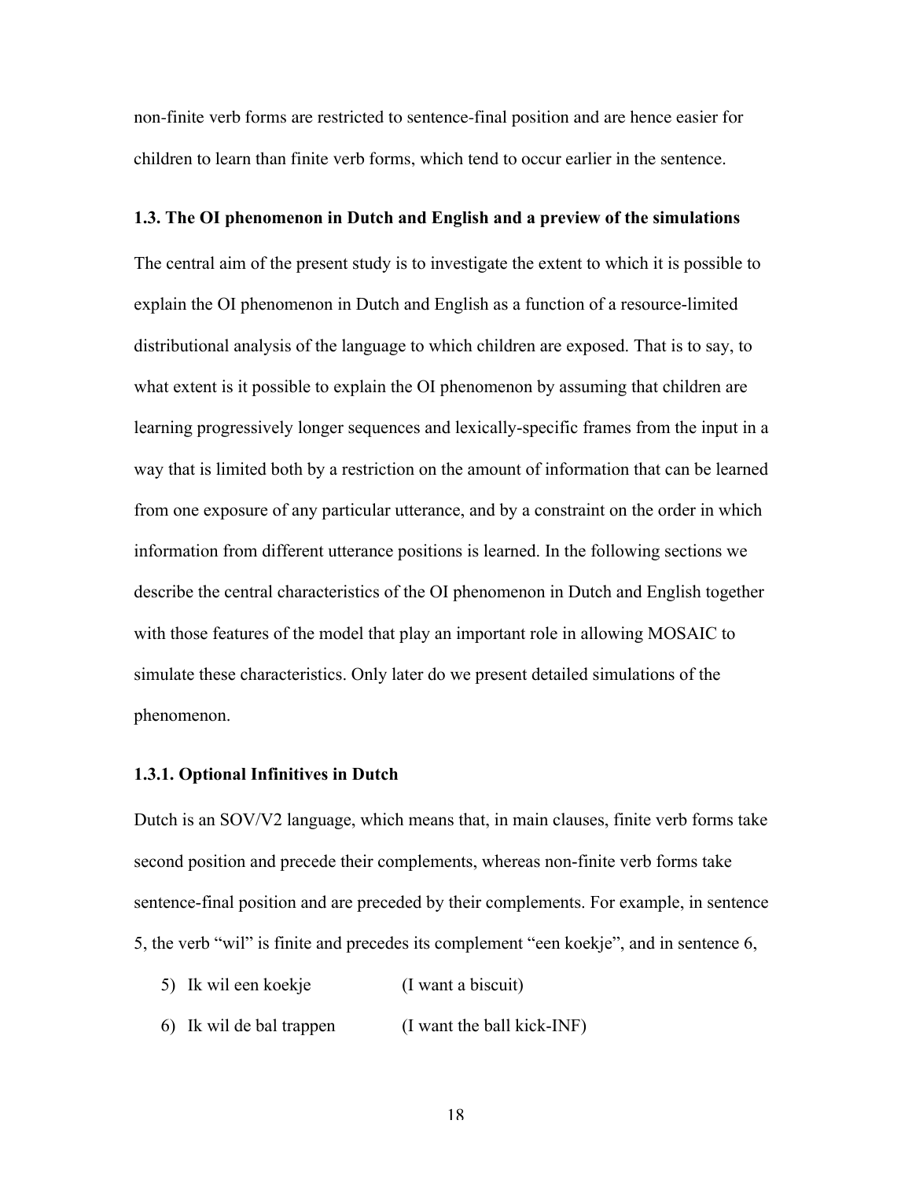non-finite verb forms are restricted to sentence-final position and are hence easier for children to learn than finite verb forms, which tend to occur earlier in the sentence.

### 1.3. The OI phenomenon in Dutch and English and a preview of the simulations

The central aim of the present study is to investigate the extent to which it is possible to explain the OI phenomenon in Dutch and English as a function of a resource-limited distributional analysis of the language to which children are exposed. That is to say, to what extent is it possible to explain the OI phenomenon by assuming that children are learning progressively longer sequences and lexically-specific frames from the input in a way that is limited both by a restriction on the amount of information that can be learned from one exposure of any particular utterance, and by a constraint on the order in which information from different utterance positions is learned. In the following sections we describe the central characteristics of the OI phenomenon in Dutch and English together with those features of the model that play an important role in allowing MOSAIC to simulate these characteristics. Only later do we present detailed simulations of the phenomenon.

#### 1.3.1. Optional Infinitives in Dutch

Dutch is an SOV/V2 language, which means that, in main clauses, finite verb forms take second position and precede their complements, whereas non-finite verb forms take sentence-final position and are preceded by their complements. For example, in sentence 5, the verb "wil" is finite and precedes its complement "een koekje", and in sentence 6,

5) Ik wil een koekje (I want a biscuit)

6) Ik wil de bal trappen (I want the ball kick-INF)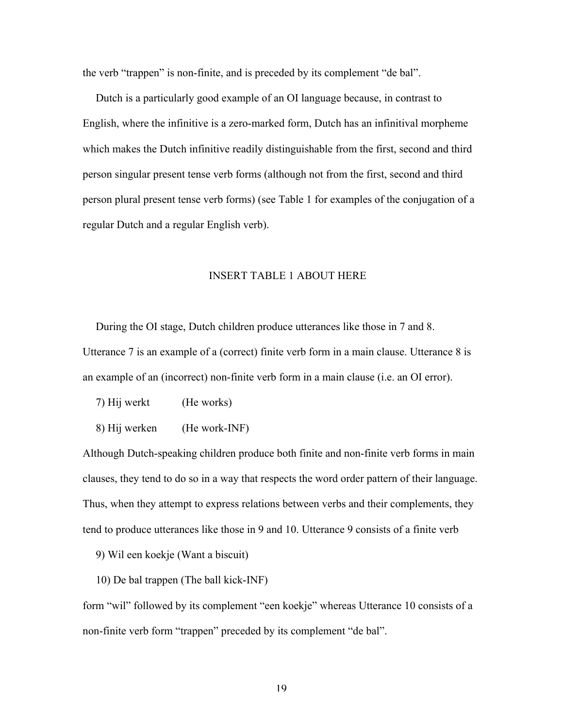the verb "trappen" is non-finite, and is preceded by its complement "de bal".

Dutch is a particularly good example of an OI language because, in contrast to English, where the infinitive is a zero-marked form, Dutch has an infinitival morpheme which makes the Dutch infinitive readily distinguishable from the first, second and third person singular present tense verb forms (although not from the first, second and third person plural present tense verb forms) (see Table 1 for examples of the conjugation of a regular Dutch and a regular English verb).

INSERT TABLE 1 ABOUT HERE

During the OI stage, Dutch children produce utterances like those in 7 and 8. Utterance 7 is an example of a (correct) finite verb form in a main clause. Utterance 8 is an example of an (incorrect) non-finite verb form in a main clause (i.e. an OI error).

7) Hij werkt (He works)

8) Hij werken (He work-INF)

Although Dutch-speaking children produce both finite and non-finite verb forms in main clauses, they tend to do so in a way that respects the word order pattern of their language. Thus, when they attempt to express relations between verbs and their complements, they tend to produce utterances like those in 9 and 10. Utterance 9 consists of a finite verb

9) Wil een koekje (Want a biscuit)

10) De bal trappen (The ball kick-INF)

form "wil" followed by its complement "een koekje" whereas Utterance 10 consists of a non-finite verb form "trappen" preceded by its complement "de bal".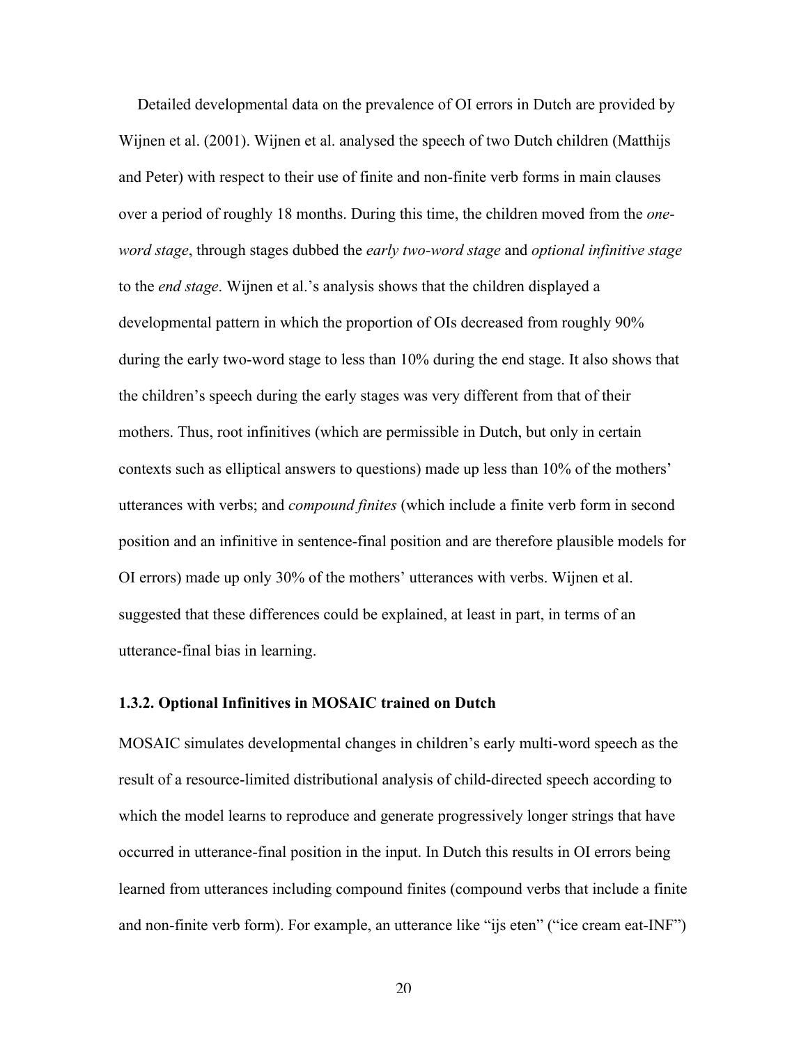Detailed developmental data on the prevalence of OI errors in Dutch are provided by Wijnen et al. (2001). Wijnen et al. analysed the speech of two Dutch children (Matthijs and Peter) with respect to their use of finite and non-finite verb forms in main clauses over a period of roughly 18 months. During this time, the children moved from the *one-word stage*, through stages dubbed the *early two-word stage* and *optional infinitive stage* to the *end stage*. Wijnen et al.'s analysis shows that the children displayed a developmental pattern in which the proportion of OIs decreased from roughly 90% during the early two-word stage to less than 10% during the end stage. It also shows that the children's speech during the early stages was very different from that of their mothers. Thus, root infinitives (which are permissible in Dutch, but only in certain contexts such as elliptical answers to questions) made up less than 10% of the mothers' utterances with verbs; and *compound finites* (which include a finite verb form in second position and an infinitive in sentence-final position and are therefore plausible models for OI errors) made up only 30% of the mothers' utterances with verbs. Wijnen et al. suggested that these differences could be explained, at least in part, in terms of an utterance-final bias in learning.

### 1.3.2. Optional Infinitives in MOSAIC trained on Dutch

MOSAIC simulates developmental changes in children's early multi-word speech as the result of a resource-limited distributional analysis of child-directed speech according to which the model learns to reproduce and generate progressively longer strings that have occurred in utterance-final position in the input. In Dutch this results in OI errors being learned from utterances including compound finites (compound verbs that include a finite and non-finite verb form). For example, an utterance like "ijs eten" ("ice cream eat-INF")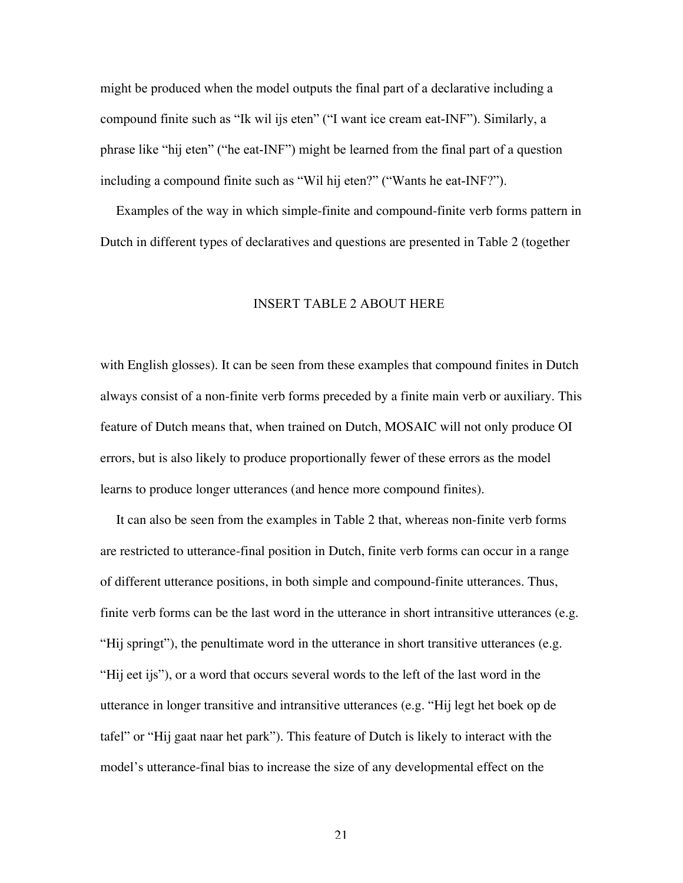might be produced when the model outputs the final part of a declarative including a compound finite such as "Ik wil ijs eten" ("I want ice cream eat-INF"). Similarly, a phrase like "hij eten" ("he eat-INF") might be learned from the final part of a question including a compound finite such as "Wil hij eten?" ("Wants he eat-INF?").

Examples of the way in which simple-finite and compound-finite verb forms pattern in Dutch in different types of declaratives and questions are presented in Table 2 (together

INSERT TABLE 2 ABOUT HERE

with English glosses). It can be seen from these examples that compound finites in Dutch always consist of a non-finite verb forms preceded by a finite main verb or auxiliary. This feature of Dutch means that, when trained on Dutch, MOSAIC will not only produce OI errors, but is also likely to produce proportionally fewer of these errors as the model learns to produce longer utterances (and hence more compound finites).

It can also be seen from the examples in Table 2 that, whereas non-finite verb forms are restricted to utterance-final position in Dutch, finite verb forms can occur in a range of different utterance positions, in both simple and compound-finite utterances. Thus, finite verb forms can be the last word in the utterance in short intransitive utterances (e.g. "Hij springt"), the penultimate word in the utterance in short transitive utterances (e.g. "Hij eet ijs"), or a word that occurs several words to the left of the last word in the utterance in longer transitive and intransitive utterances (e.g. "Hij legt het boek op de tafel" or "Hij gaat naar het park"). This feature of Dutch is likely to interact with the model's utterance-final bias to increase the size of any developmental effect on the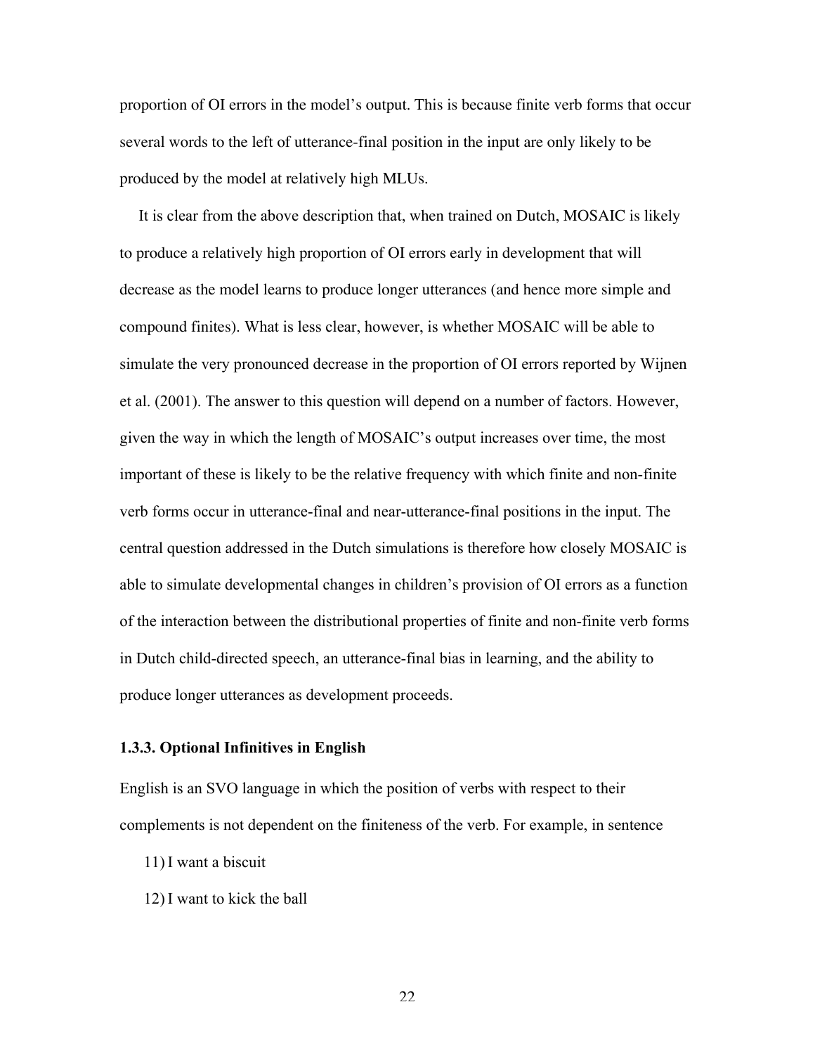proportion of OI errors in the model's output. This is because finite verb forms that occur several words to the left of utterance-final position in the input are only likely to be produced by the model at relatively high MLUs.

It is clear from the above description that, when trained on Dutch, MOSAIC is likely to produce a relatively high proportion of OI errors early in development that will decrease as the model learns to produce longer utterances (and hence more simple and compound finites). What is less clear, however, is whether MOSAIC will be able to simulate the very pronounced decrease in the proportion of OI errors reported by Wijnen et al. (2001). The answer to this question will depend on a number of factors. However, given the way in which the length of MOSAIC's output increases over time, the most important of these is likely to be the relative frequency with which finite and non-finite verb forms occur in utterance-final and near-utterance-final positions in the input. The central question addressed in the Dutch simulations is therefore how closely MOSAIC is able to simulate developmental changes in children's provision of OI errors as a function of the interaction between the distributional properties of finite and non-finite verb forms in Dutch child-directed speech, an utterance-final bias in learning, and the ability to produce longer utterances as development proceeds.

### 1.3.3. Optional Infinitives in English

English is an SVO language in which the position of verbs with respect to their complements is not dependent on the finiteness of the verb. For example, in sentence

11) I want a biscuit

12) I want to kick the ball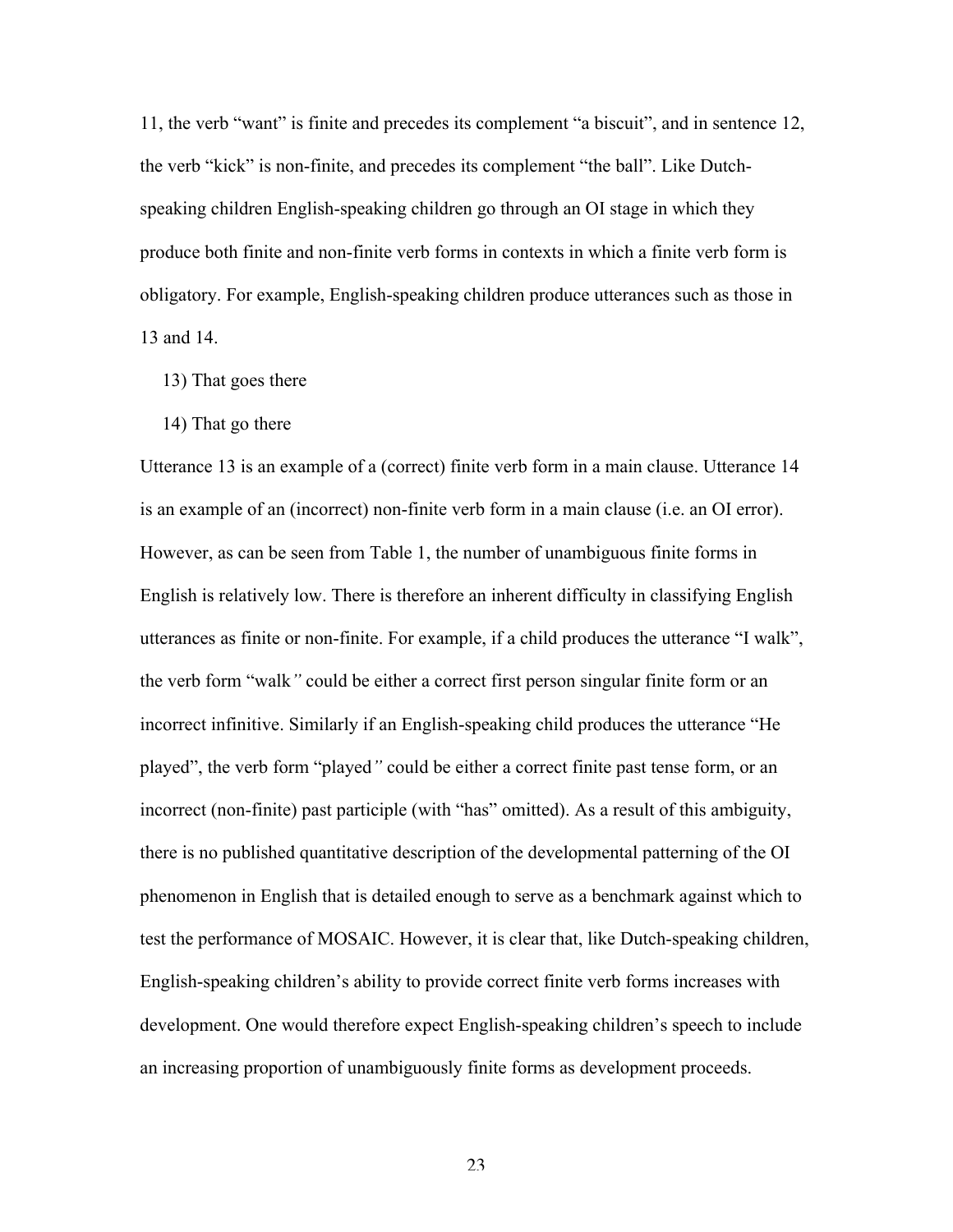11, the verb "want" is finite and precedes its complement "a biscuit", and in sentence 12, the verb "kick" is non-finite, and precedes its complement "the ball". Like Dutch-speaking children English-speaking children go through an OI stage in which they produce both finite and non-finite verb forms in contexts in which a finite verb form is obligatory. For example, English-speaking children produce utterances such as those in 13 and 14.

13) That goes there

14) That go there

Utterance 13 is an example of a (correct) finite verb form in a main clause. Utterance 14 is an example of an (incorrect) non-finite verb form in a main clause (i.e. an OI error). However, as can be seen from Table 1, the number of unambiguous finite forms in English is relatively low. There is therefore an inherent difficulty in classifying English utterances as finite or non-finite. For example, if a child produces the utterance "I walk", the verb form "walk" could be either a correct first person singular finite form or an incorrect infinitive. Similarly if an English-speaking child produces the utterance "He played", the verb form "played" could be either a correct finite past tense form, or an incorrect (non-finite) past participle (with "has" omitted). As a result of this ambiguity, there is no published quantitative description of the developmental patterning of the OI phenomenon in English that is detailed enough to serve as a benchmark against which to test the performance of MOSAIC. However, it is clear that, like Dutch-speaking children, English-speaking children's ability to provide correct finite verb forms increases with development. One would therefore expect English-speaking children's speech to include an increasing proportion of unambiguously finite forms as development proceeds.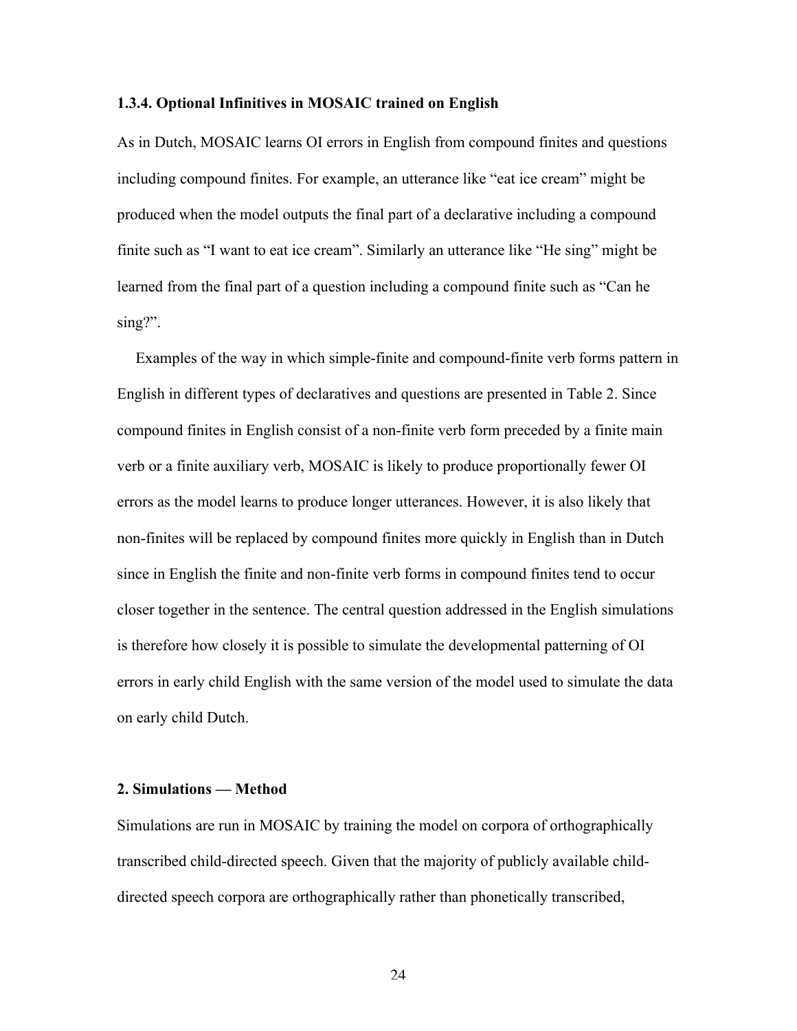### 1.3.4. Optional Infinitives in MOSAIC trained on English

As in Dutch, MOSAIC learns OI errors in English from compound finites and questions including compound finites. For example, an utterance like “eat ice cream” might be produced when the model outputs the final part of a declarative including a compound finite such as “I want to eat ice cream”. Similarly an utterance like “He sing” might be learned from the final part of a question including a compound finite such as “Can he sing?”.

Examples of the way in which simple-finite and compound-finite verb forms pattern in English in different types of declaratives and questions are presented in Table 2. Since compound finites in English consist of a non-finite verb form preceded by a finite main verb or a finite auxiliary verb, MOSAIC is likely to produce proportionally fewer OI errors as the model learns to produce longer utterances. However, it is also likely that non-finites will be replaced by compound finites more quickly in English than in Dutch since in English the finite and non-finite verb forms in compound finites tend to occur closer together in the sentence. The central question addressed in the English simulations is therefore how closely it is possible to simulate the developmental patterning of OI errors in early child English with the same version of the model used to simulate the data on early child Dutch.

## 2. Simulations — Method

Simulations are run in MOSAIC by training the model on corpora of orthographically transcribed child-directed speech. Given that the majority of publicly available child-directed speech corpora are orthographically rather than phonetically transcribed,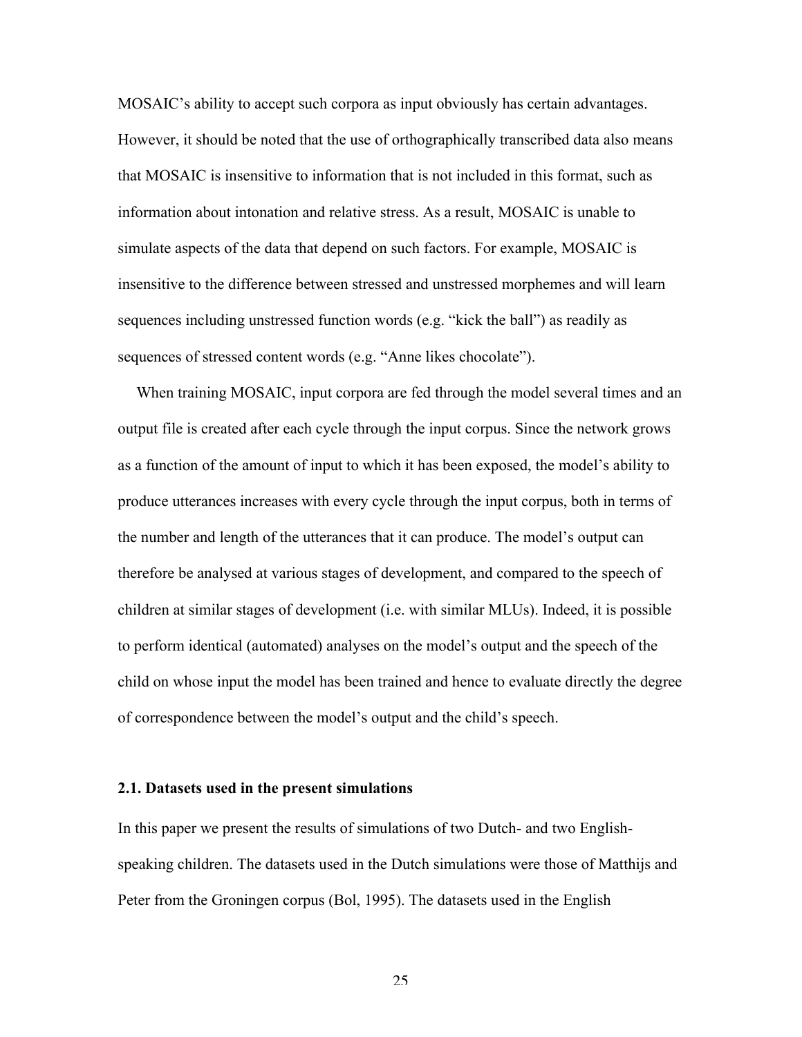MOSAIC's ability to accept such corpora as input obviously has certain advantages. However, it should be noted that the use of orthographically transcribed data also means that MOSAIC is insensitive to information that is not included in this format, such as information about intonation and relative stress. As a result, MOSAIC is unable to simulate aspects of the data that depend on such factors. For example, MOSAIC is insensitive to the difference between stressed and unstressed morphemes and will learn sequences including unstressed function words (e.g. "kick the ball") as readily as sequences of stressed content words (e.g. "Anne likes chocolate").

When training MOSAIC, input corpora are fed through the model several times and an output file is created after each cycle through the input corpus. Since the network grows as a function of the amount of input to which it has been exposed, the model's ability to produce utterances increases with every cycle through the input corpus, both in terms of the number and length of the utterances that it can produce. The model's output can therefore be analysed at various stages of development, and compared to the speech of children at similar stages of development (i.e. with similar MLUs). Indeed, it is possible to perform identical (automated) analyses on the model's output and the speech of the child on whose input the model has been trained and hence to evaluate directly the degree of correspondence between the model's output and the child's speech.

### 2.1. Datasets used in the present simulations

In this paper we present the results of simulations of two Dutch- and two English-speaking children. The datasets used in the Dutch simulations were those of Matthijs and Peter from the Groningen corpus (Bol, 1995). The datasets used in the English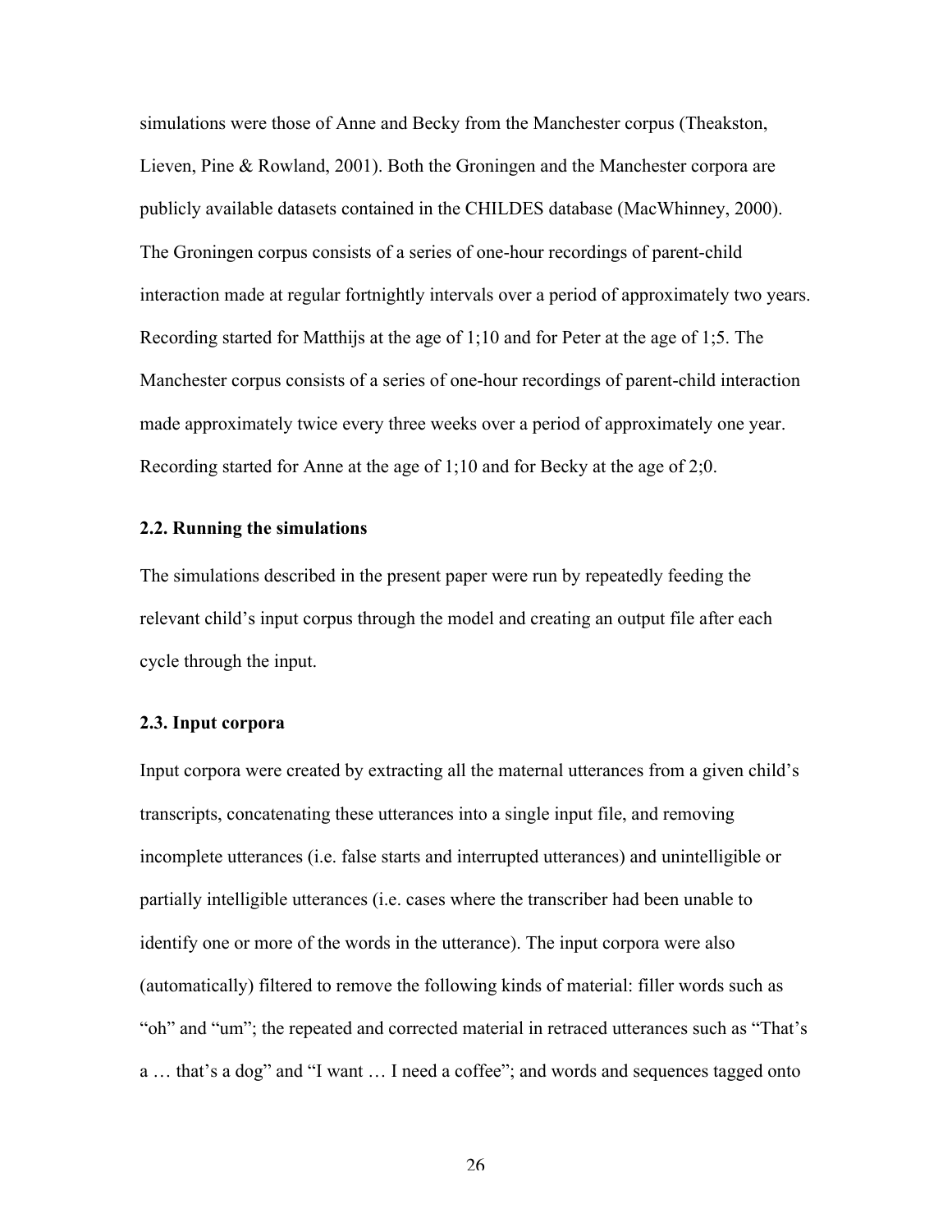simulations were those of Anne and Becky from the Manchester corpus (Theakston, Lieven, Pine & Rowland, 2001). Both the Groningen and the Manchester corpora are publicly available datasets contained in the CHILDES database (MacWhinney, 2000). The Groningen corpus consists of a series of one-hour recordings of parent-child interaction made at regular fortnightly intervals over a period of approximately two years. Recording started for Matthijs at the age of 1;10 and for Peter at the age of 1;5. The Manchester corpus consists of a series of one-hour recordings of parent-child interaction made approximately twice every three weeks over a period of approximately one year. Recording started for Anne at the age of 1;10 and for Becky at the age of 2;0.

### 2.2. Running the simulations

The simulations described in the present paper were run by repeatedly feeding the relevant child's input corpus through the model and creating an output file after each cycle through the input.

### 2.3. Input corpora

Input corpora were created by extracting all the maternal utterances from a given child's transcripts, concatenating these utterances into a single input file, and removing incomplete utterances (i.e. false starts and interrupted utterances) and unintelligible or partially intelligible utterances (i.e. cases where the transcriber had been unable to identify one or more of the words in the utterance). The input corpora were also (automatically) filtered to remove the following kinds of material: filler words such as "oh" and "um"; the repeated and corrected material in retraced utterances such as "That's a … that's a dog" and "I want … I need a coffee"; and words and sequences tagged onto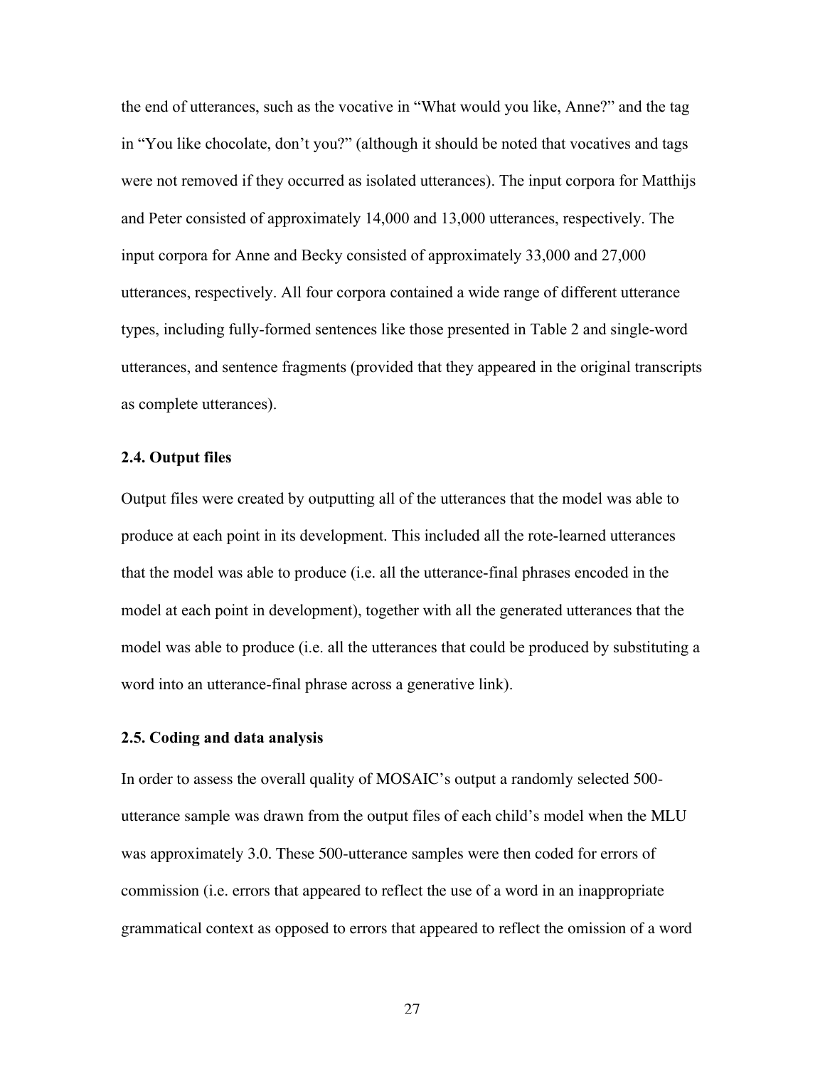the end of utterances, such as the vocative in "What would you like, Anne?" and the tag in "You like chocolate, don't you?" (although it should be noted that vocatives and tags were not removed if they occurred as isolated utterances). The input corpora for Matthijs and Peter consisted of approximately 14,000 and 13,000 utterances, respectively. The input corpora for Anne and Becky consisted of approximately 33,000 and 27,000 utterances, respectively. All four corpora contained a wide range of different utterance types, including fully-formed sentences like those presented in Table 2 and single-word utterances, and sentence fragments (provided that they appeared in the original transcripts as complete utterances).

### 2.4. Output files

Output files were created by outputting all of the utterances that the model was able to produce at each point in its development. This included all the rote-learned utterances that the model was able to produce (i.e. all the utterance-final phrases encoded in the model at each point in development), together with all the generated utterances that the model was able to produce (i.e. all the utterances that could be produced by substituting a word into an utterance-final phrase across a generative link).

### 2.5. Coding and data analysis

In order to assess the overall quality of MOSAIC's output a randomly selected 500-utterance sample was drawn from the output files of each child's model when the MLU was approximately 3.0. These 500-utterance samples were then coded for errors of commission (i.e. errors that appeared to reflect the use of a word in an inappropriate grammatical context as opposed to errors that appeared to reflect the omission of a word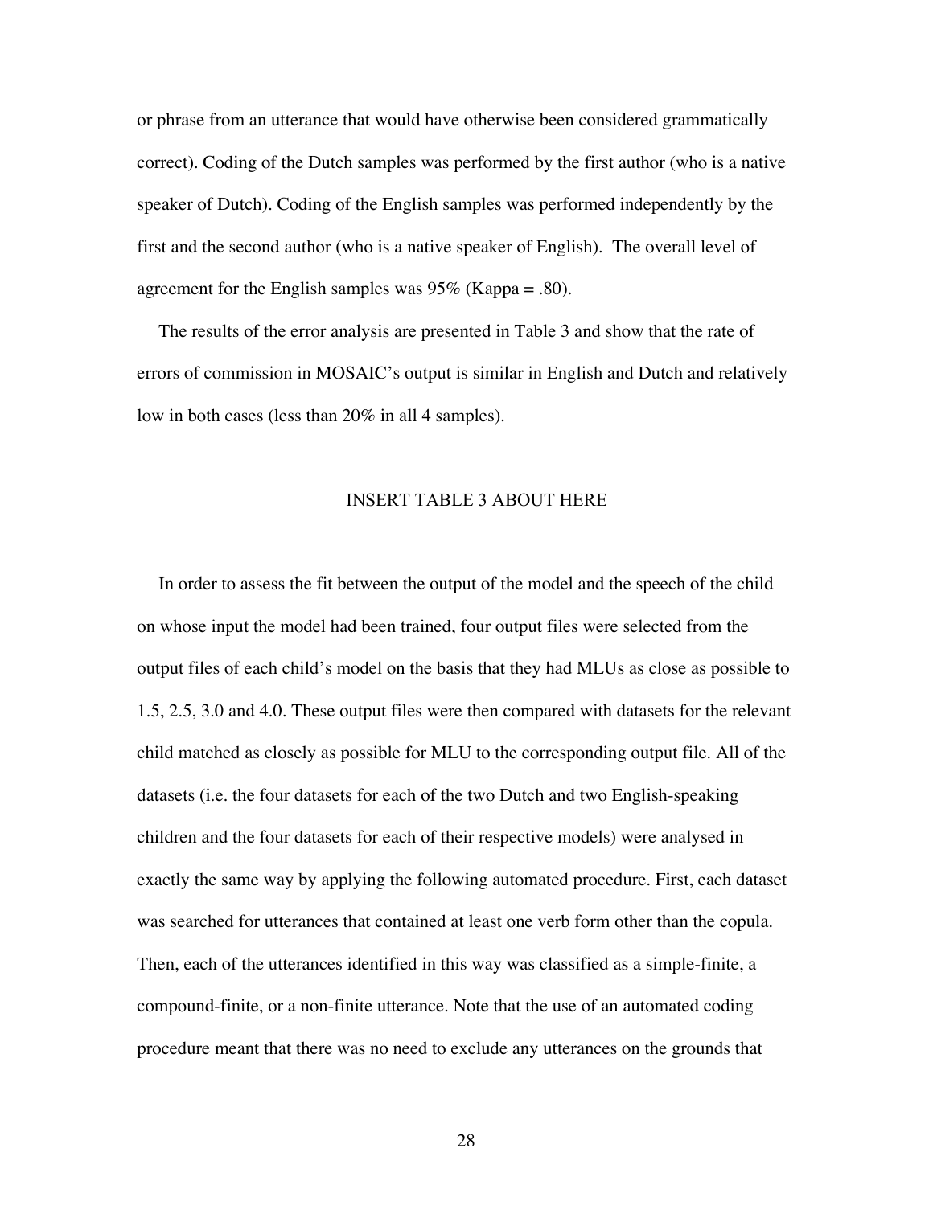or phrase from an utterance that would have otherwise been considered grammatically correct). Coding of the Dutch samples was performed by the first author (who is a native speaker of Dutch). Coding of the English samples was performed independently by the first and the second author (who is a native speaker of English). The overall level of agreement for the English samples was 95% (Kappa = .80).

The results of the error analysis are presented in Table 3 and show that the rate of errors of commission in MOSAIC's output is similar in English and Dutch and relatively low in both cases (less than 20% in all 4 samples).

INSERT TABLE 3 ABOUT HERE

In order to assess the fit between the output of the model and the speech of the child on whose input the model had been trained, four output files were selected from the output files of each child's model on the basis that they had MLUs as close as possible to 1.5, 2.5, 3.0 and 4.0. These output files were then compared with datasets for the relevant child matched as closely as possible for MLU to the corresponding output file. All of the datasets (i.e. the four datasets for each of the two Dutch and two English-speaking children and the four datasets for each of their respective models) were analysed in exactly the same way by applying the following automated procedure. First, each dataset was searched for utterances that contained at least one verb form other than the copula. Then, each of the utterances identified in this way was classified as a simple-finite, a compound-finite, or a non-finite utterance. Note that the use of an automated coding procedure meant that there was no need to exclude any utterances on the grounds that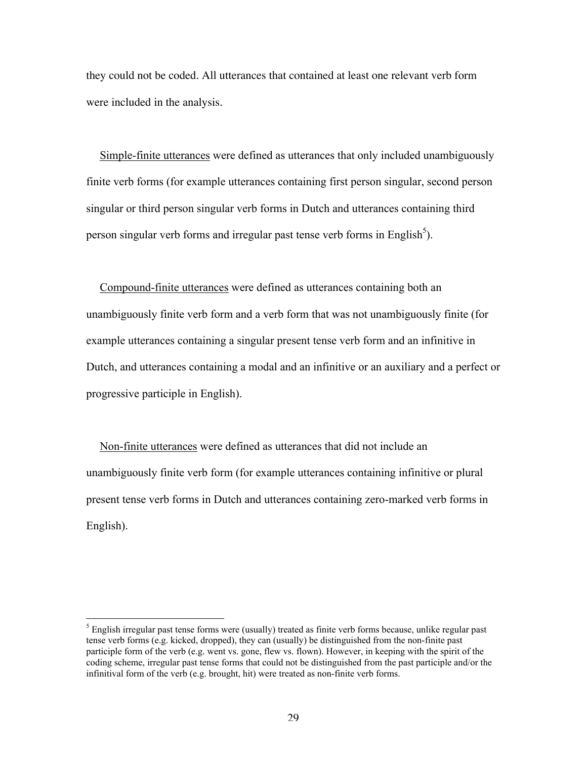they could not be coded. All utterances that contained at least one relevant verb form were included in the analysis.

<u>Simple-finite utterances</u> were defined as utterances that only included unambiguously finite verb forms (for example utterances containing first person singular, second person singular or third person singular verb forms in Dutch and utterances containing third person singular verb forms and irregular past tense verb forms in English[5]).

<u>Compound-finite utterances</u> were defined as utterances containing both an unambiguously finite verb form and a verb form that was not unambiguously finite (for example utterances containing a singular present tense verb form and an infinitive in Dutch, and utterances containing a modal and an infinitive or an auxiliary and a perfect or progressive participle in English).

<u>Non-finite utterances</u> were defined as utterances that did not include an unambiguously finite verb form (for example utterances containing infinitive or plural present tense verb forms in Dutch and utterances containing zero-marked verb forms in English).

---

[5] English irregular past tense forms were (usually) treated as finite verb forms because, unlike regular past tense verb forms (e.g. kicked, dropped), they can (usually) be distinguished from the non-finite past participle form of the verb (e.g. went vs. gone, flew vs. flown). However, in keeping with the spirit of the coding scheme, irregular past tense forms that could not be distinguished from the past participle and/or the infinitival form of the verb (e.g. brought, hit) were treated as non-finite verb forms.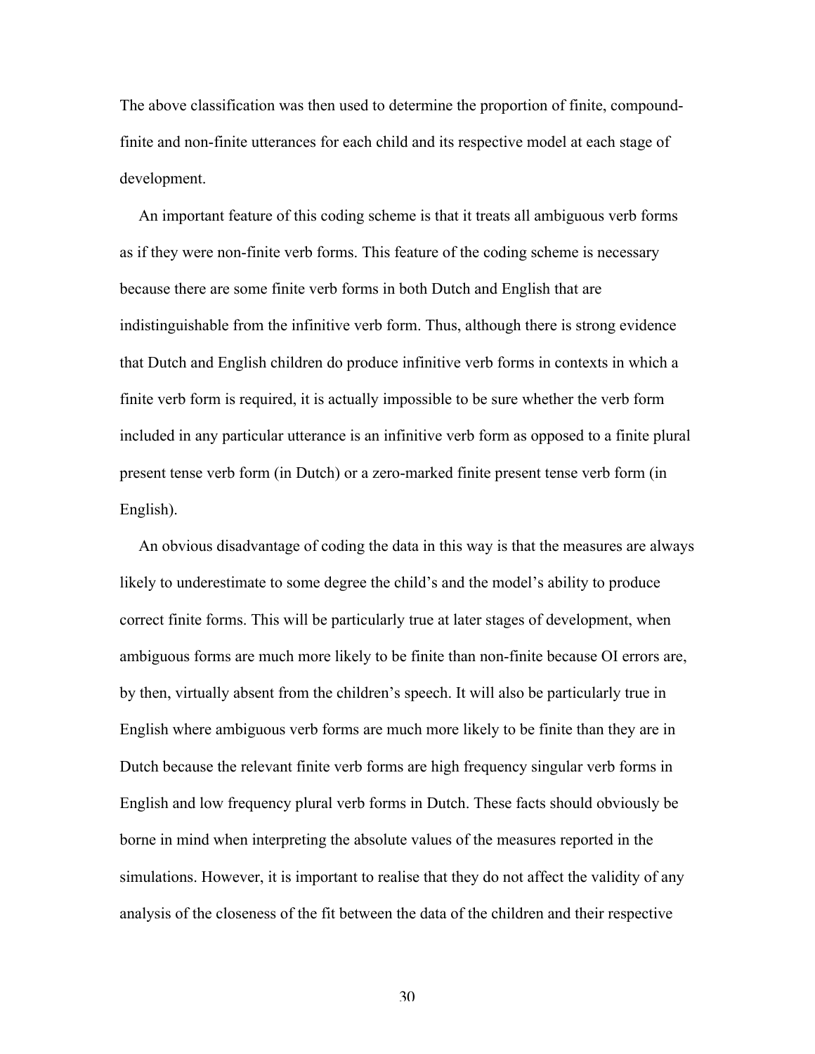The above classification was then used to determine the proportion of finite, compound-finite and non-finite utterances for each child and its respective model at each stage of development.

An important feature of this coding scheme is that it treats all ambiguous verb forms as if they were non-finite verb forms. This feature of the coding scheme is necessary because there are some finite verb forms in both Dutch and English that are indistinguishable from the infinitive verb form. Thus, although there is strong evidence that Dutch and English children do produce infinitive verb forms in contexts in which a finite verb form is required, it is actually impossible to be sure whether the verb form included in any particular utterance is an infinitive verb form as opposed to a finite plural present tense verb form (in Dutch) or a zero-marked finite present tense verb form (in English).

An obvious disadvantage of coding the data in this way is that the measures are always likely to underestimate to some degree the child's and the model's ability to produce correct finite forms. This will be particularly true at later stages of development, when ambiguous forms are much more likely to be finite than non-finite because OI errors are, by then, virtually absent from the children's speech. It will also be particularly true in English where ambiguous verb forms are much more likely to be finite than they are in Dutch because the relevant finite verb forms are high frequency singular verb forms in English and low frequency plural verb forms in Dutch. These facts should obviously be borne in mind when interpreting the absolute values of the measures reported in the simulations. However, it is important to realise that they do not affect the validity of any analysis of the closeness of the fit between the data of the children and their respective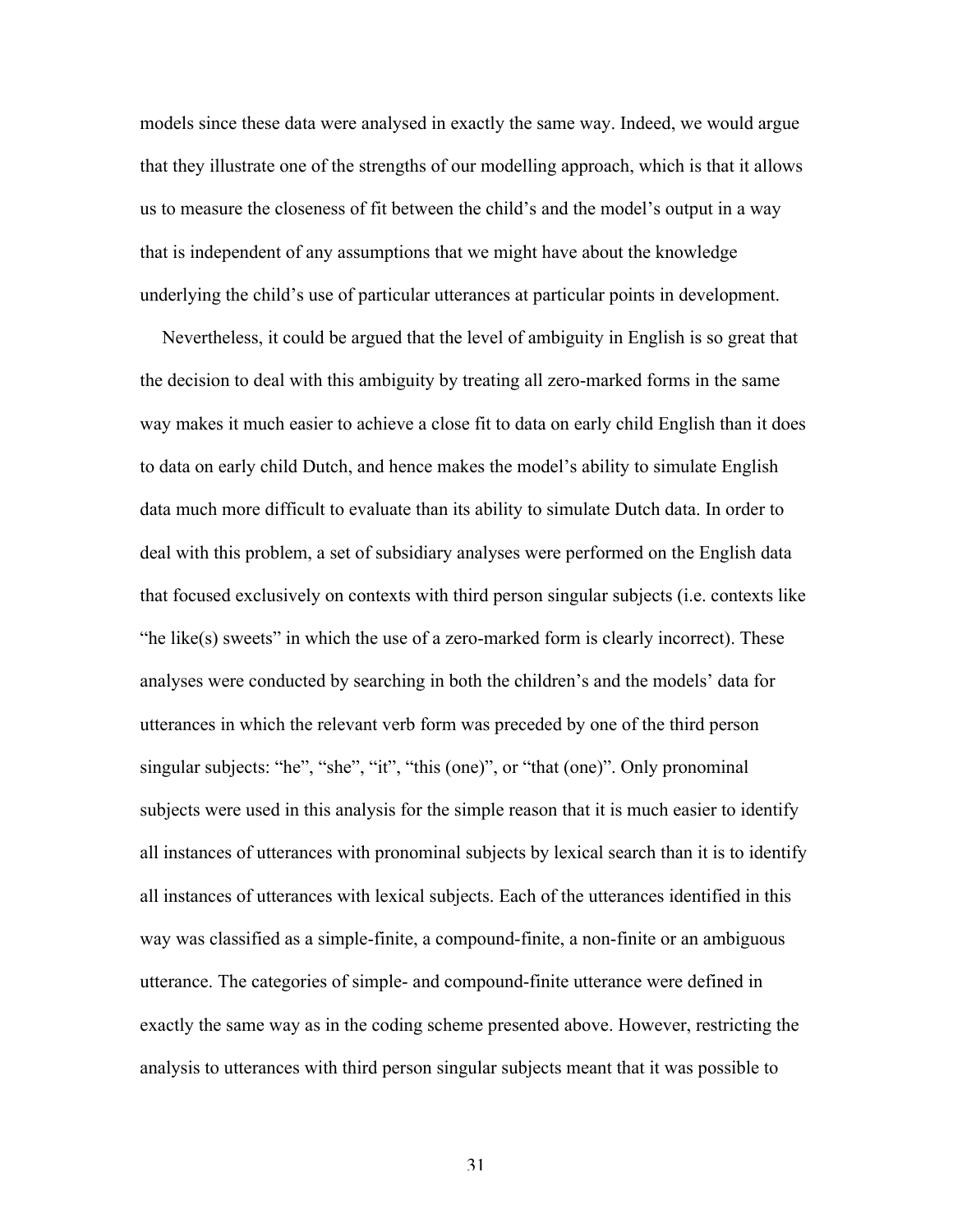models since these data were analysed in exactly the same way. Indeed, we would argue that they illustrate one of the strengths of our modelling approach, which is that it allows us to measure the closeness of fit between the child's and the model's output in a way that is independent of any assumptions that we might have about the knowledge underlying the child's use of particular utterances at particular points in development.

Nevertheless, it could be argued that the level of ambiguity in English is so great that the decision to deal with this ambiguity by treating all zero-marked forms in the same way makes it much easier to achieve a close fit to data on early child English than it does to data on early child Dutch, and hence makes the model's ability to simulate English data much more difficult to evaluate than its ability to simulate Dutch data. In order to deal with this problem, a set of subsidiary analyses were performed on the English data that focused exclusively on contexts with third person singular subjects (i.e. contexts like "he like(s) sweets" in which the use of a zero-marked form is clearly incorrect). These analyses were conducted by searching in both the children's and the models' data for utterances in which the relevant verb form was preceded by one of the third person singular subjects: "he", "she", "it", "this (one)", or "that (one)". Only pronominal subjects were used in this analysis for the simple reason that it is much easier to identify all instances of utterances with pronominal subjects by lexical search than it is to identify all instances of utterances with lexical subjects. Each of the utterances identified in this way was classified as a simple-finite, a compound-finite, a non-finite or an ambiguous utterance. The categories of simple- and compound-finite utterance were defined in exactly the same way as in the coding scheme presented above. However, restricting the analysis to utterances with third person singular subjects meant that it was possible to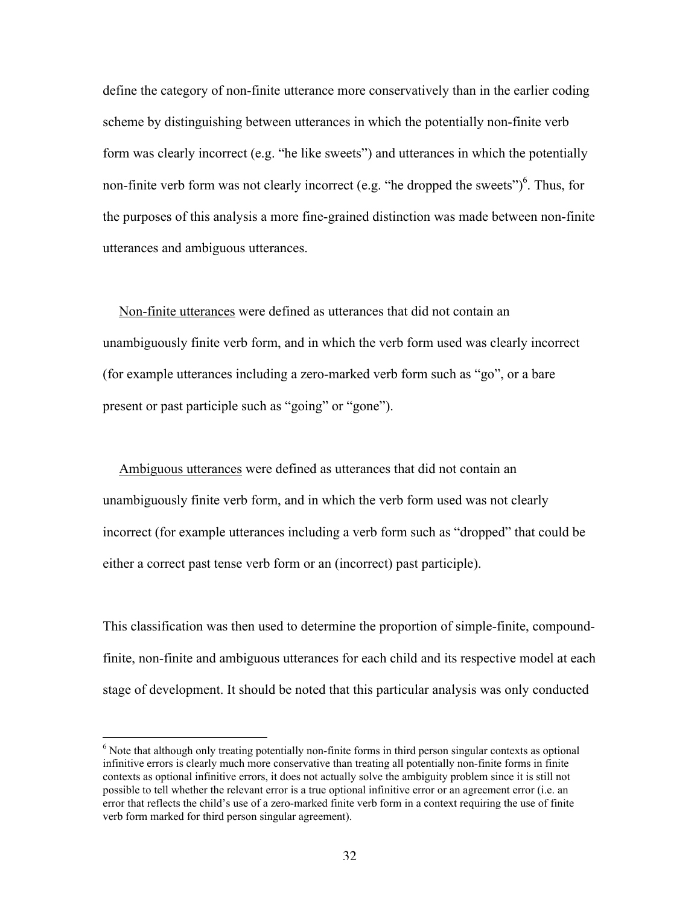define the category of non-finite utterance more conservatively than in the earlier coding scheme by distinguishing between utterances in which the potentially non-finite verb form was clearly incorrect (e.g. "he like sweets") and utterances in which the potentially non-finite verb form was not clearly incorrect (e.g. "he dropped the sweets")[6]. Thus, for the purposes of this analysis a more fine-grained distinction was made between non-finite utterances and ambiguous utterances.

Non-finite utterances were defined as utterances that did not contain an unambiguously finite verb form, and in which the verb form used was clearly incorrect (for example utterances including a zero-marked verb form such as "go", or a bare present or past participle such as "going" or "gone").

Ambiguous utterances were defined as utterances that did not contain an unambiguously finite verb form, and in which the verb form used was not clearly incorrect (for example utterances including a verb form such as "dropped" that could be either a correct past tense verb form or an (incorrect) past participle).

This classification was then used to determine the proportion of simple-finite, compound-finite, non-finite and ambiguous utterances for each child and its respective model at each stage of development. It should be noted that this particular analysis was only conducted

---

[6] Note that although only treating potentially non-finite forms in third person singular contexts as optional infinitive errors is clearly much more conservative than treating all potentially non-finite forms in finite contexts as optional infinitive errors, it does not actually solve the ambiguity problem since it is still not possible to tell whether the relevant error is a true optional infinitive error or an agreement error (i.e. an error that reflects the child's use of a zero-marked finite verb form in a context requiring the use of finite verb form marked for third person singular agreement).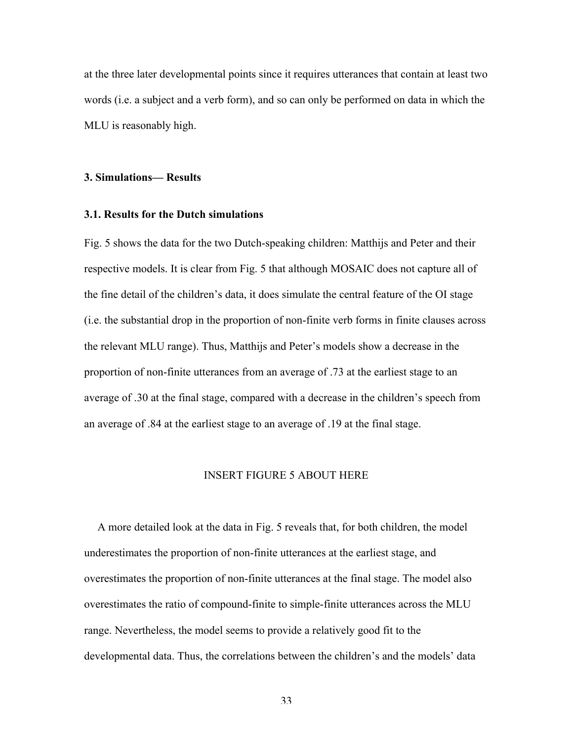at the three later developmental points since it requires utterances that contain at least two words (i.e. a subject and a verb form), and so can only be performed on data in which the MLU is reasonably high.

## 3. Simulations— Results

### 3.1. Results for the Dutch simulations

Fig. 5 shows the data for the two Dutch-speaking children: Matthijs and Peter and their respective models. It is clear from Fig. 5 that although MOSAIC does not capture all of the fine detail of the children's data, it does simulate the central feature of the OI stage (i.e. the substantial drop in the proportion of non-finite verb forms in finite clauses across the relevant MLU range). Thus, Matthijs and Peter's models show a decrease in the proportion of non-finite utterances from an average of .73 at the earliest stage to an average of .30 at the final stage, compared with a decrease in the children's speech from an average of .84 at the earliest stage to an average of .19 at the final stage.

INSERT FIGURE 5 ABOUT HERE

A more detailed look at the data in Fig. 5 reveals that, for both children, the model underestimates the proportion of non-finite utterances at the earliest stage, and overestimates the proportion of non-finite utterances at the final stage. The model also overestimates the ratio of compound-finite to simple-finite utterances across the MLU range. Nevertheless, the model seems to provide a relatively good fit to the developmental data. Thus, the correlations between the children's and the models' data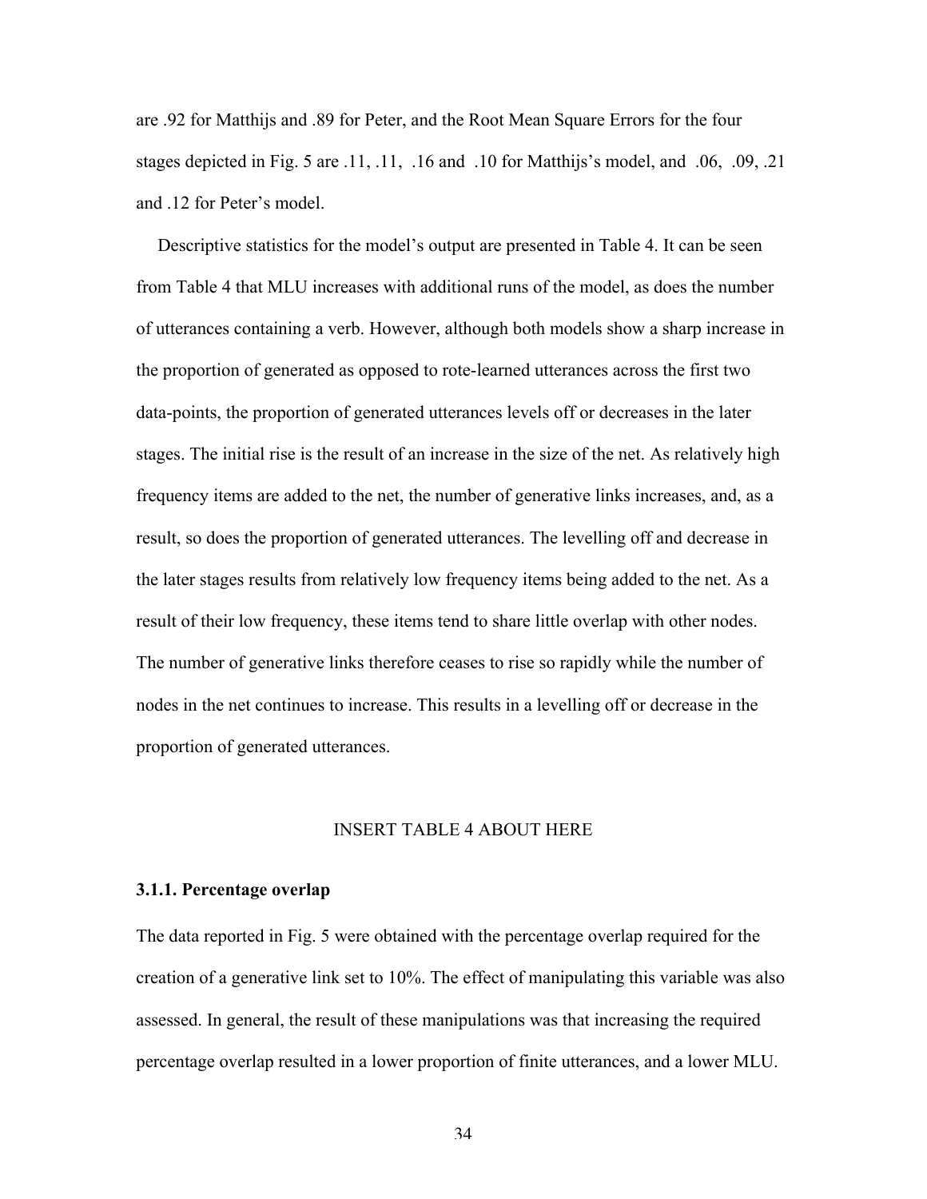are .92 for Matthijs and .89 for Peter, and the Root Mean Square Errors for the four stages depicted in Fig. 5 are .11, .11, .16 and .10 for Matthijs's model, and .06, .09, .21 and .12 for Peter's model.

Descriptive statistics for the model's output are presented in Table 4. It can be seen from Table 4 that MLU increases with additional runs of the model, as does the number of utterances containing a verb. However, although both models show a sharp increase in the proportion of generated as opposed to rote-learned utterances across the first two data-points, the proportion of generated utterances levels off or decreases in the later stages. The initial rise is the result of an increase in the size of the net. As relatively high frequency items are added to the net, the number of generative links increases, and, as a result, so does the proportion of generated utterances. The levelling off and decrease in the later stages results from relatively low frequency items being added to the net. As a result of their low frequency, these items tend to share little overlap with other nodes. The number of generative links therefore ceases to rise so rapidly while the number of nodes in the net continues to increase. This results in a levelling off or decrease in the proportion of generated utterances.

INSERT TABLE 4 ABOUT HERE

### 3.1.1. Percentage overlap

The data reported in Fig. 5 were obtained with the percentage overlap required for the creation of a generative link set to 10%. The effect of manipulating this variable was also assessed. In general, the result of these manipulations was that increasing the required percentage overlap resulted in a lower proportion of finite utterances, and a lower MLU.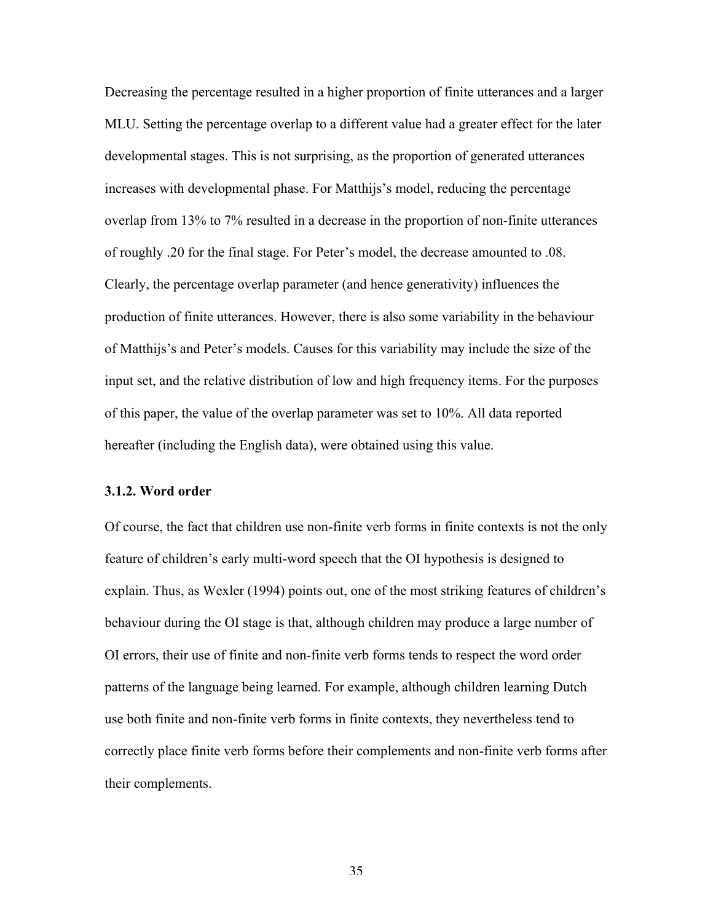Decreasing the percentage resulted in a higher proportion of finite utterances and a larger MLU. Setting the percentage overlap to a different value had a greater effect for the later developmental stages. This is not surprising, as the proportion of generated utterances increases with developmental phase. For Matthijs's model, reducing the percentage overlap from 13% to 7% resulted in a decrease in the proportion of non-finite utterances of roughly .20 for the final stage. For Peter's model, the decrease amounted to .08. Clearly, the percentage overlap parameter (and hence generativity) influences the production of finite utterances. However, there is also some variability in the behaviour of Matthijs's and Peter's models. Causes for this variability may include the size of the input set, and the relative distribution of low and high frequency items. For the purposes of this paper, the value of the overlap parameter was set to 10%. All data reported hereafter (including the English data), were obtained using this value.

### 3.1.2. Word order

Of course, the fact that children use non-finite verb forms in finite contexts is not the only feature of children's early multi-word speech that the OI hypothesis is designed to explain. Thus, as Wexler (1994) points out, one of the most striking features of children's behaviour during the OI stage is that, although children may produce a large number of OI errors, their use of finite and non-finite verb forms tends to respect the word order patterns of the language being learned. For example, although children learning Dutch use both finite and non-finite verb forms in finite contexts, they nevertheless tend to correctly place finite verb forms before their complements and non-finite verb forms after their complements.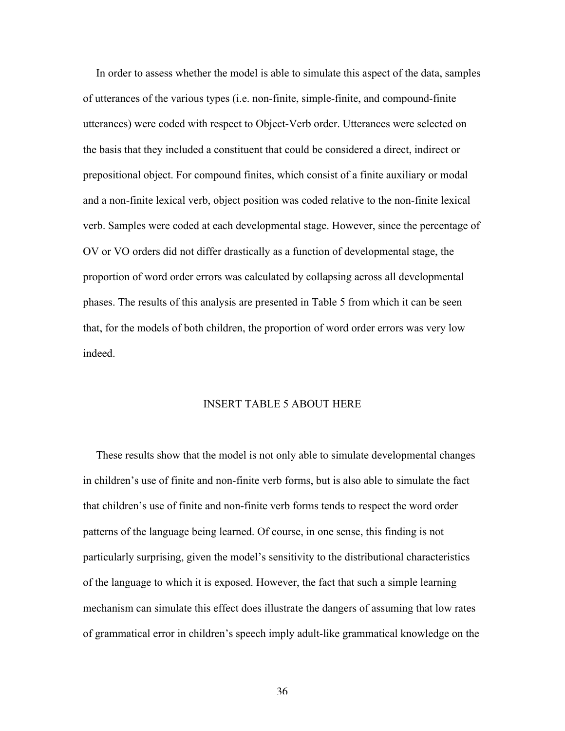In order to assess whether the model is able to simulate this aspect of the data, samples of utterances of the various types (i.e. non-finite, simple-finite, and compound-finite utterances) were coded with respect to Object-Verb order. Utterances were selected on the basis that they included a constituent that could be considered a direct, indirect or prepositional object. For compound finites, which consist of a finite auxiliary or modal and a non-finite lexical verb, object position was coded relative to the non-finite lexical verb. Samples were coded at each developmental stage. However, since the percentage of OV or VO orders did not differ drastically as a function of developmental stage, the proportion of word order errors was calculated by collapsing across all developmental phases. The results of this analysis are presented in Table 5 from which it can be seen that, for the models of both children, the proportion of word order errors was very low indeed.

INSERT TABLE 5 ABOUT HERE

These results show that the model is not only able to simulate developmental changes in children's use of finite and non-finite verb forms, but is also able to simulate the fact that children's use of finite and non-finite verb forms tends to respect the word order patterns of the language being learned. Of course, in one sense, this finding is not particularly surprising, given the model's sensitivity to the distributional characteristics of the language to which it is exposed. However, the fact that such a simple learning mechanism can simulate this effect does illustrate the dangers of assuming that low rates of grammatical error in children's speech imply adult-like grammatical knowledge on the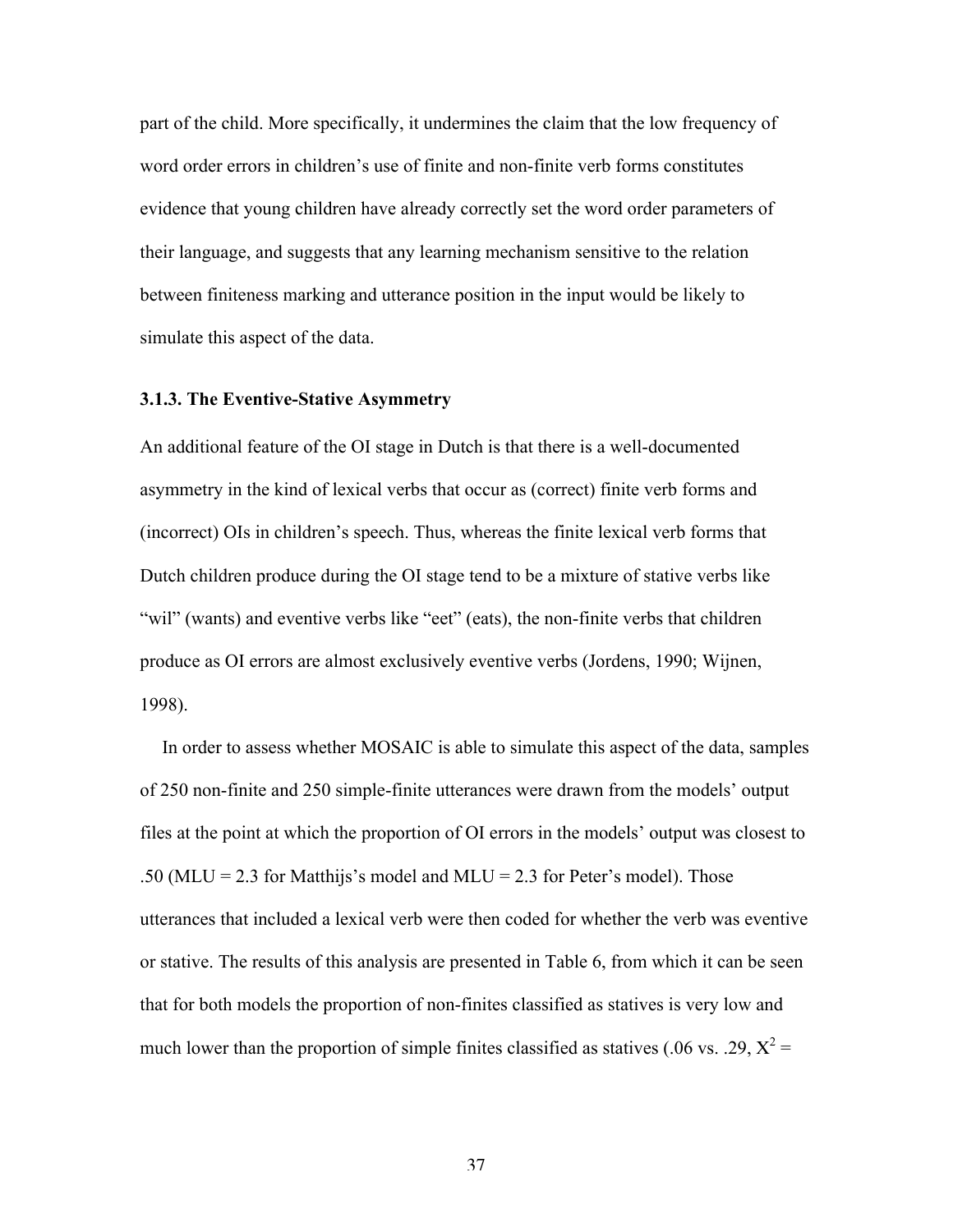part of the child. More specifically, it undermines the claim that the low frequency of word order errors in children's use of finite and non-finite verb forms constitutes evidence that young children have already correctly set the word order parameters of their language, and suggests that any learning mechanism sensitive to the relation between finiteness marking and utterance position in the input would be likely to simulate this aspect of the data.

### 3.1.3. The Eventive-Stative Asymmetry

An additional feature of the OI stage in Dutch is that there is a well-documented asymmetry in the kind of lexical verbs that occur as (correct) finite verb forms and (incorrect) OIs in children's speech. Thus, whereas the finite lexical verb forms that Dutch children produce during the OI stage tend to be a mixture of stative verbs like "wil" (wants) and eventive verbs like "eet" (eats), the non-finite verbs that children produce as OI errors are almost exclusively eventive verbs (Jordens, 1990; Wijnen, 1998).

In order to assess whether MOSAIC is able to simulate this aspect of the data, samples of 250 non-finite and 250 simple-finite utterances were drawn from the models' output files at the point at which the proportion of OI errors in the models' output was closest to .50 (MLU = 2.3 for Matthijs's model and MLU = 2.3 for Peter's model). Those utterances that included a lexical verb were then coded for whether the verb was eventive or stative. The results of this analysis are presented in Table 6, from which it can be seen that for both models the proportion of non-finites classified as statives is very low and much lower than the proportion of simple finites classified as statives (.06 vs. .29, $X^2$ =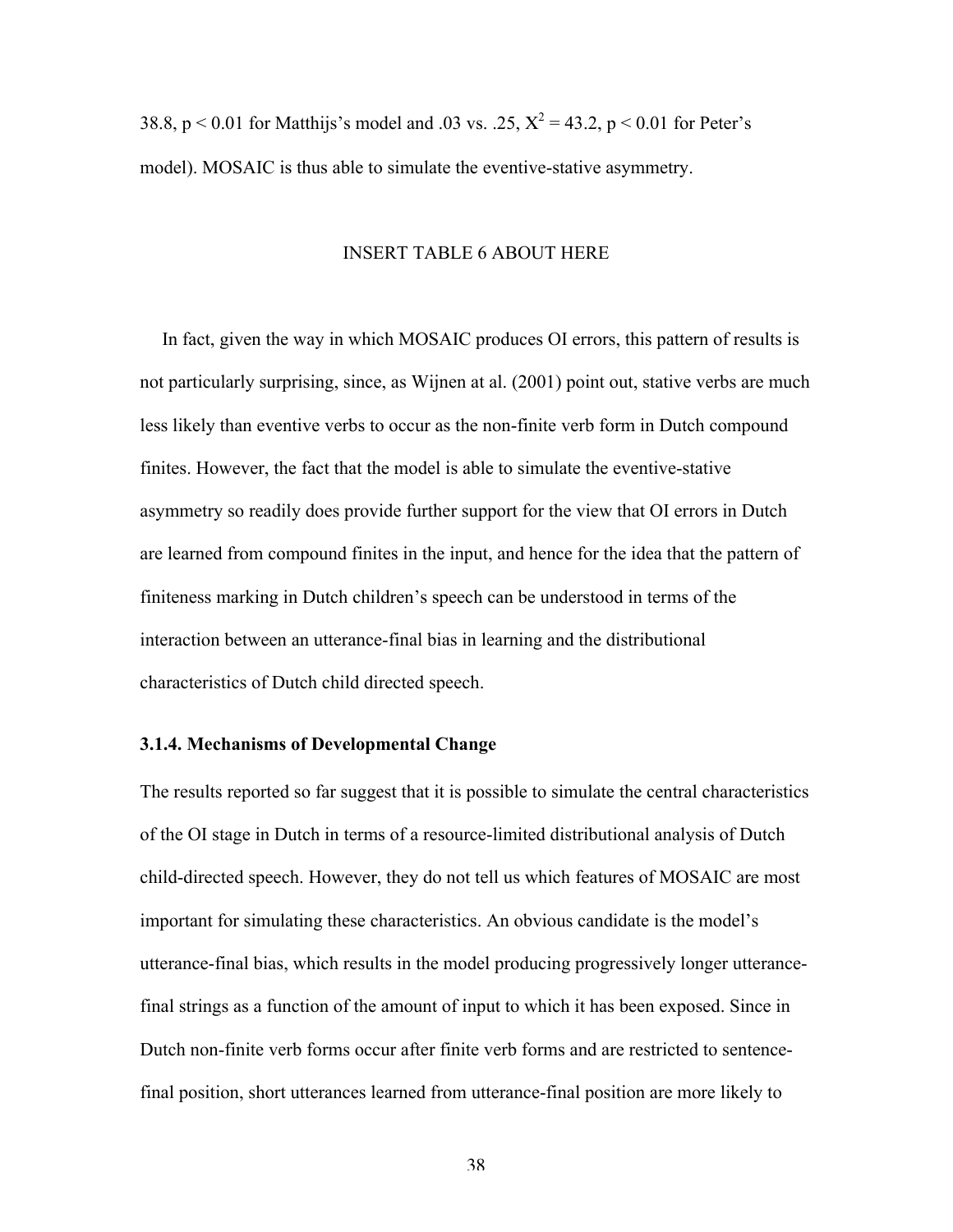38.8, $p < 0.01$ for Matthijs's model and .03 vs. .25, $X^2 = 43.2$, $p < 0.01$ for Peter's model). MOSAIC is thus able to simulate the eventive-stative asymmetry.

INSERT TABLE 6 ABOUT HERE

In fact, given the way in which MOSAIC produces OI errors, this pattern of results is not particularly surprising, since, as Wijnen at al. (2001) point out, stative verbs are much less likely than eventive verbs to occur as the non-finite verb form in Dutch compound finites. However, the fact that the model is able to simulate the eventive-stative asymmetry so readily does provide further support for the view that OI errors in Dutch are learned from compound finites in the input, and hence for the idea that the pattern of finiteness marking in Dutch children's speech can be understood in terms of the interaction between an utterance-final bias in learning and the distributional characteristics of Dutch child directed speech.

### 3.1.4. Mechanisms of Developmental Change

The results reported so far suggest that it is possible to simulate the central characteristics of the OI stage in Dutch in terms of a resource-limited distributional analysis of Dutch child-directed speech. However, they do not tell us which features of MOSAIC are most important for simulating these characteristics. An obvious candidate is the model's utterance-final bias, which results in the model producing progressively longer utterance-final strings as a function of the amount of input to which it has been exposed. Since in Dutch non-finite verb forms occur after finite verb forms and are restricted to sentence-final position, short utterances learned from utterance-final position are more likely to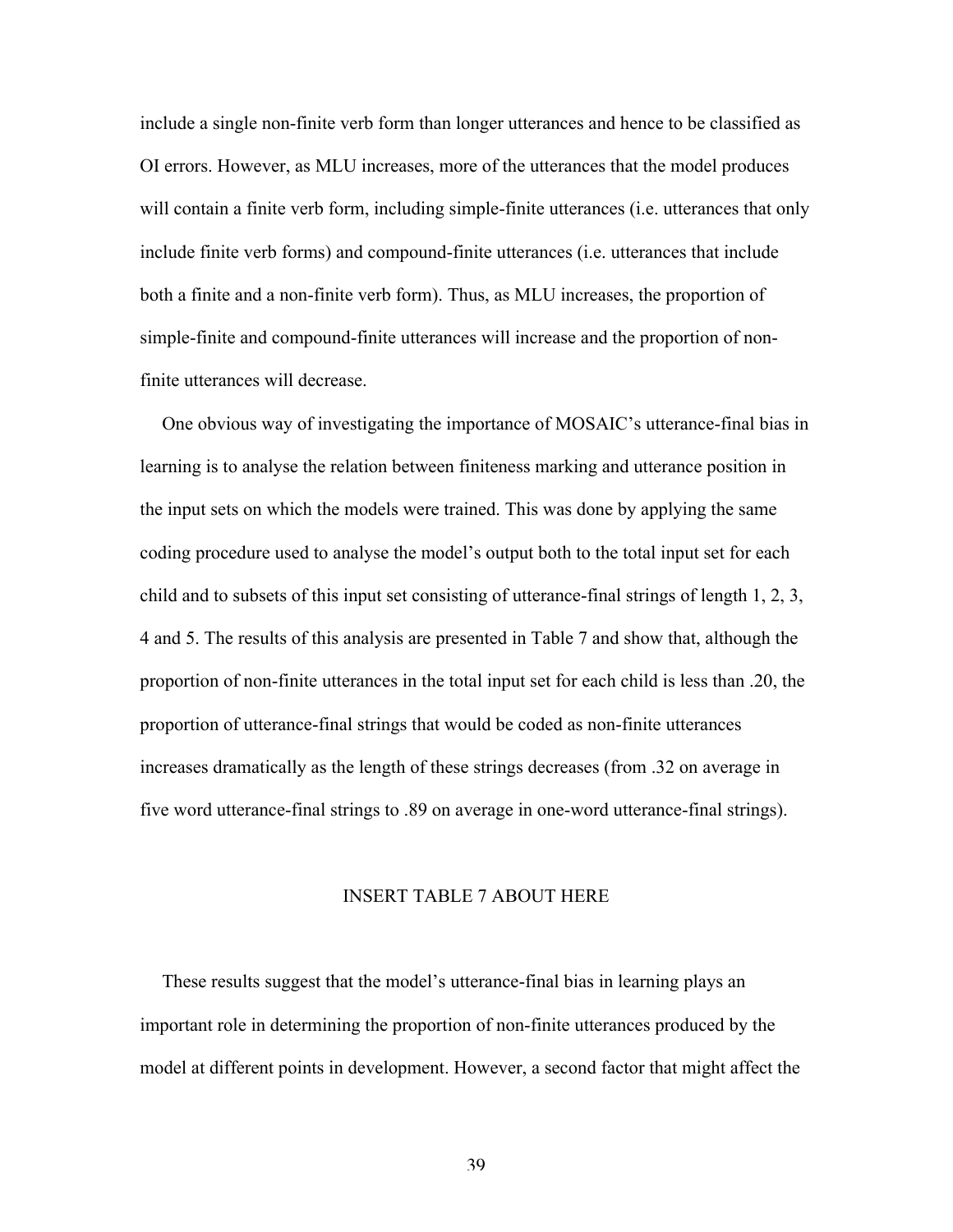include a single non-finite verb form than longer utterances and hence to be classified as OI errors. However, as MLU increases, more of the utterances that the model produces will contain a finite verb form, including simple-finite utterances (i.e. utterances that only include finite verb forms) and compound-finite utterances (i.e. utterances that include both a finite and a non-finite verb form). Thus, as MLU increases, the proportion of simple-finite and compound-finite utterances will increase and the proportion of non-finite utterances will decrease.

One obvious way of investigating the importance of MOSAIC's utterance-final bias in learning is to analyse the relation between finiteness marking and utterance position in the input sets on which the models were trained. This was done by applying the same coding procedure used to analyse the model's output both to the total input set for each child and to subsets of this input set consisting of utterance-final strings of length 1, 2, 3, 4 and 5. The results of this analysis are presented in Table 7 and show that, although the proportion of non-finite utterances in the total input set for each child is less than .20, the proportion of utterance-final strings that would be coded as non-finite utterances increases dramatically as the length of these strings decreases (from .32 on average in five word utterance-final strings to .89 on average in one-word utterance-final strings).

INSERT TABLE 7 ABOUT HERE

These results suggest that the model's utterance-final bias in learning plays an important role in determining the proportion of non-finite utterances produced by the model at different points in development. However, a second factor that might affect the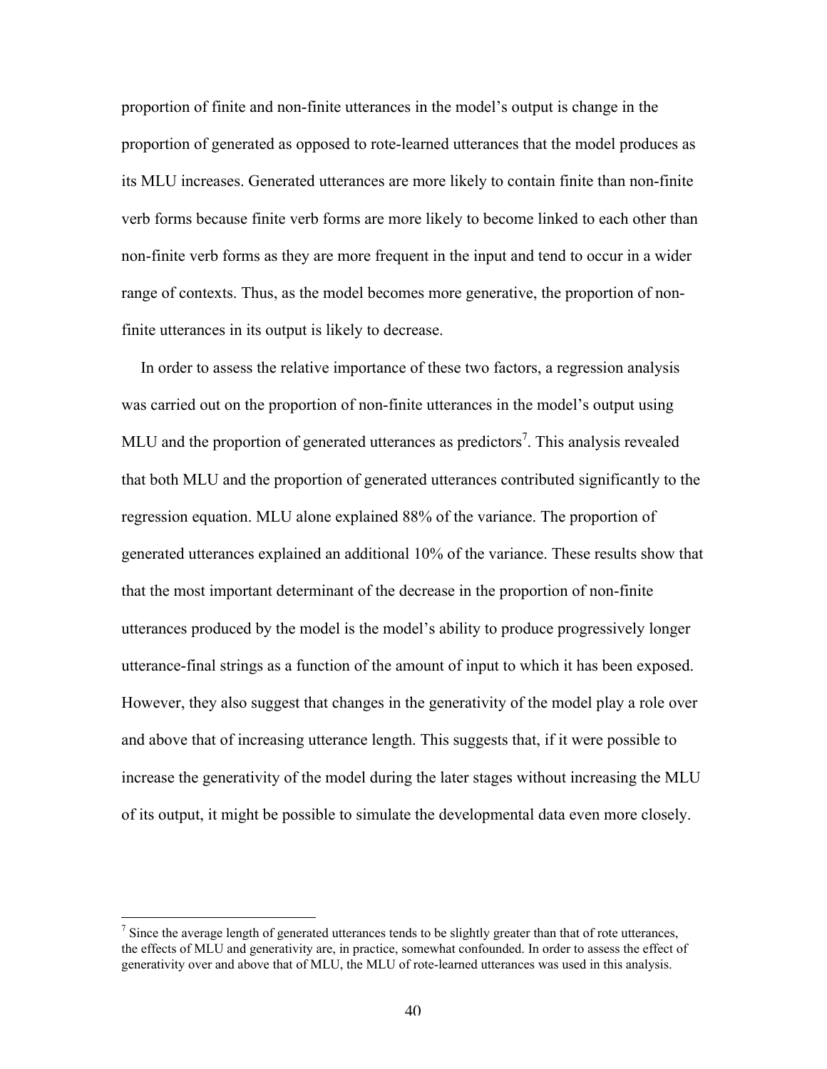proportion of finite and non-finite utterances in the model's output is change in the proportion of generated as opposed to rote-learned utterances that the model produces as its MLU increases. Generated utterances are more likely to contain finite than non-finite verb forms because finite verb forms are more likely to become linked to each other than non-finite verb forms as they are more frequent in the input and tend to occur in a wider range of contexts. Thus, as the model becomes more generative, the proportion of non-finite utterances in its output is likely to decrease.

In order to assess the relative importance of these two factors, a regression analysis was carried out on the proportion of non-finite utterances in the model's output using MLU and the proportion of generated utterances as predictors[7]. This analysis revealed that both MLU and the proportion of generated utterances contributed significantly to the regression equation. MLU alone explained 88% of the variance. The proportion of generated utterances explained an additional 10% of the variance. These results show that that the most important determinant of the decrease in the proportion of non-finite utterances produced by the model is the model's ability to produce progressively longer utterance-final strings as a function of the amount of input to which it has been exposed. However, they also suggest that changes in the generativity of the model play a role over and above that of increasing utterance length. This suggests that, if it were possible to increase the generativity of the model during the later stages without increasing the MLU of its output, it might be possible to simulate the developmental data even more closely.

---

[7] Since the average length of generated utterances tends to be slightly greater than that of rote utterances, the effects of MLU and generativity are, in practice, somewhat confounded. In order to assess the effect of generativity over and above that of MLU, the MLU of rote-learned utterances was used in this analysis.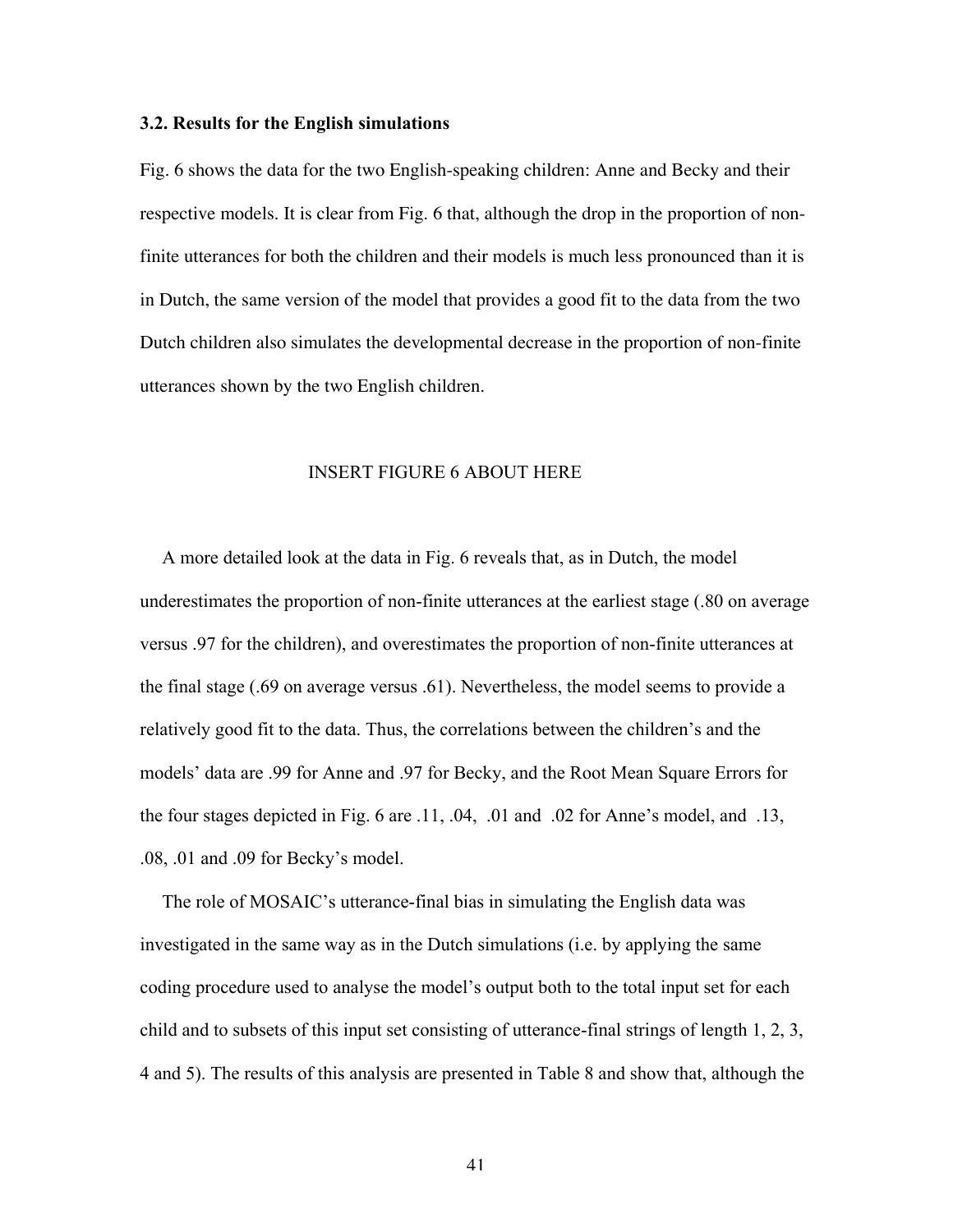### 3.2. Results for the English simulations

Fig. 6 shows the data for the two English-speaking children: Anne and Becky and their respective models. It is clear from Fig. 6 that, although the drop in the proportion of non-finite utterances for both the children and their models is much less pronounced than it is in Dutch, the same version of the model that provides a good fit to the data from the two Dutch children also simulates the developmental decrease in the proportion of non-finite utterances shown by the two English children.

INSERT FIGURE 6 ABOUT HERE

A more detailed look at the data in Fig. 6 reveals that, as in Dutch, the model underestimates the proportion of non-finite utterances at the earliest stage (.80 on average versus .97 for the children), and overestimates the proportion of non-finite utterances at the final stage (.69 on average versus .61). Nevertheless, the model seems to provide a relatively good fit to the data. Thus, the correlations between the children's and the models' data are .99 for Anne and .97 for Becky, and the Root Mean Square Errors for the four stages depicted in Fig. 6 are .11, .04, .01 and .02 for Anne's model, and .13, .08, .01 and .09 for Becky's model.

The role of MOSAIC's utterance-final bias in simulating the English data was investigated in the same way as in the Dutch simulations (i.e. by applying the same coding procedure used to analyse the model's output both to the total input set for each child and to subsets of this input set consisting of utterance-final strings of length 1, 2, 3, 4 and 5). The results of this analysis are presented in Table 8 and show that, although the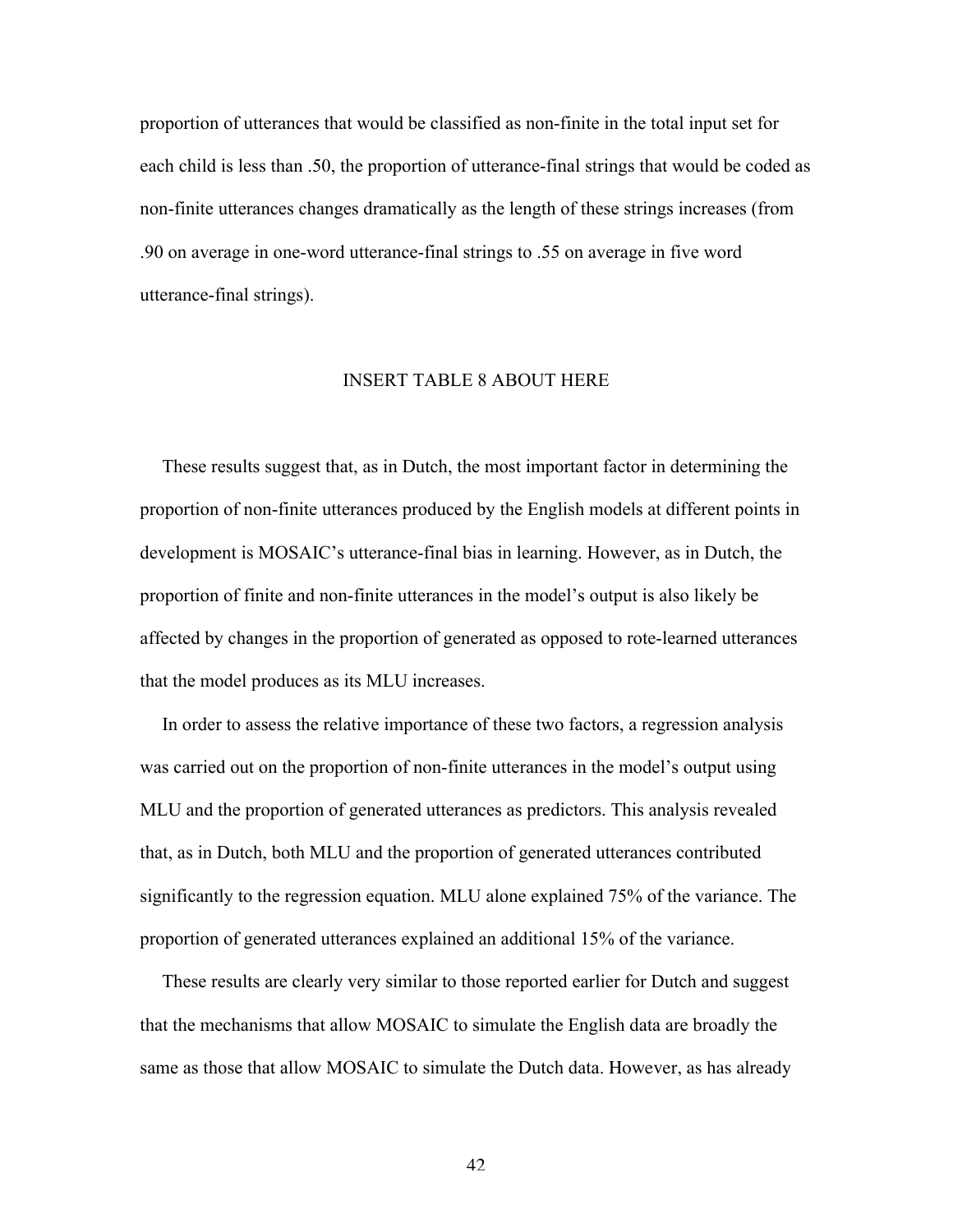proportion of utterances that would be classified as non-finite in the total input set for each child is less than .50, the proportion of utterance-final strings that would be coded as non-finite utterances changes dramatically as the length of these strings increases (from .90 on average in one-word utterance-final strings to .55 on average in five word utterance-final strings).

INSERT TABLE 8 ABOUT HERE

These results suggest that, as in Dutch, the most important factor in determining the proportion of non-finite utterances produced by the English models at different points in development is MOSAIC's utterance-final bias in learning. However, as in Dutch, the proportion of finite and non-finite utterances in the model's output is also likely be affected by changes in the proportion of generated as opposed to rote-learned utterances that the model produces as its MLU increases.

In order to assess the relative importance of these two factors, a regression analysis was carried out on the proportion of non-finite utterances in the model's output using MLU and the proportion of generated utterances as predictors. This analysis revealed that, as in Dutch, both MLU and the proportion of generated utterances contributed significantly to the regression equation. MLU alone explained 75% of the variance. The proportion of generated utterances explained an additional 15% of the variance.

These results are clearly very similar to those reported earlier for Dutch and suggest that the mechanisms that allow MOSAIC to simulate the English data are broadly the same as those that allow MOSAIC to simulate the Dutch data. However, as has already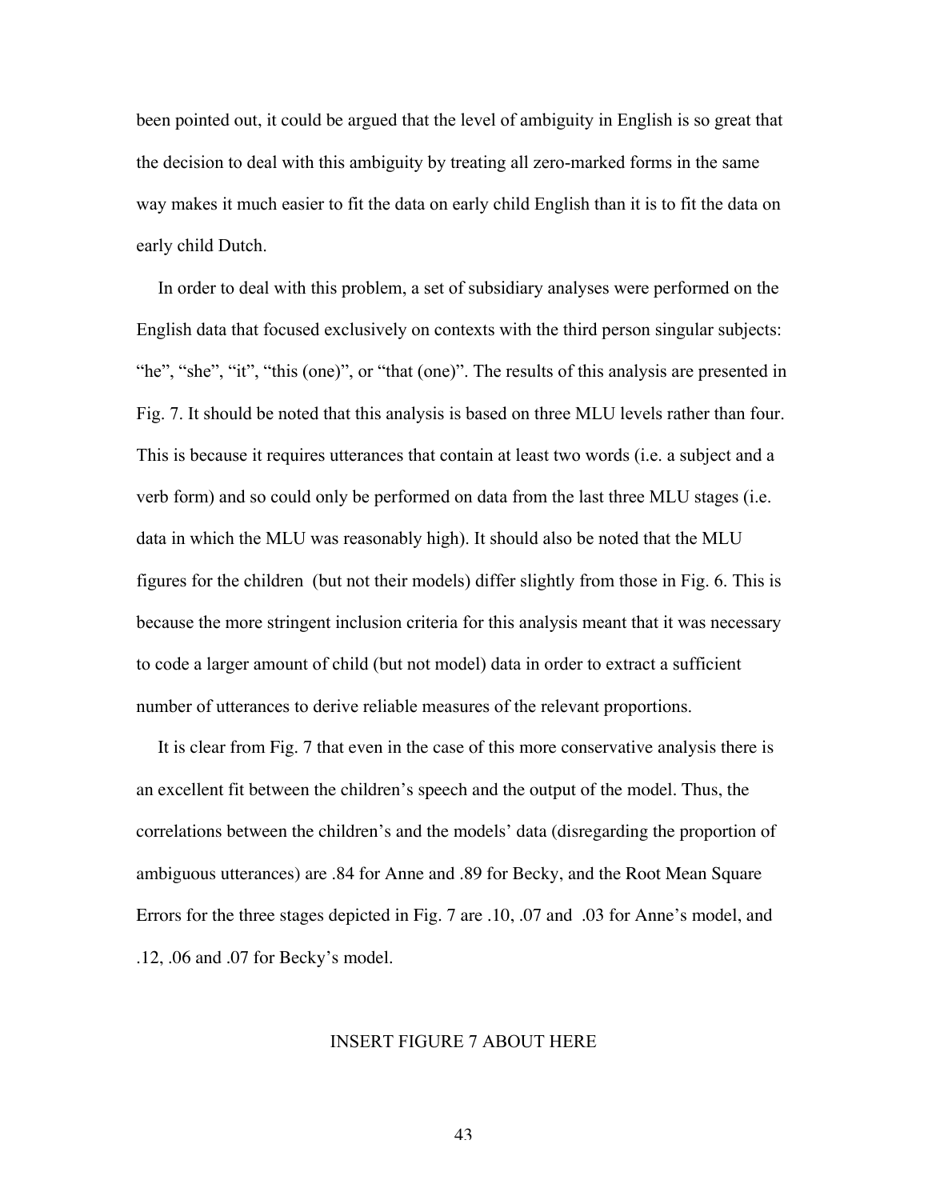been pointed out, it could be argued that the level of ambiguity in English is so great that the decision to deal with this ambiguity by treating all zero-marked forms in the same way makes it much easier to fit the data on early child English than it is to fit the data on early child Dutch.

In order to deal with this problem, a set of subsidiary analyses were performed on the English data that focused exclusively on contexts with the third person singular subjects: "he", "she", "it", "this (one)", or "that (one)". The results of this analysis are presented in Fig. 7. It should be noted that this analysis is based on three MLU levels rather than four. This is because it requires utterances that contain at least two words (i.e. a subject and a verb form) and so could only be performed on data from the last three MLU stages (i.e. data in which the MLU was reasonably high). It should also be noted that the MLU figures for the children (but not their models) differ slightly from those in Fig. 6. This is because the more stringent inclusion criteria for this analysis meant that it was necessary to code a larger amount of child (but not model) data in order to extract a sufficient number of utterances to derive reliable measures of the relevant proportions.

It is clear from Fig. 7 that even in the case of this more conservative analysis there is an excellent fit between the children's speech and the output of the model. Thus, the correlations between the children's and the models' data (disregarding the proportion of ambiguous utterances) are .84 for Anne and .89 for Becky, and the Root Mean Square Errors for the three stages depicted in Fig. 7 are .10, .07 and .03 for Anne's model, and .12, .06 and .07 for Becky's model.

INSERT FIGURE 7 ABOUT HERE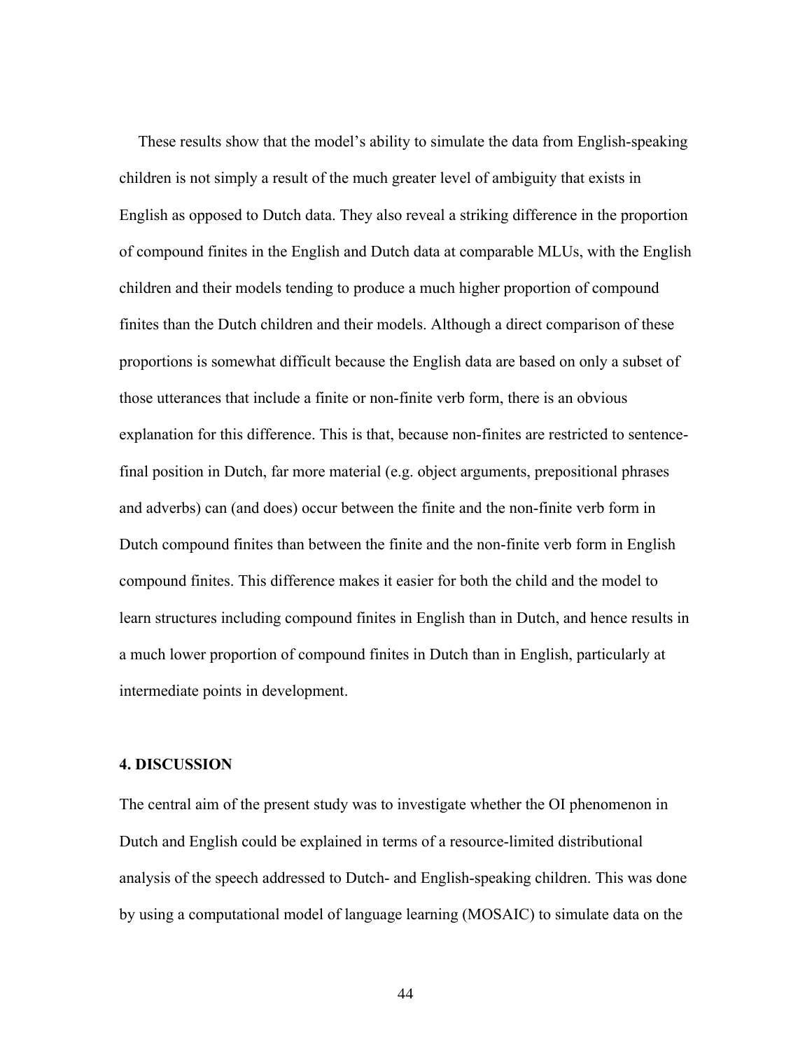These results show that the model's ability to simulate the data from English-speaking children is not simply a result of the much greater level of ambiguity that exists in English as opposed to Dutch data. They also reveal a striking difference in the proportion of compound finites in the English and Dutch data at comparable MLUs, with the English children and their models tending to produce a much higher proportion of compound finites than the Dutch children and their models. Although a direct comparison of these proportions is somewhat difficult because the English data are based on only a subset of those utterances that include a finite or non-finite verb form, there is an obvious explanation for this difference. This is that, because non-finites are restricted to sentence-final position in Dutch, far more material (e.g. object arguments, prepositional phrases and adverbs) can (and does) occur between the finite and the non-finite verb form in Dutch compound finites than between the finite and the non-finite verb form in English compound finites. This difference makes it easier for both the child and the model to learn structures including compound finites in English than in Dutch, and hence results in a much lower proportion of compound finites in Dutch than in English, particularly at intermediate points in development.

## 4. DISCUSSION

The central aim of the present study was to investigate whether the OI phenomenon in Dutch and English could be explained in terms of a resource-limited distributional analysis of the speech addressed to Dutch- and English-speaking children. This was done by using a computational model of language learning (MOSAIC) to simulate data on the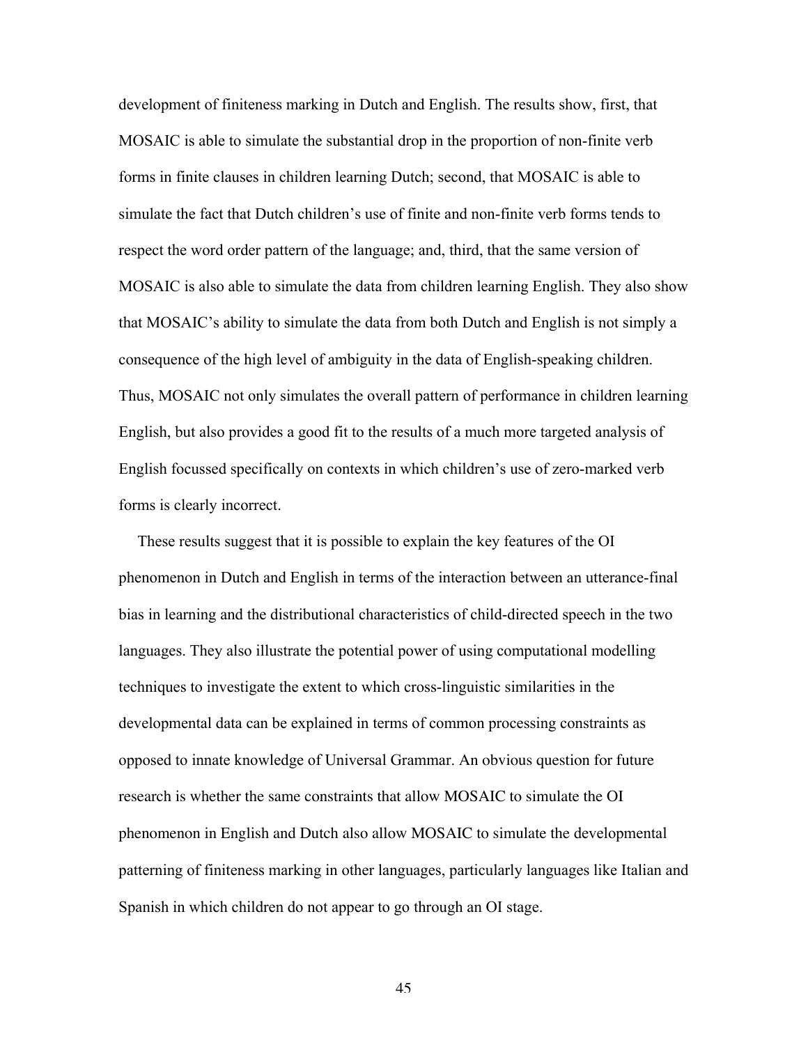development of finiteness marking in Dutch and English. The results show, first, that MOSAIC is able to simulate the substantial drop in the proportion of non-finite verb forms in finite clauses in children learning Dutch; second, that MOSAIC is able to simulate the fact that Dutch children's use of finite and non-finite verb forms tends to respect the word order pattern of the language; and, third, that the same version of MOSAIC is also able to simulate the data from children learning English. They also show that MOSAIC's ability to simulate the data from both Dutch and English is not simply a consequence of the high level of ambiguity in the data of English-speaking children. Thus, MOSAIC not only simulates the overall pattern of performance in children learning English, but also provides a good fit to the results of a much more targeted analysis of English focussed specifically on contexts in which children's use of zero-marked verb forms is clearly incorrect.

These results suggest that it is possible to explain the key features of the OI phenomenon in Dutch and English in terms of the interaction between an utterance-final bias in learning and the distributional characteristics of child-directed speech in the two languages. They also illustrate the potential power of using computational modelling techniques to investigate the extent to which cross-linguistic similarities in the developmental data can be explained in terms of common processing constraints as opposed to innate knowledge of Universal Grammar. An obvious question for future research is whether the same constraints that allow MOSAIC to simulate the OI phenomenon in English and Dutch also allow MOSAIC to simulate the developmental patterning of finiteness marking in other languages, particularly languages like Italian and Spanish in which children do not appear to go through an OI stage.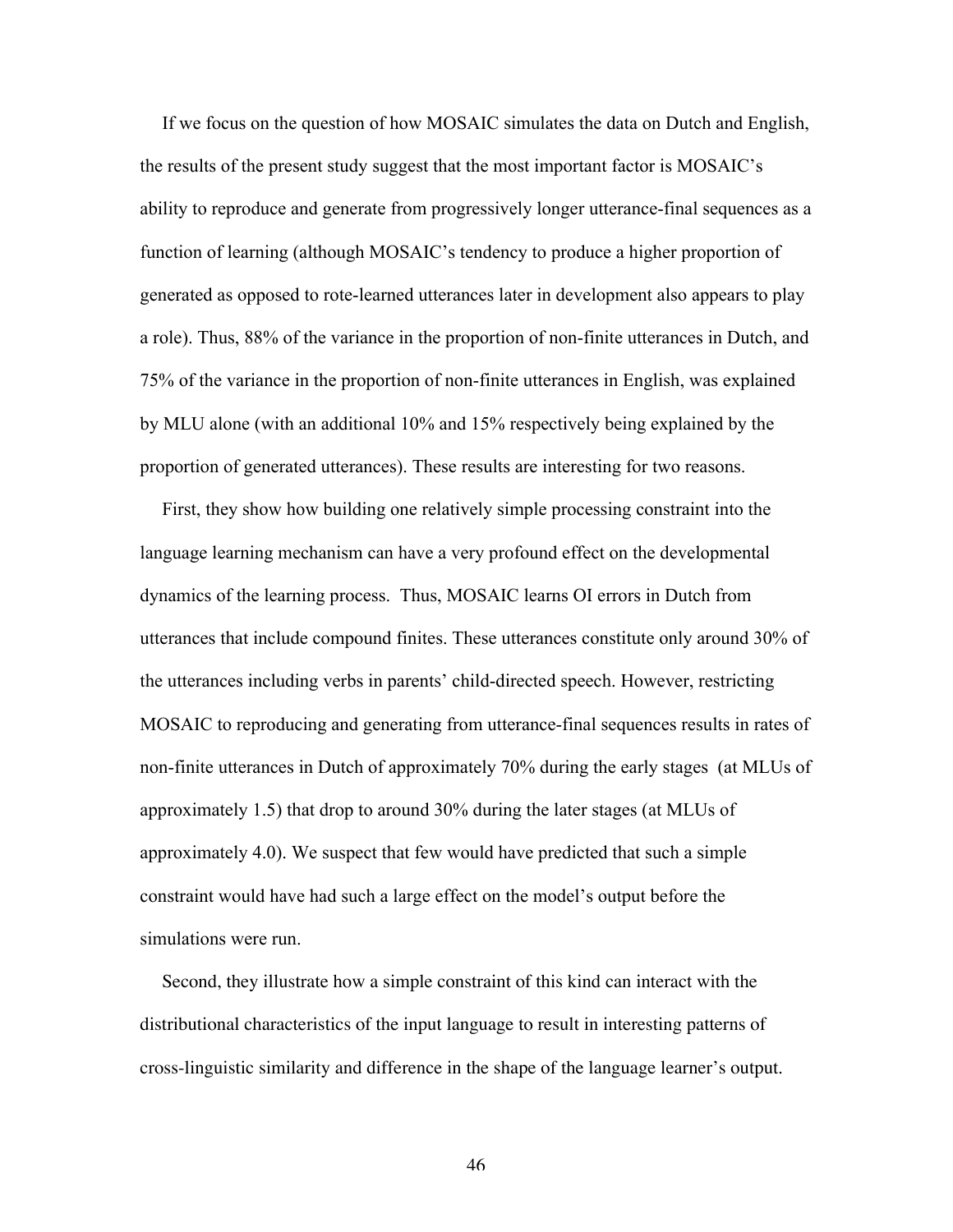If we focus on the question of how MOSAIC simulates the data on Dutch and English, the results of the present study suggest that the most important factor is MOSAIC's ability to reproduce and generate from progressively longer utterance-final sequences as a function of learning (although MOSAIC's tendency to produce a higher proportion of generated as opposed to rote-learned utterances later in development also appears to play a role). Thus, 88% of the variance in the proportion of non-finite utterances in Dutch, and 75% of the variance in the proportion of non-finite utterances in English, was explained by MLU alone (with an additional 10% and 15% respectively being explained by the proportion of generated utterances). These results are interesting for two reasons.

First, they show how building one relatively simple processing constraint into the language learning mechanism can have a very profound effect on the developmental dynamics of the learning process. Thus, MOSAIC learns OI errors in Dutch from utterances that include compound finites. These utterances constitute only around 30% of the utterances including verbs in parents' child-directed speech. However, restricting MOSAIC to reproducing and generating from utterance-final sequences results in rates of non-finite utterances in Dutch of approximately 70% during the early stages (at MLUs of approximately 1.5) that drop to around 30% during the later stages (at MLUs of approximately 4.0). We suspect that few would have predicted that such a simple constraint would have had such a large effect on the model's output before the simulations were run.

Second, they illustrate how a simple constraint of this kind can interact with the distributional characteristics of the input language to result in interesting patterns of cross-linguistic similarity and difference in the shape of the language learner's output.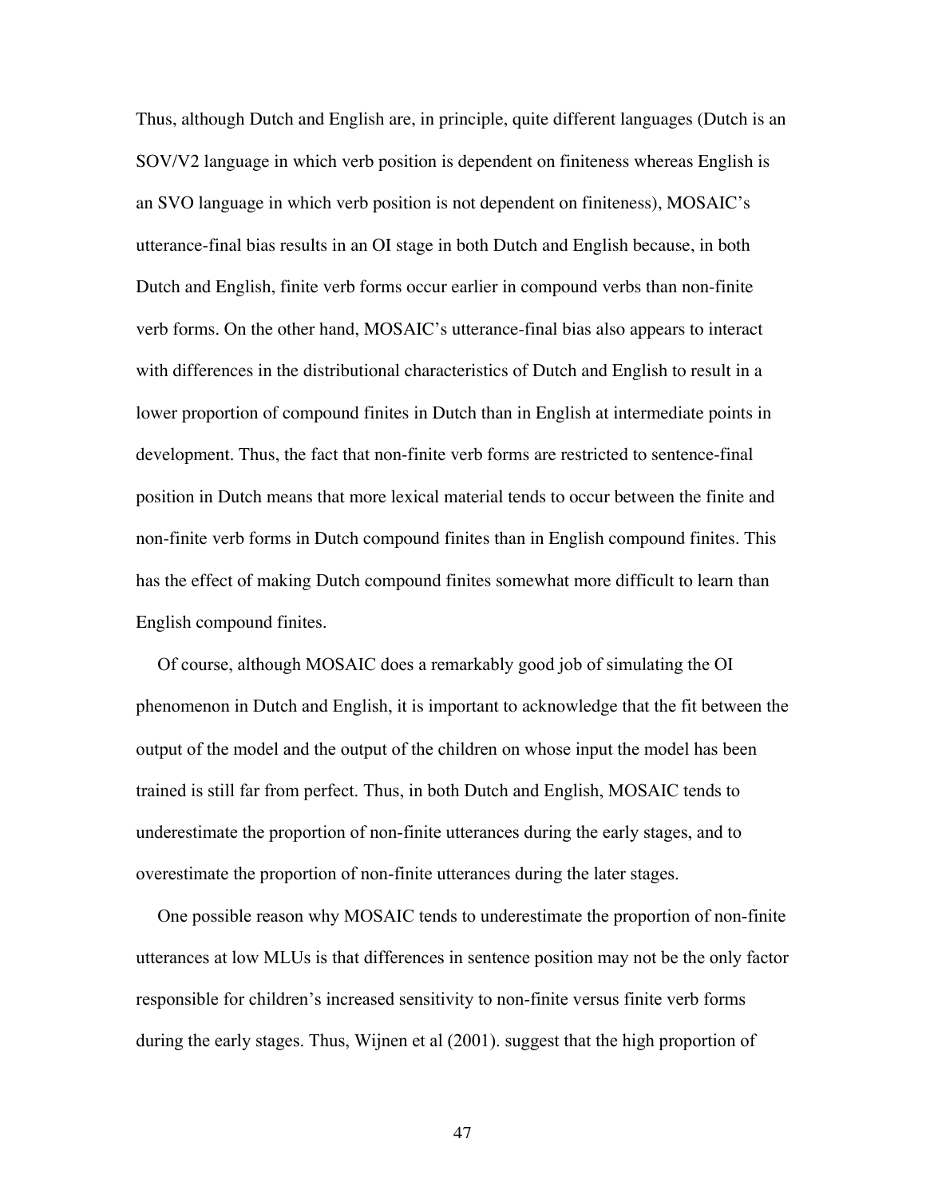Thus, although Dutch and English are, in principle, quite different languages (Dutch is an SOV/V2 language in which verb position is dependent on finiteness whereas English is an SVO language in which verb position is not dependent on finiteness), MOSAIC's utterance-final bias results in an OI stage in both Dutch and English because, in both Dutch and English, finite verb forms occur earlier in compound verbs than non-finite verb forms. On the other hand, MOSAIC's utterance-final bias also appears to interact with differences in the distributional characteristics of Dutch and English to result in a lower proportion of compound finites in Dutch than in English at intermediate points in development. Thus, the fact that non-finite verb forms are restricted to sentence-final position in Dutch means that more lexical material tends to occur between the finite and non-finite verb forms in Dutch compound finites than in English compound finites. This has the effect of making Dutch compound finites somewhat more difficult to learn than English compound finites.

Of course, although MOSAIC does a remarkably good job of simulating the OI phenomenon in Dutch and English, it is important to acknowledge that the fit between the output of the model and the output of the children on whose input the model has been trained is still far from perfect. Thus, in both Dutch and English, MOSAIC tends to underestimate the proportion of non-finite utterances during the early stages, and to overestimate the proportion of non-finite utterances during the later stages.

One possible reason why MOSAIC tends to underestimate the proportion of non-finite utterances at low MLUs is that differences in sentence position may not be the only factor responsible for children's increased sensitivity to non-finite versus finite verb forms during the early stages. Thus, Wijnen et al (2001). suggest that the high proportion of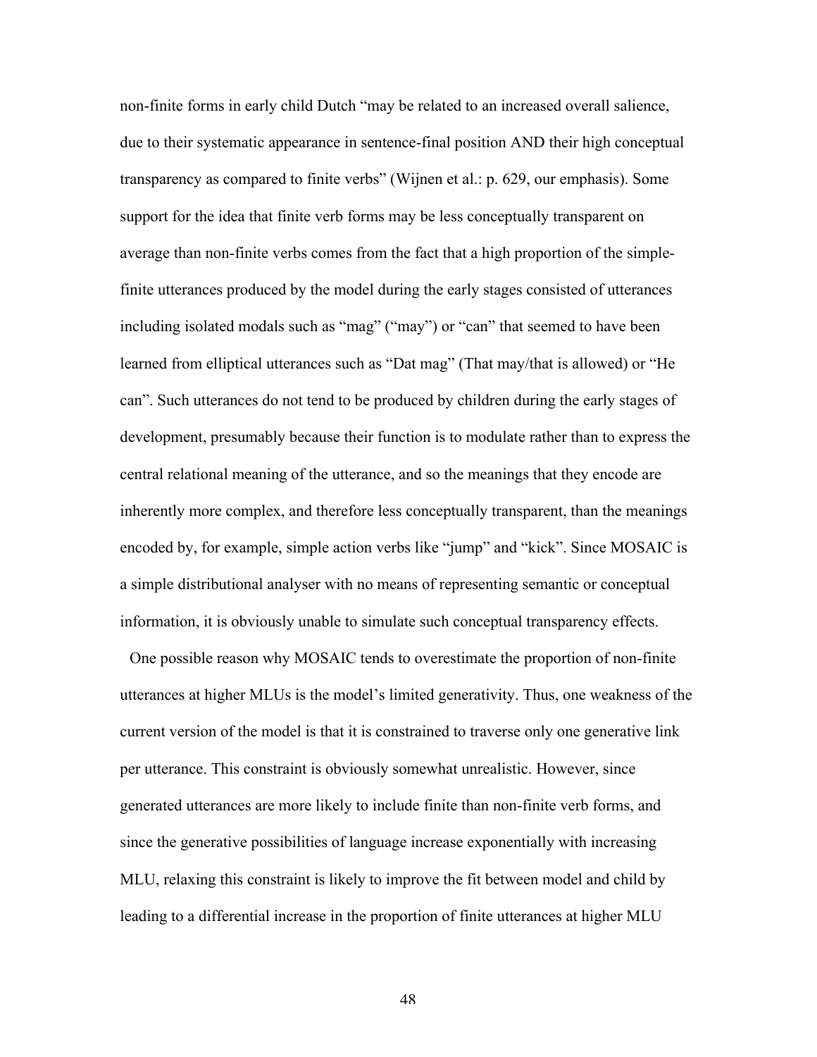non-finite forms in early child Dutch "may be related to an increased overall salience, due to their systematic appearance in sentence-final position AND their high conceptual transparency as compared to finite verbs" (Wijnen et al.: p. 629, our emphasis). Some support for the idea that finite verb forms may be less conceptually transparent on average than non-finite verbs comes from the fact that a high proportion of the simple-finite utterances produced by the model during the early stages consisted of utterances including isolated modals such as "mag" ("may") or "can" that seemed to have been learned from elliptical utterances such as "Dat mag" (That may/that is allowed) or "He can". Such utterances do not tend to be produced by children during the early stages of development, presumably because their function is to modulate rather than to express the central relational meaning of the utterance, and so the meanings that they encode are inherently more complex, and therefore less conceptually transparent, than the meanings encoded by, for example, simple action verbs like "jump" and "kick". Since MOSAIC is a simple distributional analyser with no means of representing semantic or conceptual information, it is obviously unable to simulate such conceptual transparency effects.

One possible reason why MOSAIC tends to overestimate the proportion of non-finite utterances at higher MLUs is the model's limited generativity. Thus, one weakness of the current version of the model is that it is constrained to traverse only one generative link per utterance. This constraint is obviously somewhat unrealistic. However, since generated utterances are more likely to include finite than non-finite verb forms, and since the generative possibilities of language increase exponentially with increasing MLU, relaxing this constraint is likely to improve the fit between model and child by leading to a differential increase in the proportion of finite utterances at higher MLU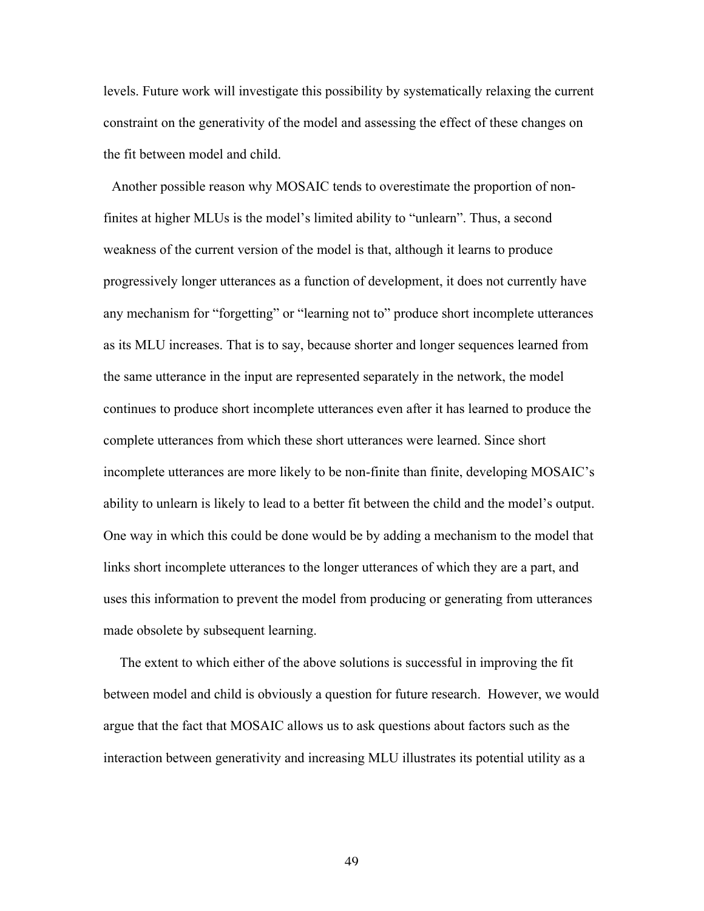levels. Future work will investigate this possibility by systematically relaxing the current constraint on the generativity of the model and assessing the effect of these changes on the fit between model and child.

Another possible reason why MOSAIC tends to overestimate the proportion of non-finites at higher MLUs is the model's limited ability to "unlearn". Thus, a second weakness of the current version of the model is that, although it learns to produce progressively longer utterances as a function of development, it does not currently have any mechanism for "forgetting" or "learning not to" produce short incomplete utterances as its MLU increases. That is to say, because shorter and longer sequences learned from the same utterance in the input are represented separately in the network, the model continues to produce short incomplete utterances even after it has learned to produce the complete utterances from which these short utterances were learned. Since short incomplete utterances are more likely to be non-finite than finite, developing MOSAIC's ability to unlearn is likely to lead to a better fit between the child and the model's output. One way in which this could be done would be by adding a mechanism to the model that links short incomplete utterances to the longer utterances of which they are a part, and uses this information to prevent the model from producing or generating from utterances made obsolete by subsequent learning.

The extent to which either of the above solutions is successful in improving the fit between model and child is obviously a question for future research. However, we would argue that the fact that MOSAIC allows us to ask questions about factors such as the interaction between generativity and increasing MLU illustrates its potential utility as a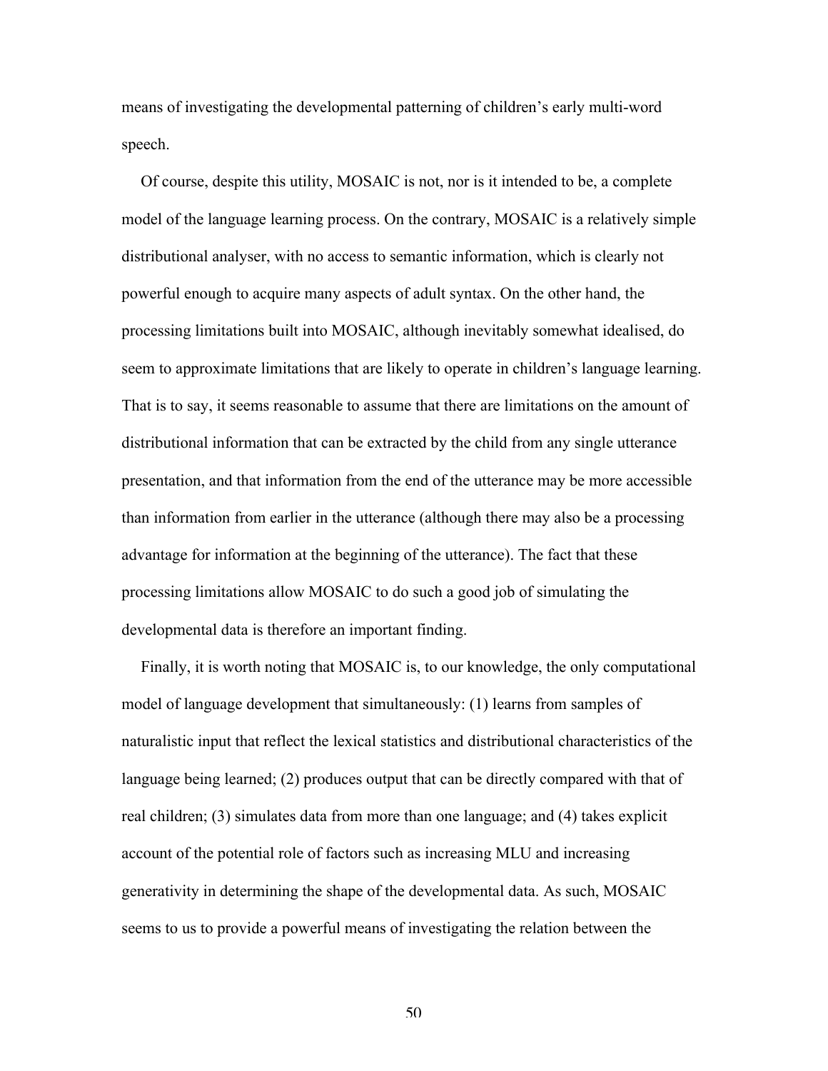means of investigating the developmental patterning of children's early multi-word speech.

Of course, despite this utility, MOSAIC is not, nor is it intended to be, a complete model of the language learning process. On the contrary, MOSAIC is a relatively simple distributional analyser, with no access to semantic information, which is clearly not powerful enough to acquire many aspects of adult syntax. On the other hand, the processing limitations built into MOSAIC, although inevitably somewhat idealised, do seem to approximate limitations that are likely to operate in children's language learning. That is to say, it seems reasonable to assume that there are limitations on the amount of distributional information that can be extracted by the child from any single utterance presentation, and that information from the end of the utterance may be more accessible than information from earlier in the utterance (although there may also be a processing advantage for information at the beginning of the utterance). The fact that these processing limitations allow MOSAIC to do such a good job of simulating the developmental data is therefore an important finding.

Finally, it is worth noting that MOSAIC is, to our knowledge, the only computational model of language development that simultaneously: (1) learns from samples of naturalistic input that reflect the lexical statistics and distributional characteristics of the language being learned; (2) produces output that can be directly compared with that of real children; (3) simulates data from more than one language; and (4) takes explicit account of the potential role of factors such as increasing MLU and increasing generativity in determining the shape of the developmental data. As such, MOSAIC seems to us to provide a powerful means of investigating the relation between the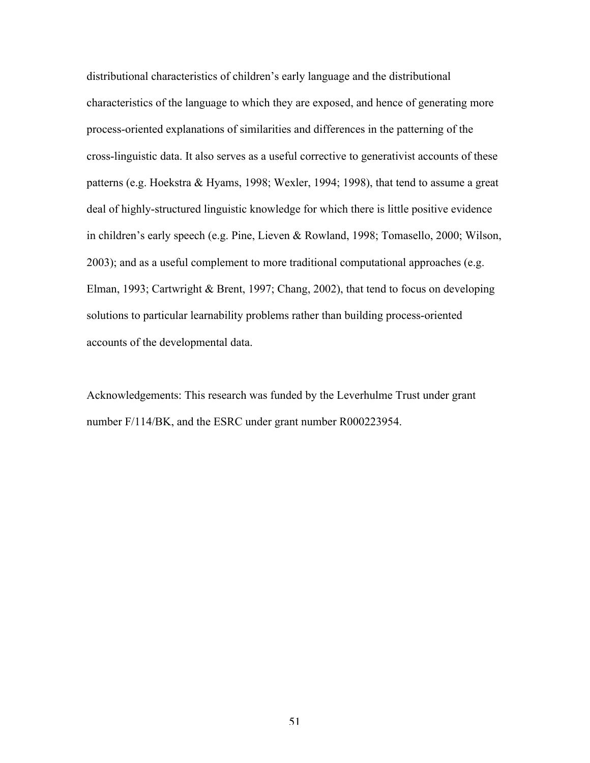distributional characteristics of children's early language and the distributional characteristics of the language to which they are exposed, and hence of generating more process-oriented explanations of similarities and differences in the patterning of the cross-linguistic data. It also serves as a useful corrective to generativist accounts of these patterns (e.g. Hoekstra & Hyams, 1998; Wexler, 1994; 1998), that tend to assume a great deal of highly-structured linguistic knowledge for which there is little positive evidence in children's early speech (e.g. Pine, Lieven & Rowland, 1998; Tomasello, 2000; Wilson, 2003); and as a useful complement to more traditional computational approaches (e.g. Elman, 1993; Cartwright & Brent, 1997; Chang, 2002), that tend to focus on developing solutions to particular learnability problems rather than building process-oriented accounts of the developmental data.

Acknowledgements: This research was funded by the Leverhulme Trust under grant number F/114/BK, and the ESRC under grant number R000223954.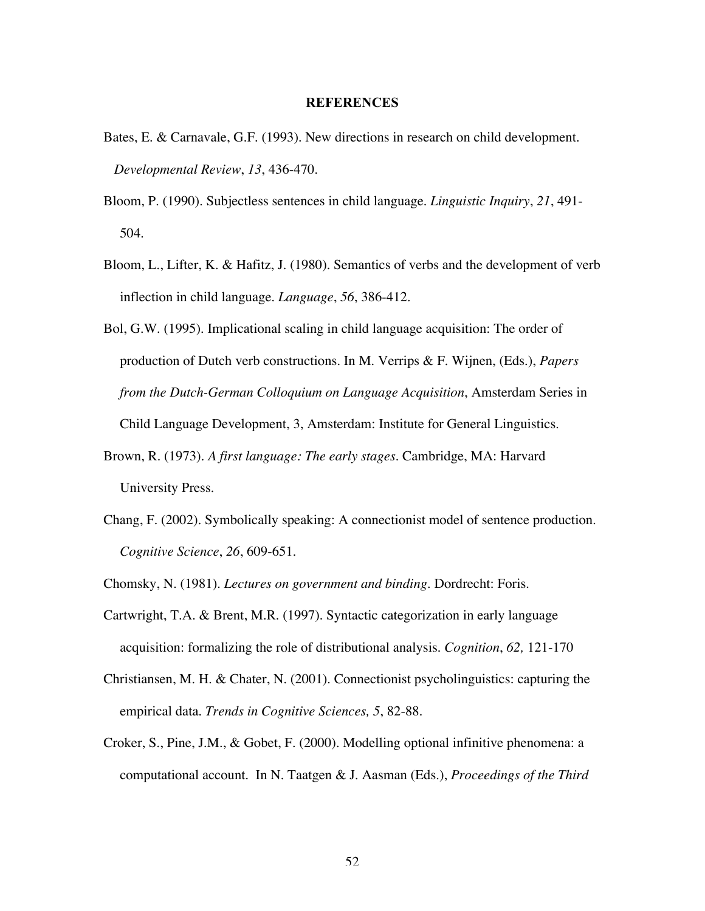# REFERENCES

Bates, E. & Carnavale, G.F. (1993). New directions in research on child development. *Developmental Review*, *13*, 436-470.

Bloom, P. (1990). Subjectless sentences in child language. *Linguistic Inquiry*, *21*, 491-504.

Bloom, L., Lifter, K. & Hafitz, J. (1980). Semantics of verbs and the development of verb inflection in child language. *Language*, *56*, 386-412.

Bol, G.W. (1995). Implicational scaling in child language acquisition: The order of production of Dutch verb constructions. In M. Verrips & F. Wijnen, (Eds.), *Papers from the Dutch-German Colloquium on Language Acquisition*, Amsterdam Series in Child Language Development, 3, Amsterdam: Institute for General Linguistics.

Brown, R. (1973). *A first language: The early stages*. Cambridge, MA: Harvard University Press.

Chang, F. (2002). Symbolically speaking: A connectionist model of sentence production. *Cognitive Science*, *26*, 609-651.

Chomsky, N. (1981). *Lectures on government and binding*. Dordrecht: Foris.

Cartwright, T.A. & Brent, M.R. (1997). Syntactic categorization in early language acquisition: formalizing the role of distributional analysis. *Cognition*, *62,* 121-170

Christiansen, M. H. & Chater, N. (2001). Connectionist psycholinguistics: capturing the empirical data. *Trends in Cognitive Sciences, 5*, 82-88.

Croker, S., Pine, J.M., & Gobet, F. (2000). Modelling optional infinitive phenomena: a computational account. In N. Taatgen & J. Aasman (Eds.), *Proceedings of the Third*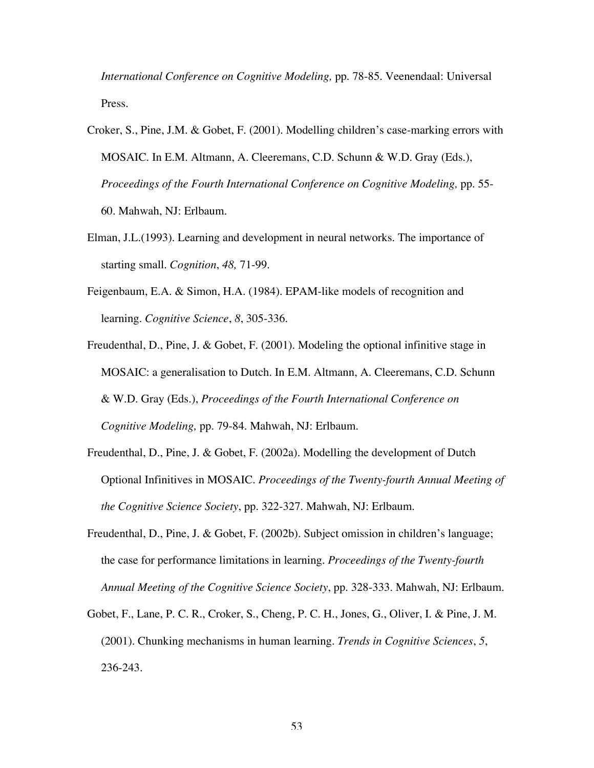*International Conference on Cognitive Modeling,* pp. 78-85. Veenendaal: Universal Press.

Croker, S., Pine, J.M. & Gobet, F. (2001). Modelling children's case-marking errors with MOSAIC. In E.M. Altmann, A. Cleeremans, C.D. Schunn & W.D. Gray (Eds.), *Proceedings of the Fourth International Conference on Cognitive Modeling,* pp. 55-60. Mahwah, NJ: Erlbaum.

Elman, J.L.(1993). Learning and development in neural networks. The importance of starting small. *Cognition*, *48,* 71-99.

Feigenbaum, E.A. & Simon, H.A. (1984). EPAM-like models of recognition and learning. *Cognitive Science*, *8*, 305-336.

Freudenthal, D., Pine, J. & Gobet, F. (2001). Modeling the optional infinitive stage in MOSAIC: a generalisation to Dutch. In E.M. Altmann, A. Cleeremans, C.D. Schunn & W.D. Gray (Eds.), *Proceedings of the Fourth International Conference on Cognitive Modeling,* pp. 79-84. Mahwah, NJ: Erlbaum.

Freudenthal, D., Pine, J. & Gobet, F. (2002a). Modelling the development of Dutch Optional Infinitives in MOSAIC. *Proceedings of the Twenty-fourth Annual Meeting of the Cognitive Science Society*, pp. 322-327. Mahwah, NJ: Erlbaum.

Freudenthal, D., Pine, J. & Gobet, F. (2002b). Subject omission in children's language; the case for performance limitations in learning. *Proceedings of the Twenty-fourth Annual Meeting of the Cognitive Science Society*, pp. 328-333. Mahwah, NJ: Erlbaum.

Gobet, F., Lane, P. C. R., Croker, S., Cheng, P. C. H., Jones, G., Oliver, I. & Pine, J. M. (2001). Chunking mechanisms in human learning. *Trends in Cognitive Sciences*, *5*, 236-243.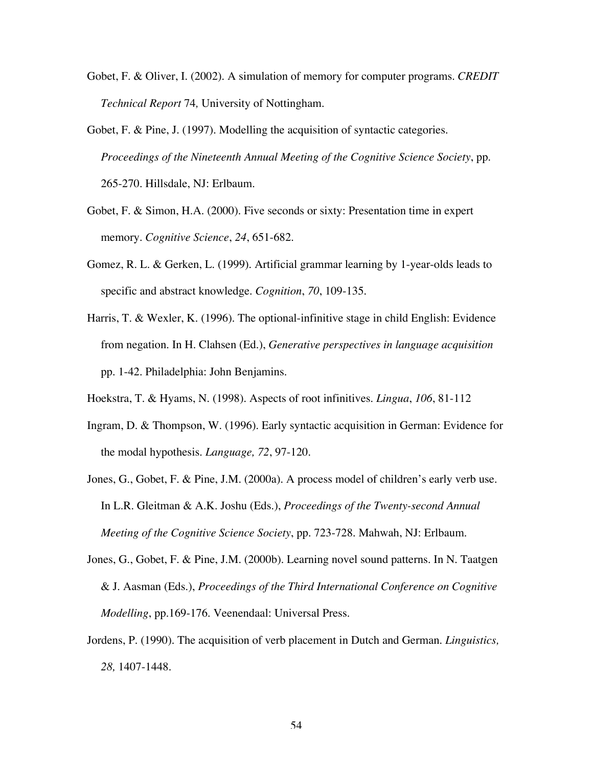Gobet, F. & Oliver, I. (2002). A simulation of memory for computer programs. *CREDIT Technical Report* 74*,* University of Nottingham.

Gobet, F. & Pine, J. (1997). Modelling the acquisition of syntactic categories. *Proceedings of the Nineteenth Annual Meeting of the Cognitive Science Society*, pp. 265-270. Hillsdale, NJ: Erlbaum.

Gobet, F. & Simon, H.A. (2000). Five seconds or sixty: Presentation time in expert memory. *Cognitive Science*, *24*, 651-682.

Gomez, R. L. & Gerken, L. (1999). Artificial grammar learning by 1-year-olds leads to specific and abstract knowledge. *Cognition*, *70*, 109-135.

Harris, T. & Wexler, K. (1996). The optional-infinitive stage in child English: Evidence from negation. In H. Clahsen (Ed.), *Generative perspectives in language acquisition* pp. 1-42. Philadelphia: John Benjamins.

Hoekstra, T. & Hyams, N. (1998). Aspects of root infinitives. *Lingua*, *106*, 81-112

Ingram, D. & Thompson, W. (1996). Early syntactic acquisition in German: Evidence for the modal hypothesis. *Language, 72*, 97-120.

Jones, G., Gobet, F. & Pine, J.M. (2000a). A process model of children's early verb use. In L.R. Gleitman & A.K. Joshu (Eds.), *Proceedings of the Twenty-second Annual Meeting of the Cognitive Science Society*, pp. 723-728. Mahwah, NJ: Erlbaum.

Jones, G., Gobet, F. & Pine, J.M. (2000b). Learning novel sound patterns. In N. Taatgen & J. Aasman (Eds.), *Proceedings of the Third International Conference on Cognitive Modelling*, pp.169-176. Veenendaal: Universal Press.

Jordens, P. (1990). The acquisition of verb placement in Dutch and German. *Linguistics, 28,* 1407-1448.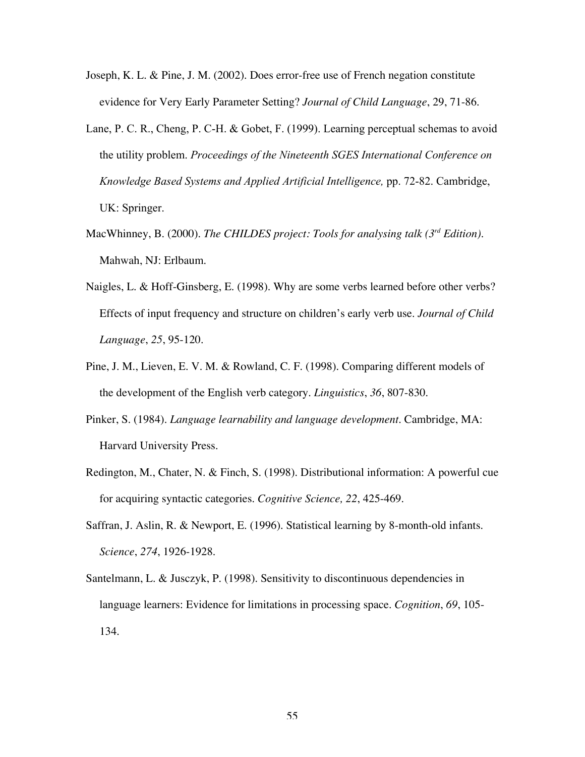Joseph, K. L. & Pine, J. M. (2002). Does error-free use of French negation constitute evidence for Very Early Parameter Setting? *Journal of Child Language*, 29, 71-86.

Lane, P. C. R., Cheng, P. C-H. & Gobet, F. (1999). Learning perceptual schemas to avoid the utility problem. *Proceedings of the Nineteenth SGES International Conference on Knowledge Based Systems and Applied Artificial Intelligence,* pp. 72-82. Cambridge, UK: Springer.

MacWhinney, B. (2000). *The CHILDES project: Tools for analysing talk (3rd Edition)*. Mahwah, NJ: Erlbaum.

Naigles, L. & Hoff-Ginsberg, E. (1998). Why are some verbs learned before other verbs? Effects of input frequency and structure on children's early verb use. *Journal of Child Language*, *25*, 95-120.

Pine, J. M., Lieven, E. V. M. & Rowland, C. F. (1998). Comparing different models of the development of the English verb category. *Linguistics*, *36*, 807-830.

Pinker, S. (1984). *Language learnability and language development*. Cambridge, MA: Harvard University Press.

Redington, M., Chater, N. & Finch, S. (1998). Distributional information: A powerful cue for acquiring syntactic categories. *Cognitive Science, 22*, 425-469.

Saffran, J. Aslin, R. & Newport, E. (1996). Statistical learning by 8-month-old infants. *Science*, *274*, 1926-1928.

Santelmann, L. & Jusczyk, P. (1998). Sensitivity to discontinuous dependencies in language learners: Evidence for limitations in processing space. *Cognition*, *69*, 105-134.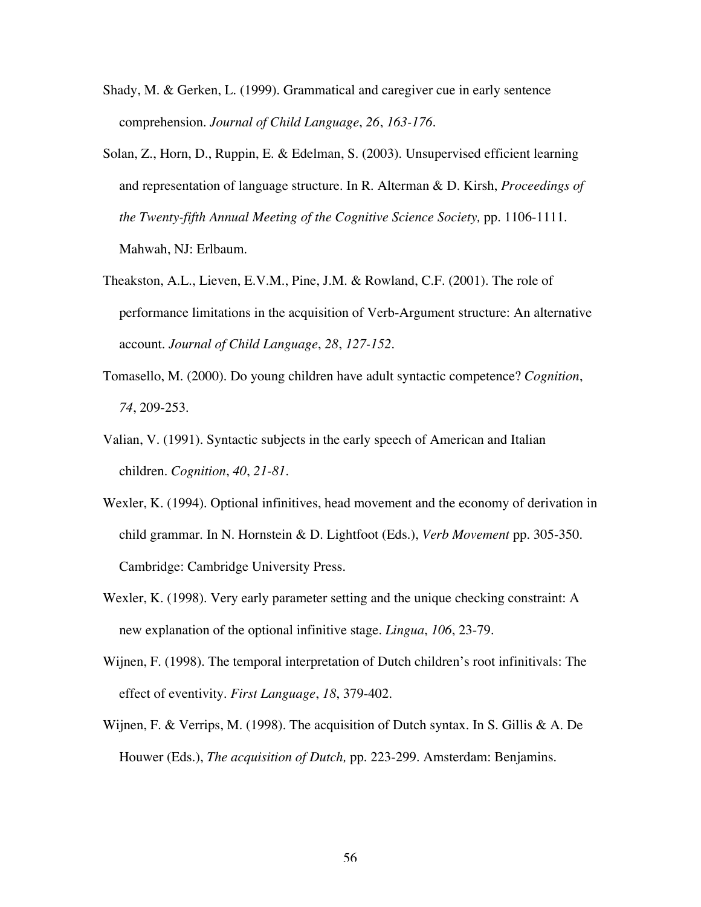Shady, M. & Gerken, L. (1999). Grammatical and caregiver cue in early sentence comprehension. *Journal of Child Language*, *26*, *163-176*.

Solan, Z., Horn, D., Ruppin, E. & Edelman, S. (2003). Unsupervised efficient learning and representation of language structure. In R. Alterman & D. Kirsh, *Proceedings of the Twenty-fifth Annual Meeting of the Cognitive Science Society,* pp. 1106-1111. Mahwah, NJ: Erlbaum.

Theakston, A.L., Lieven, E.V.M., Pine, J.M. & Rowland, C.F. (2001). The role of performance limitations in the acquisition of Verb-Argument structure: An alternative account. *Journal of Child Language*, *28*, *127-152*.

Tomasello, M. (2000). Do young children have adult syntactic competence? *Cognition*, *74*, 209-253.

Valian, V. (1991). Syntactic subjects in the early speech of American and Italian children. *Cognition*, *40*, *21-81*.

Wexler, K. (1994). Optional infinitives, head movement and the economy of derivation in child grammar. In N. Hornstein & D. Lightfoot (Eds.), *Verb Movement* pp. 305-350. Cambridge: Cambridge University Press.

Wexler, K. (1998). Very early parameter setting and the unique checking constraint: A new explanation of the optional infinitive stage. *Lingua*, *106*, 23-79.

Wijnen, F. (1998). The temporal interpretation of Dutch children's root infinitivals: The effect of eventivity. *First Language*, *18*, 379-402.

Wijnen, F. & Verrips, M. (1998). The acquisition of Dutch syntax. In S. Gillis & A. De Houwer (Eds.), *The acquisition of Dutch,* pp. 223-299. Amsterdam: Benjamins.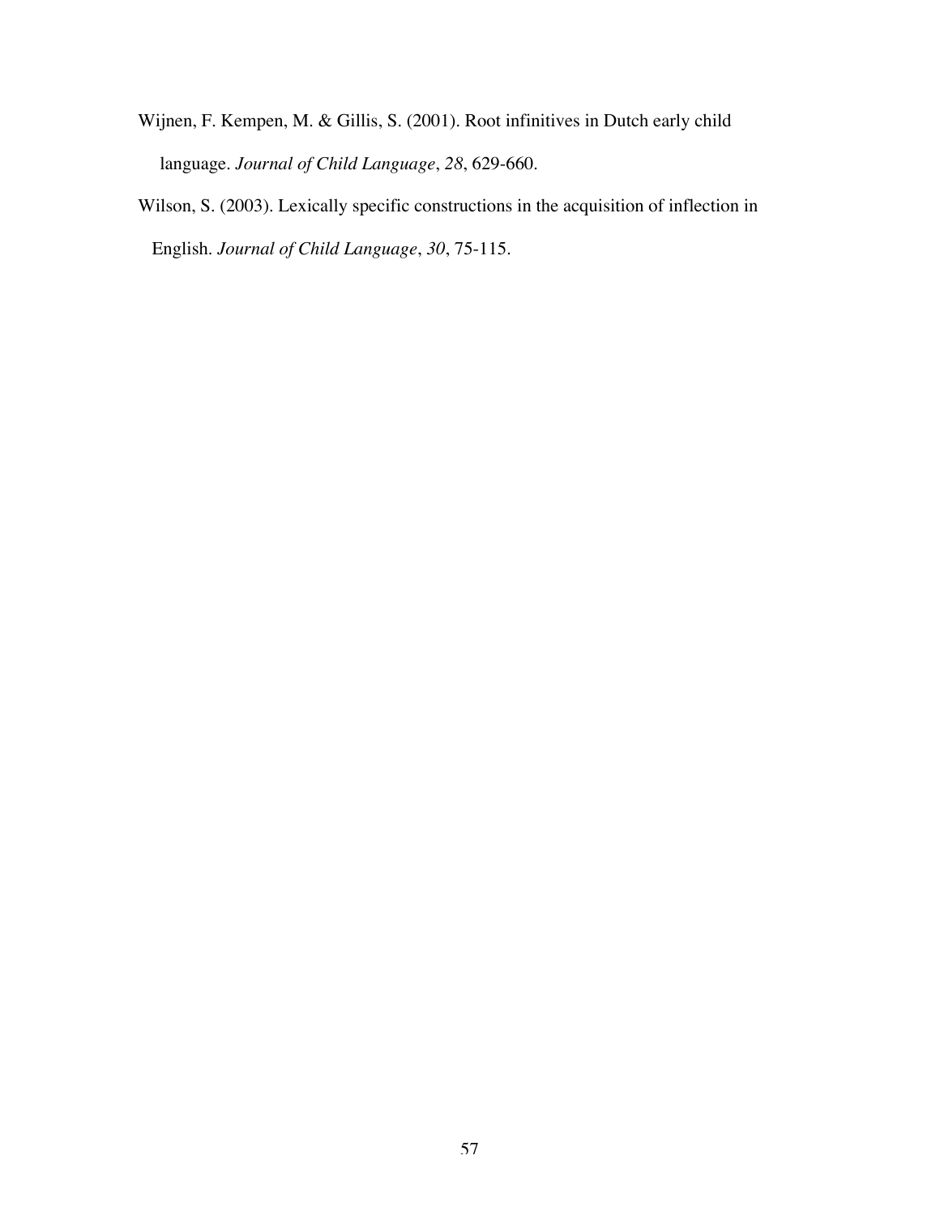Wijnen, F. Kempen, M. & Gillis, S. (2001). Root infinitives in Dutch early child language. *Journal of Child Language*, *28*, 629-660.

Wilson, S. (2003). Lexically specific constructions in the acquisition of inflection in English. *Journal of Child Language*, *30*, 75-115.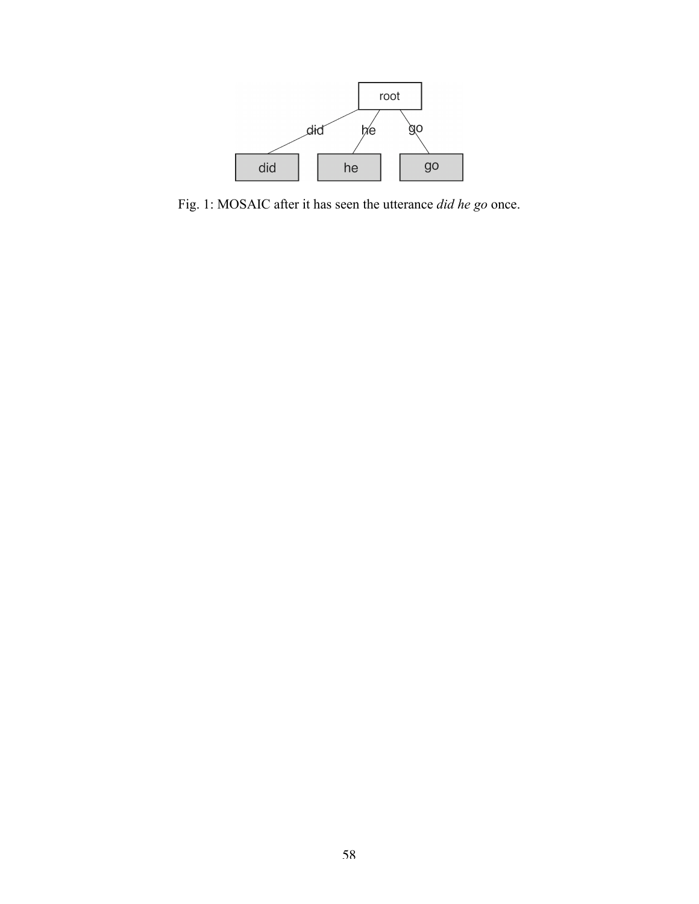Fig. 1: MOSAIC after it has seen the utterance *did he go* once.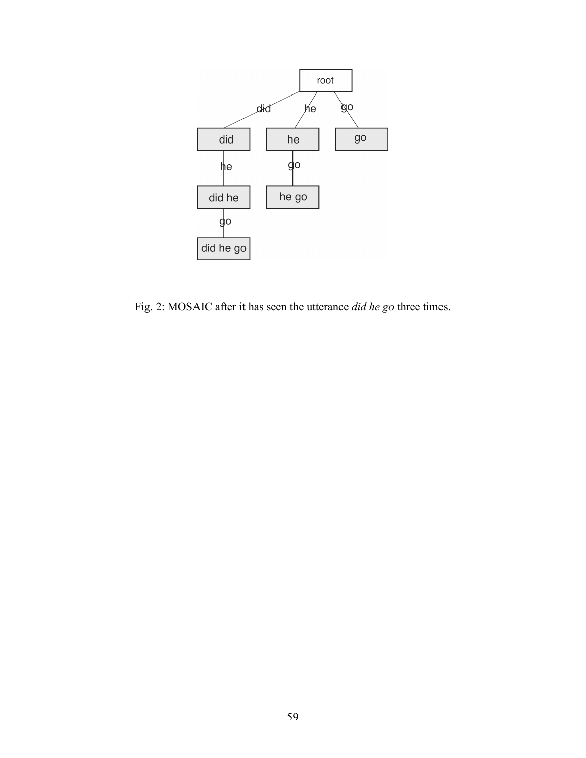Fig. 2: MOSAIC after it has seen the utterance *did he go* three times.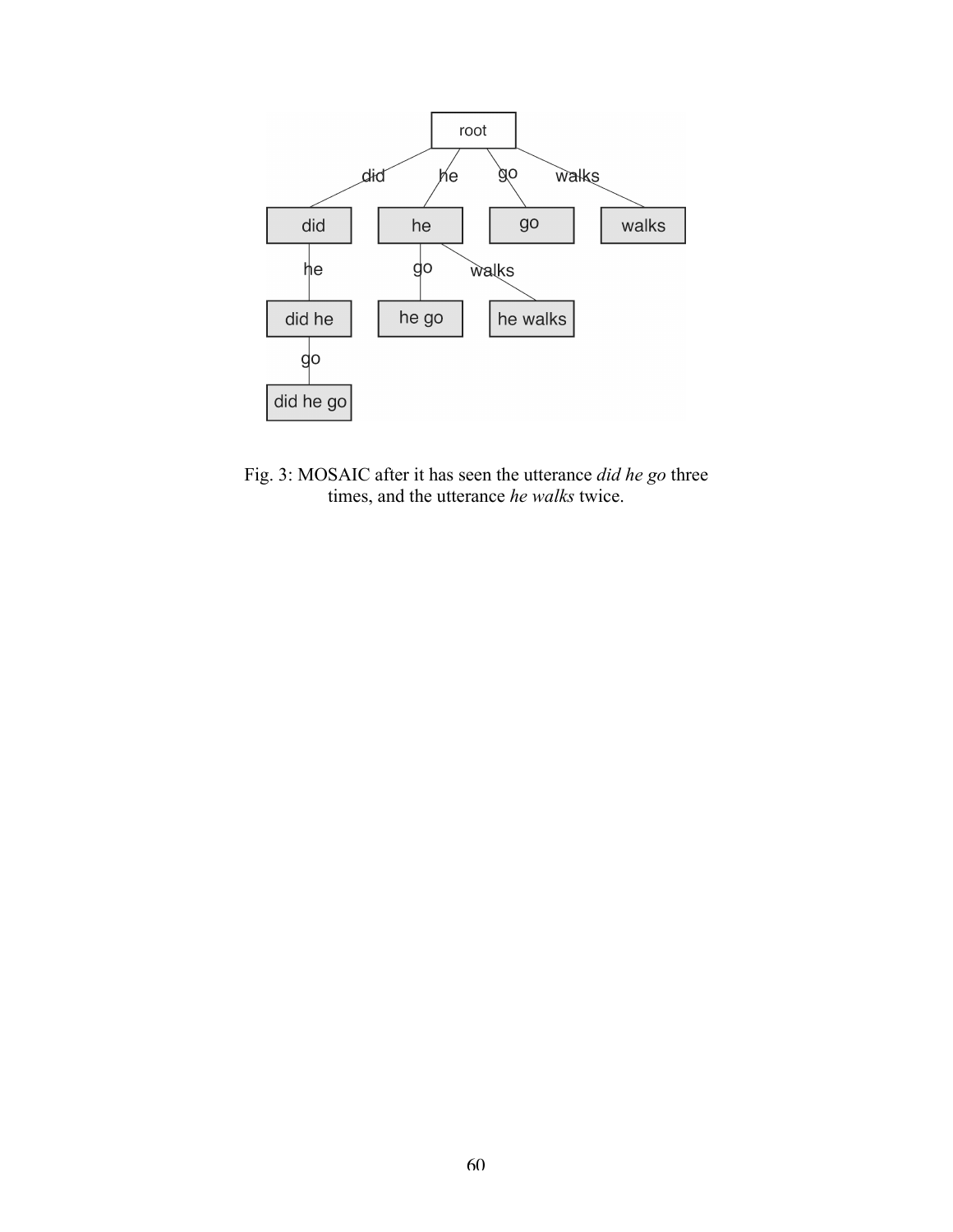Fig. 3: MOSAIC after it has seen the utterance *did he go* three times, and the utterance *he walks* twice.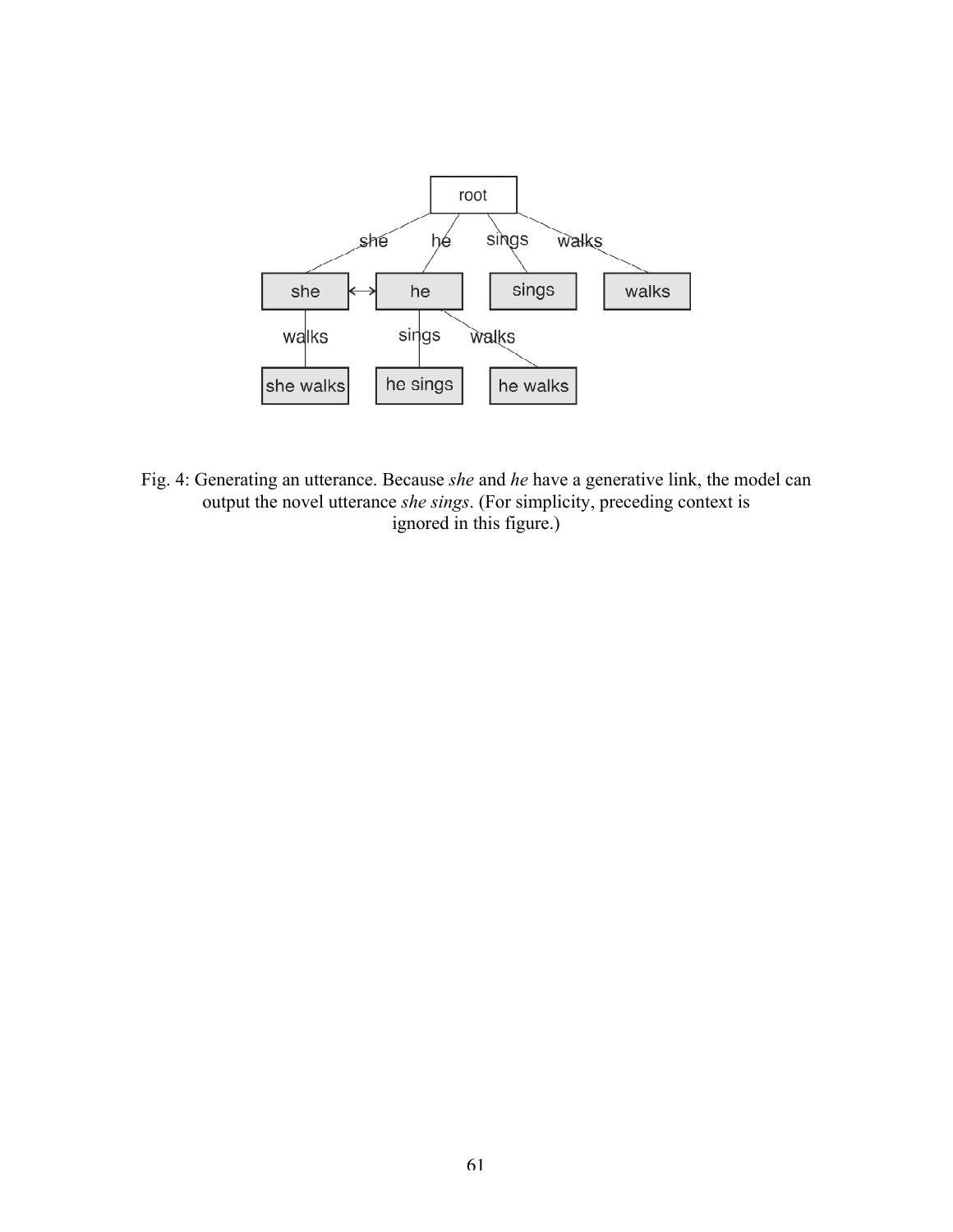Fig. 4: Generating an utterance. Because *she* and *he* have a generative link, the model can output the novel utterance *she sings*. (For simplicity, preceding context is ignored in this figure.)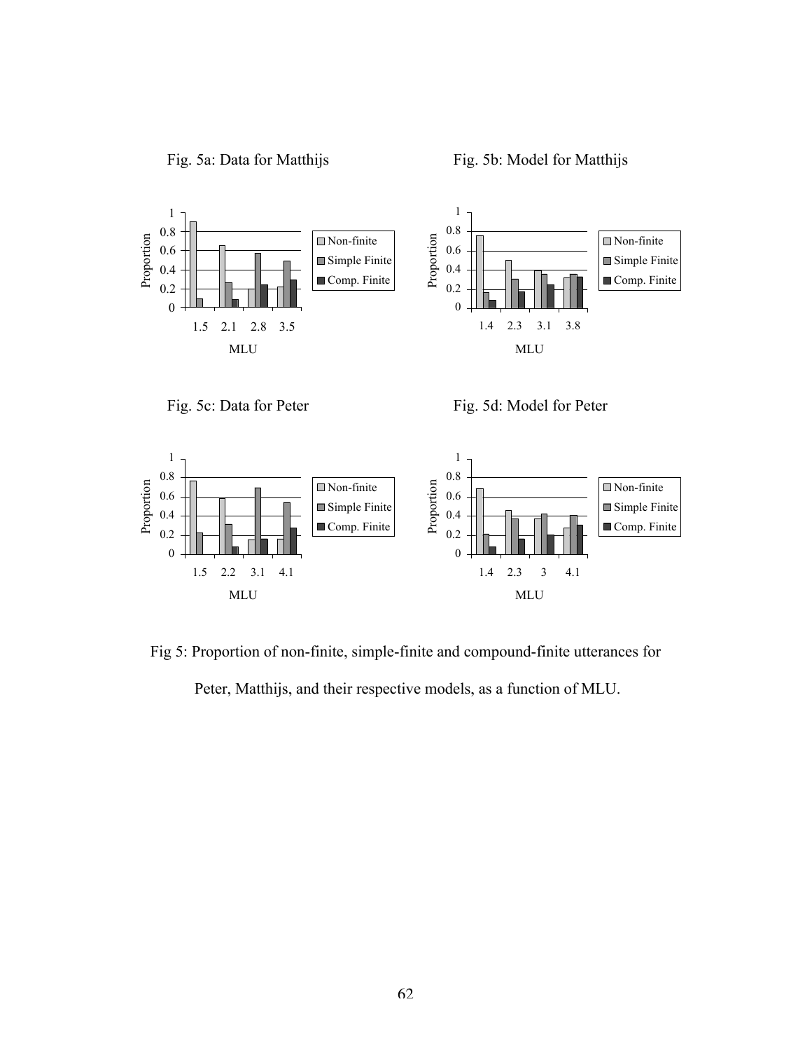Fig. 5a: Data for Matthijs

Fig. 5b: Model for Matthijs

Fig. 5c: Data for Peter

Fig. 5d: Model for Peter

Fig 5: Proportion of non-finite, simple-finite and compound-finite utterances for Peter, Matthijs, and their respective models, as a function of MLU.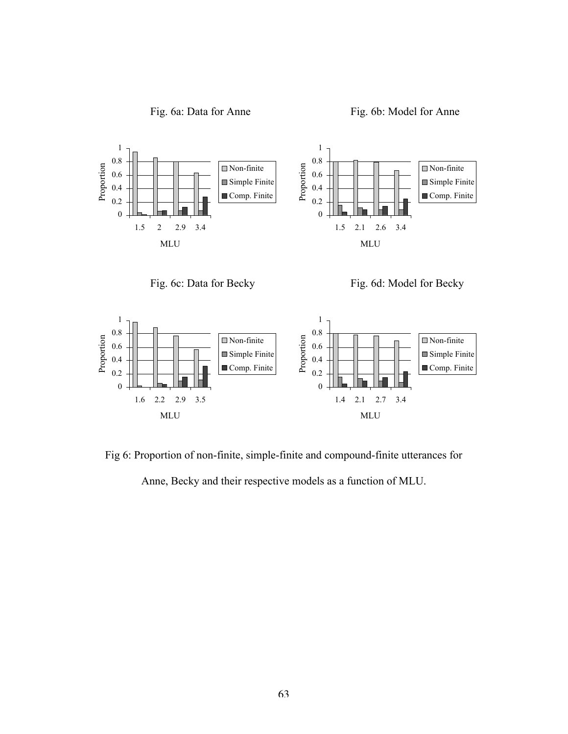Fig. 6a: Data for Anne

Fig. 6b: Model for Anne

Fig. 6c: Data for Becky

Fig. 6d: Model for Becky

Fig 6: Proportion of non-finite, simple-finite and compound-finite utterances for Anne, Becky and their respective models as a function of MLU.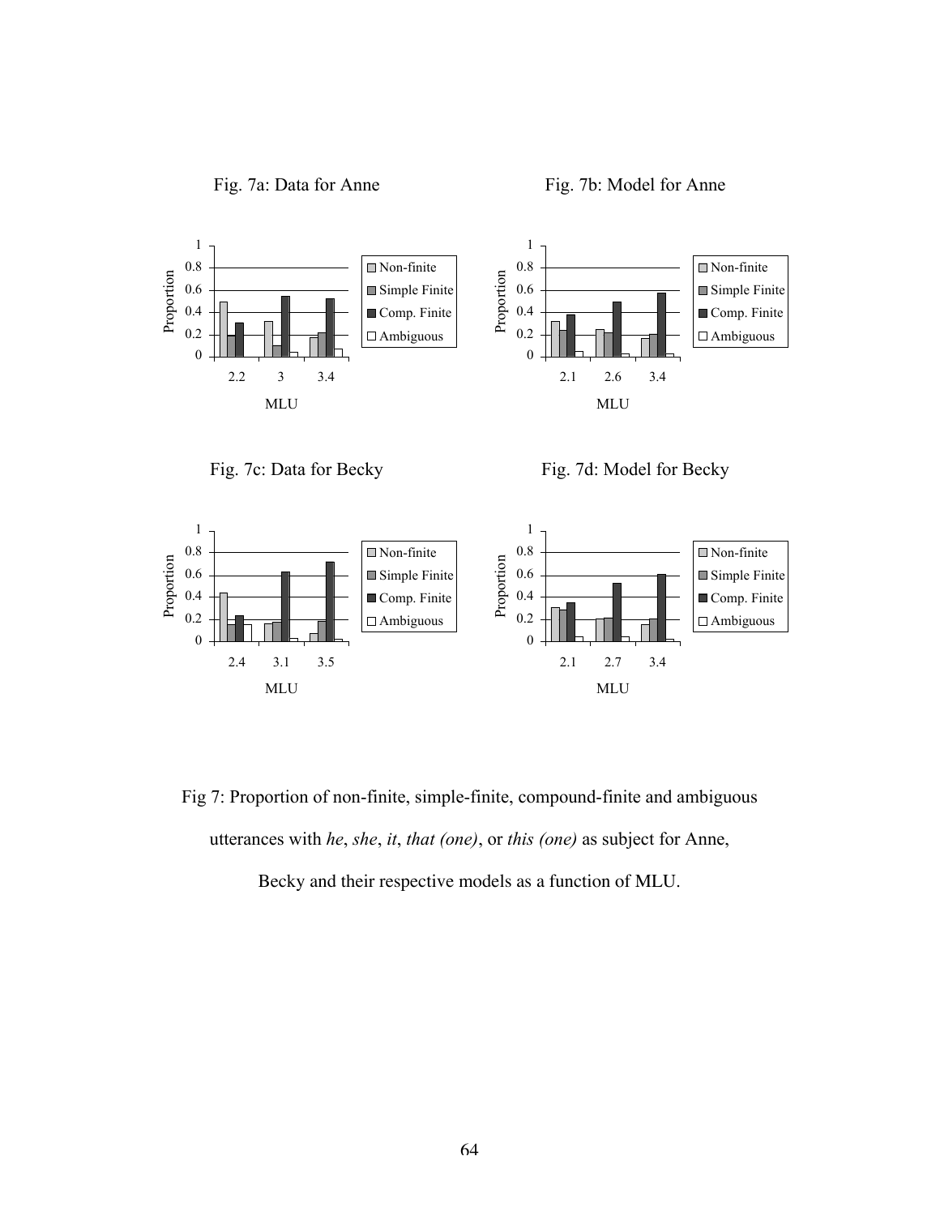Fig. 7a: Data for Anne

Fig. 7b: Model for Anne

Fig. 7c: Data for Becky

Fig. 7d: Model for Becky

Fig 7: Proportion of non-finite, simple-finite, compound-finite and ambiguous utterances with *he*, *she*, *it*, *that (one)*, or *this (one)* as subject for Anne, Becky and their respective models as a function of MLU.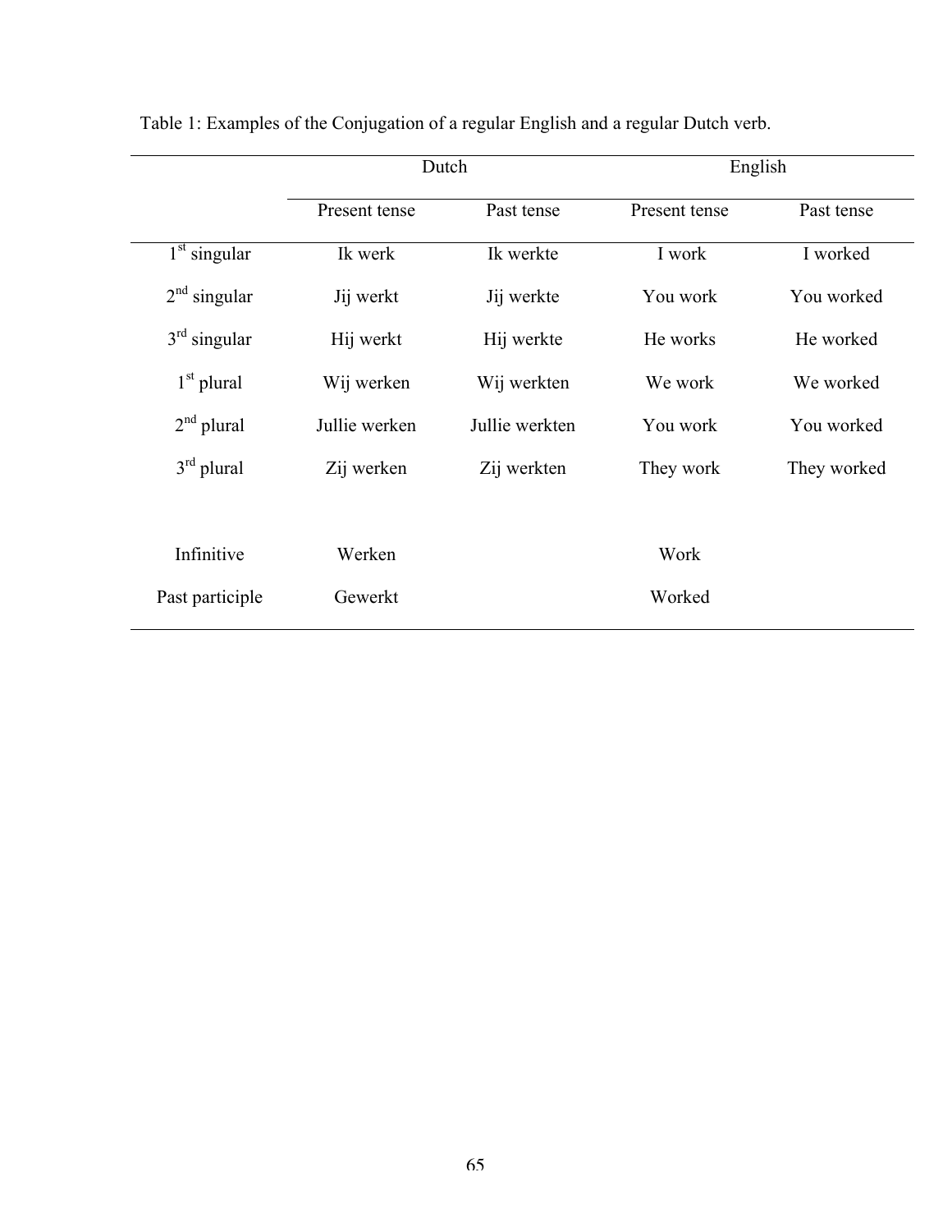Table 1: Examples of the Conjugation of a regular English and a regular Dutch verb.

| | Dutch | | English | |
|---|---|---|---|---|
| | Present tense | Past tense | Present tense | Past tense |
| 1st singular | Ik werk | Ik werkte | I work | I worked |
| 2nd singular | Jij werkt | Jij werkte | You work | You worked |
| 3rd singular | Hij werkt | Hij werkte | He works | He worked |
| 1st plural | Wij werken | Wij werkten | We work | We worked |
| 2nd plural | Jullie werken | Jullie werkten | You work | You worked |
| 3rd plural | Zij werken | Zij werkten | They work | They worked |
| | | | | |
| Infinitive | Werken | | Work | |
| Past participle | Gewerkt | | Worked | |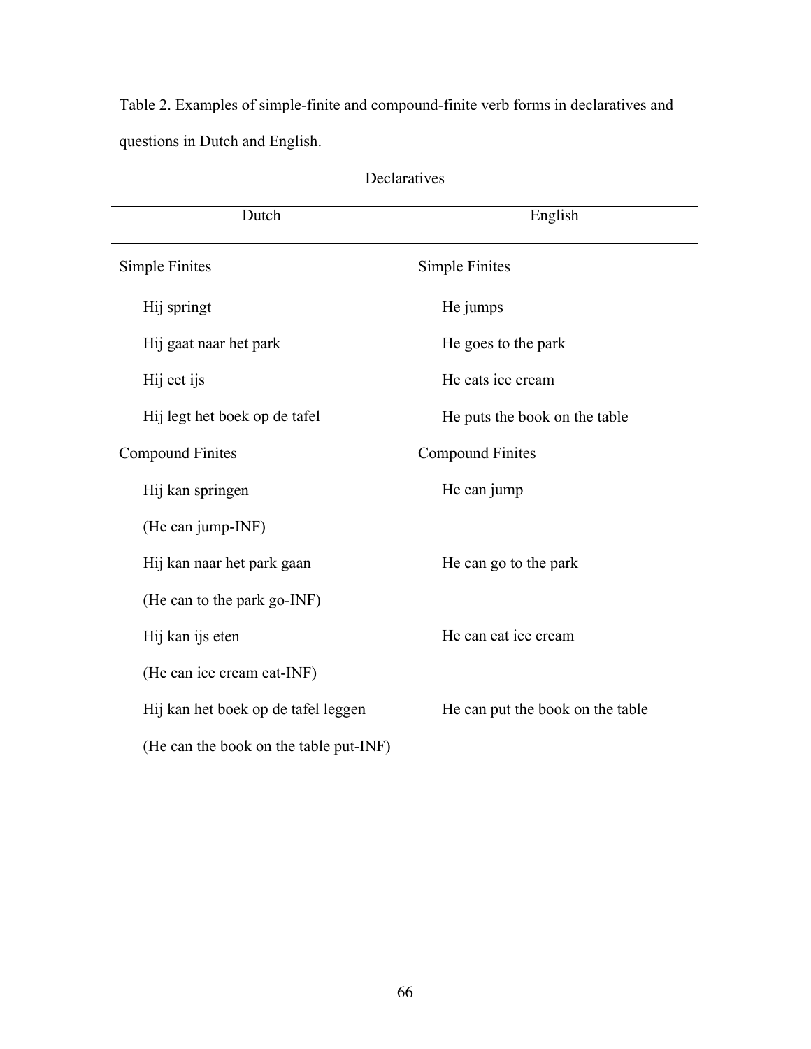Table 2. Examples of simple-finite and compound-finite verb forms in declaratives and questions in Dutch and English.

| Declaratives | |
|---|---|
| Dutch | English |
| Simple Finites | Simple Finites |
| Hij springt | He jumps |
| Hij gaat naar het park | He goes to the park |
| Hij eet ijs | He eats ice cream |
| Hij legt het boek op de tafel | He puts the book on the table |
| Compound Finites | Compound Finites |
| Hij kan springen | He can jump |
| (He can jump-INF) | |
| Hij kan naar het park gaan | He can go to the park |
| (He can to the park go-INF) | |
| Hij kan ijs eten | He can eat ice cream |
| (He can ice cream eat-INF) | |
| Hij kan het boek op de tafel leggen | He can put the book on the table |
| (He can the book on the table put-INF) | |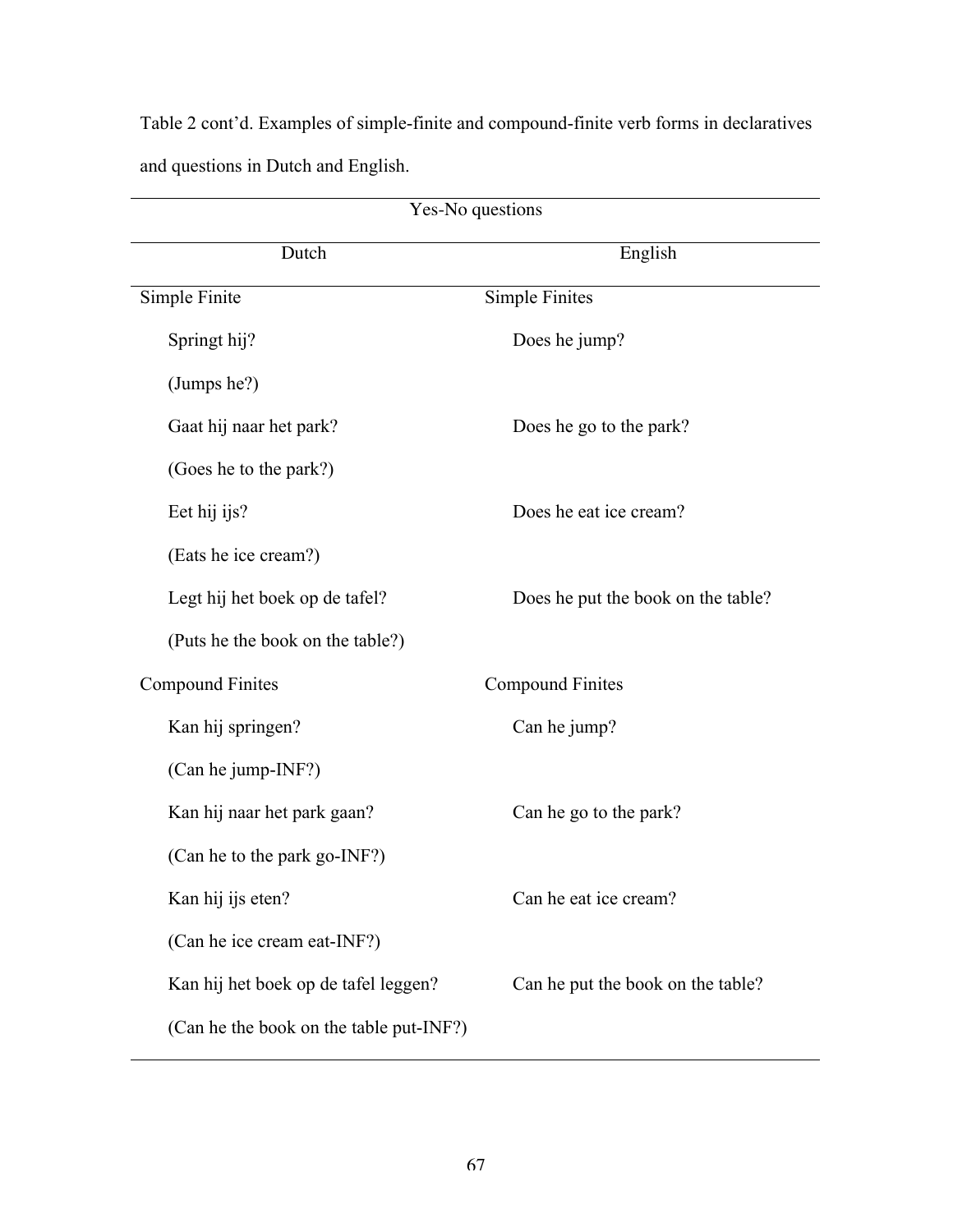Table 2 cont'd. Examples of simple-finite and compound-finite verb forms in declaratives and questions in Dutch and English.

| Yes-No questions | |
|---|---|
| **Dutch** | **English** |
| Simple Finite | Simple Finites |
| Springt hij? | Does he jump? |
| (Jumps he?) | |
| Gaat hij naar het park? | Does he go to the park? |
| (Goes he to the park?) | |
| Eet hij ijs? | Does he eat ice cream? |
| (Eats he ice cream?) | |
| Legt hij het boek op de tafel? | Does he put the book on the table? |
| (Puts he the book on the table?) | |
| Compound Finites | Compound Finites |
| Kan hij springen? | Can he jump? |
| (Can he jump-INF?) | |
| Kan hij naar het park gaan? | Can he go to the park? |
| (Can he to the park go-INF?) | |
| Kan hij ijs eten? | Can he eat ice cream? |
| (Can he ice cream eat-INF?) | |
| Kan hij het boek op de tafel leggen? | Can he put the book on the table? |
| (Can he the book on the table put-INF?) | |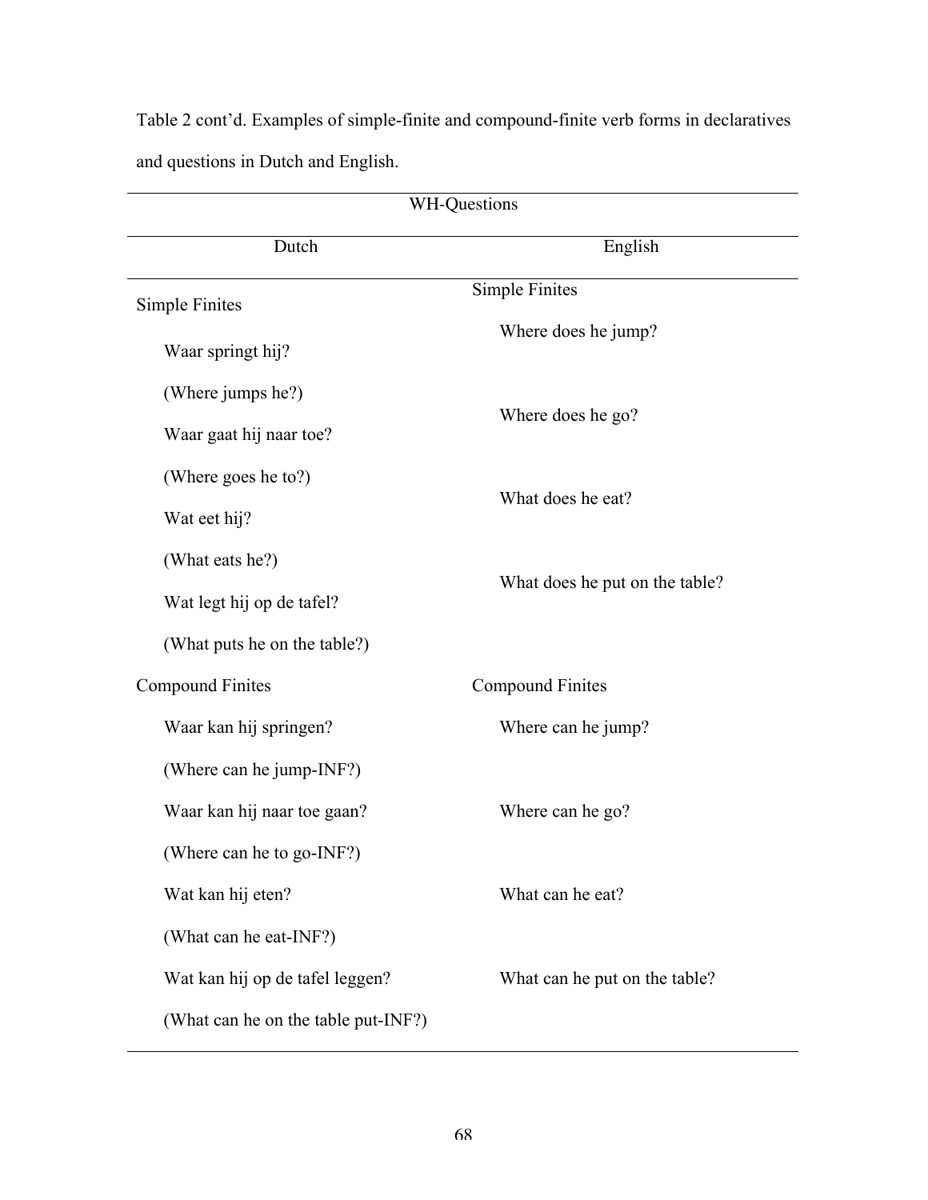Table 2 cont'd. Examples of simple-finite and compound-finite verb forms in declaratives and questions in Dutch and English.

| WH-Questions | |
|---|---|
| Dutch | English |
| Simple Finites | Simple Finites |
| Waar springt hij? (Where jumps he?) | Where does he jump? |
| Waar gaat hij naar toe? (Where goes he to?) | Where does he go? |
| Wat eet hij? (What eats he?) | What does he eat? |
| Wat legt hij op de tafel? (What puts he on the table?) | What does he put on the table? |
| Compound Finites | Compound Finites |
| Waar kan hij springen? (Where can he jump-INF?) | Where can he jump? |
| Waar kan hij naar toe gaan? (Where can he to go-INF?) | Where can he go? |
| Wat kan hij eten? (What can he eat-INF?) | What can he eat? |
| Wat kan hij op de tafel leggen? (What can he on the table put-INF?) | What can he put on the table? |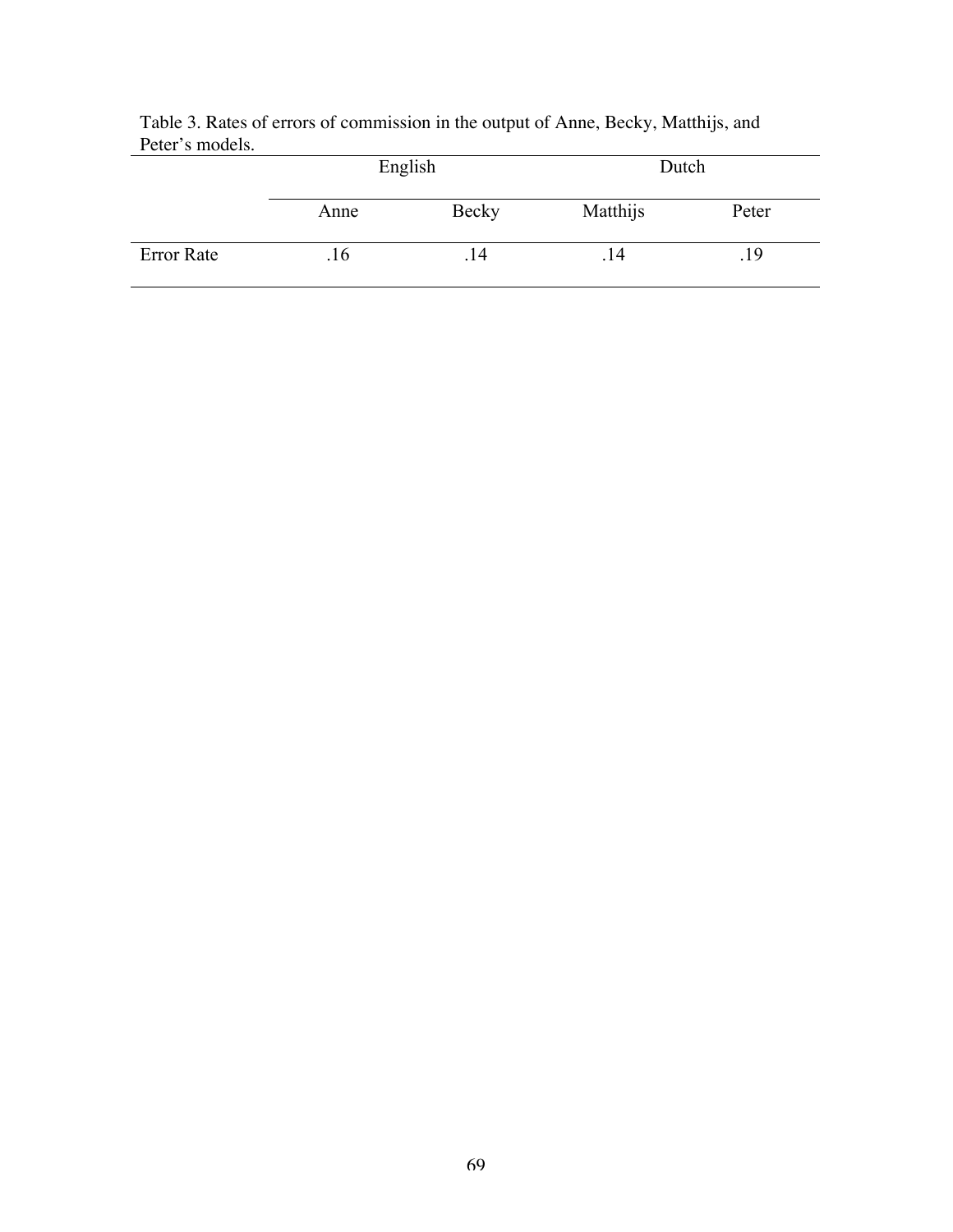Table 3. Rates of errors of commission in the output of Anne, Becky, Matthijs, and Peter's models.

| | English | | Dutch | |
|---|---|---|---|---|
| | Anne | Becky | Matthijs | Peter |
| Error Rate | .16 | .14 | .14 | .19 |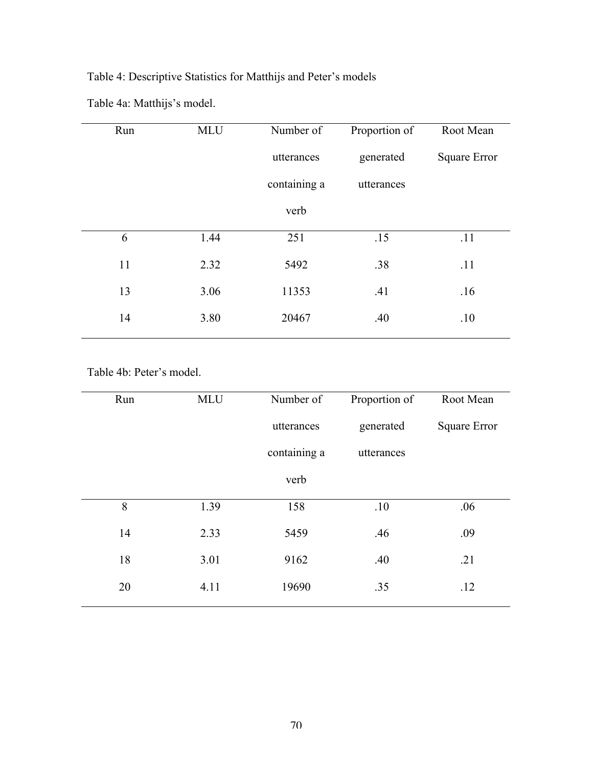Table 4: Descriptive Statistics for Matthijs and Peter's models

Table 4a: Matthijs's model.

| Run | MLU | Number of utterances containing a verb | Proportion of generated utterances | Root Mean Square Error |
|---|---|---|---|---|
| 6 | 1.44 | 251 | .15 | .11 |
| 11 | 2.32 | 5492 | .38 | .11 |
| 13 | 3.06 | 11353 | .41 | .16 |
| 14 | 3.80 | 20467 | .40 | .10 |

Table 4b: Peter's model.

| Run | MLU | Number of utterances containing a verb | Proportion of generated utterances | Root Mean Square Error |
|---|---|---|---|---|
| 8 | 1.39 | 158 | .10 | .06 |
| 14 | 2.33 | 5459 | .46 | .09 |
| 18 | 3.01 | 9162 | .40 | .21 |
| 20 | 4.11 | 19690 | .35 | .12 |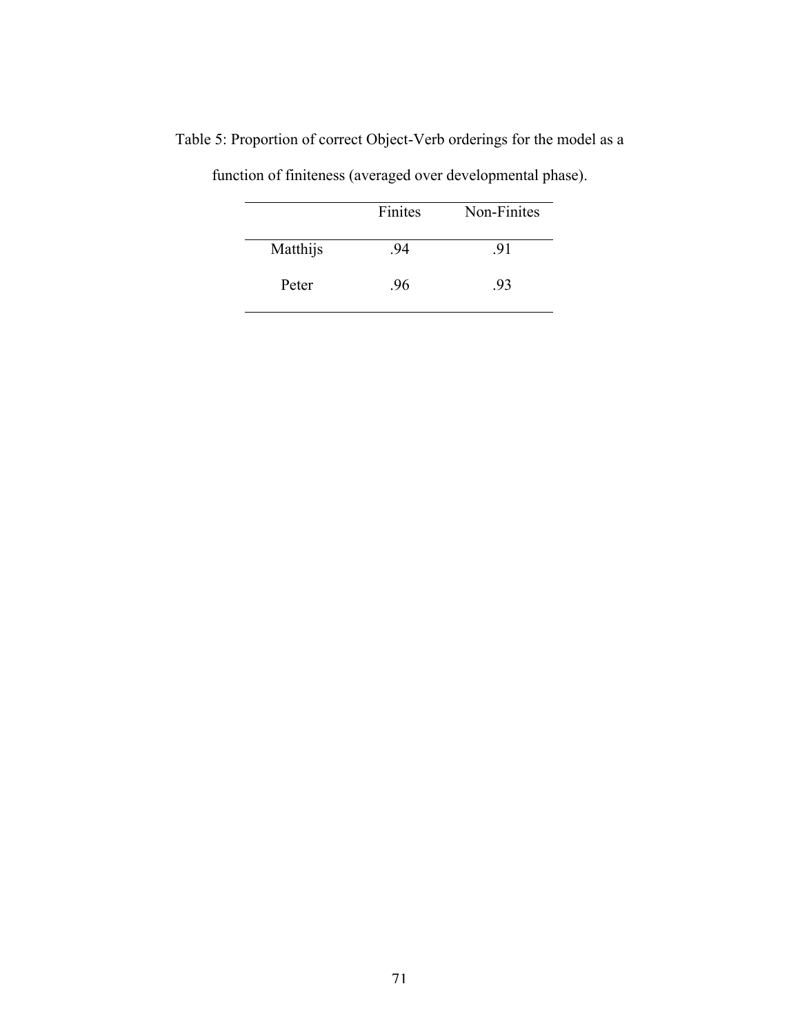Table 5: Proportion of correct Object-Verb orderings for the model as a function of finiteness (averaged over developmental phase).

| | Finites | Non-Finites |
|---|---|---|
| Matthijs | .94 | .91 |
| Peter | .96 | .93 |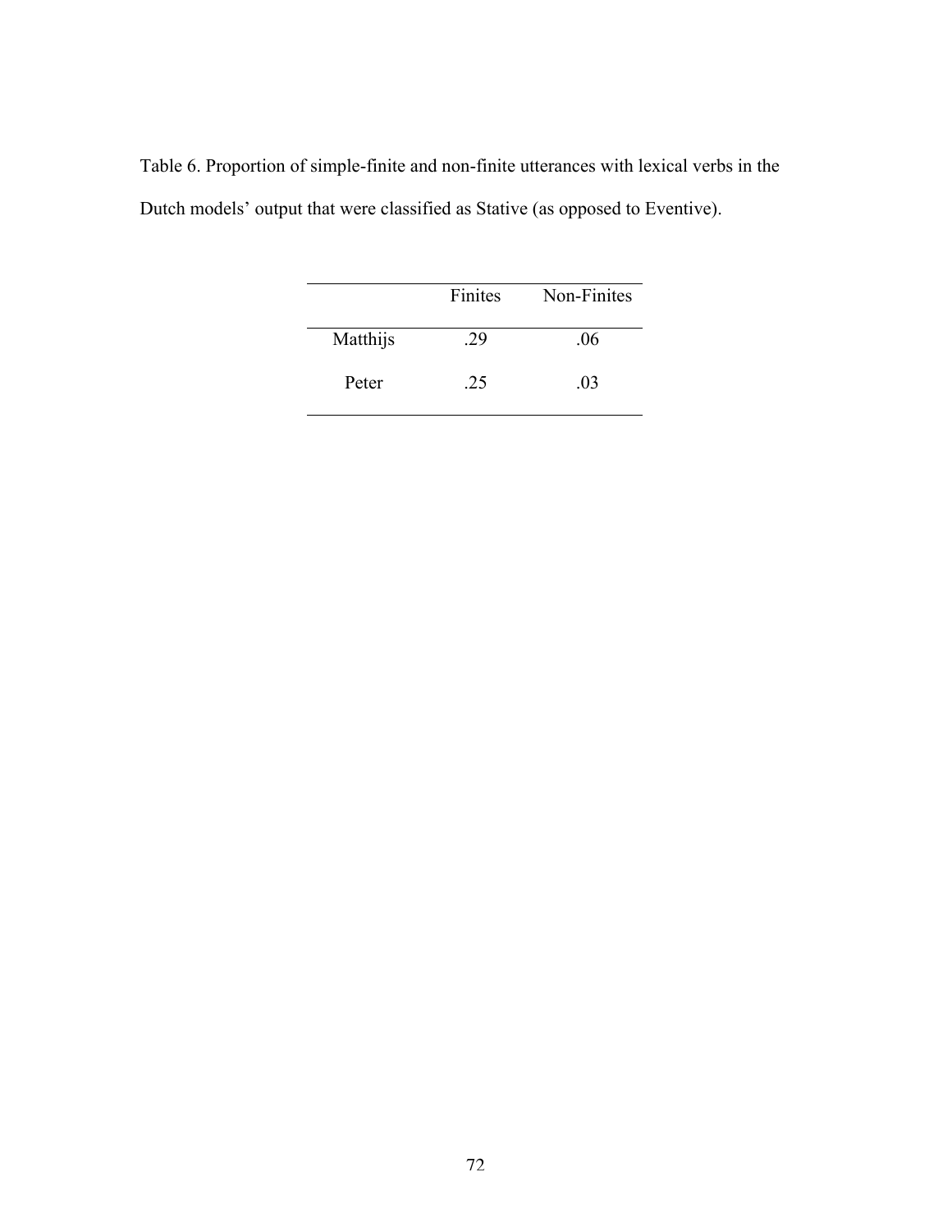Table 6. Proportion of simple-finite and non-finite utterances with lexical verbs in the Dutch models' output that were classified as Stative (as opposed to Eventive).

| | Finites | Non-Finites |
|---|---|---|
| Matthijs | .29 | .06 |
| Peter | .25 | .03 |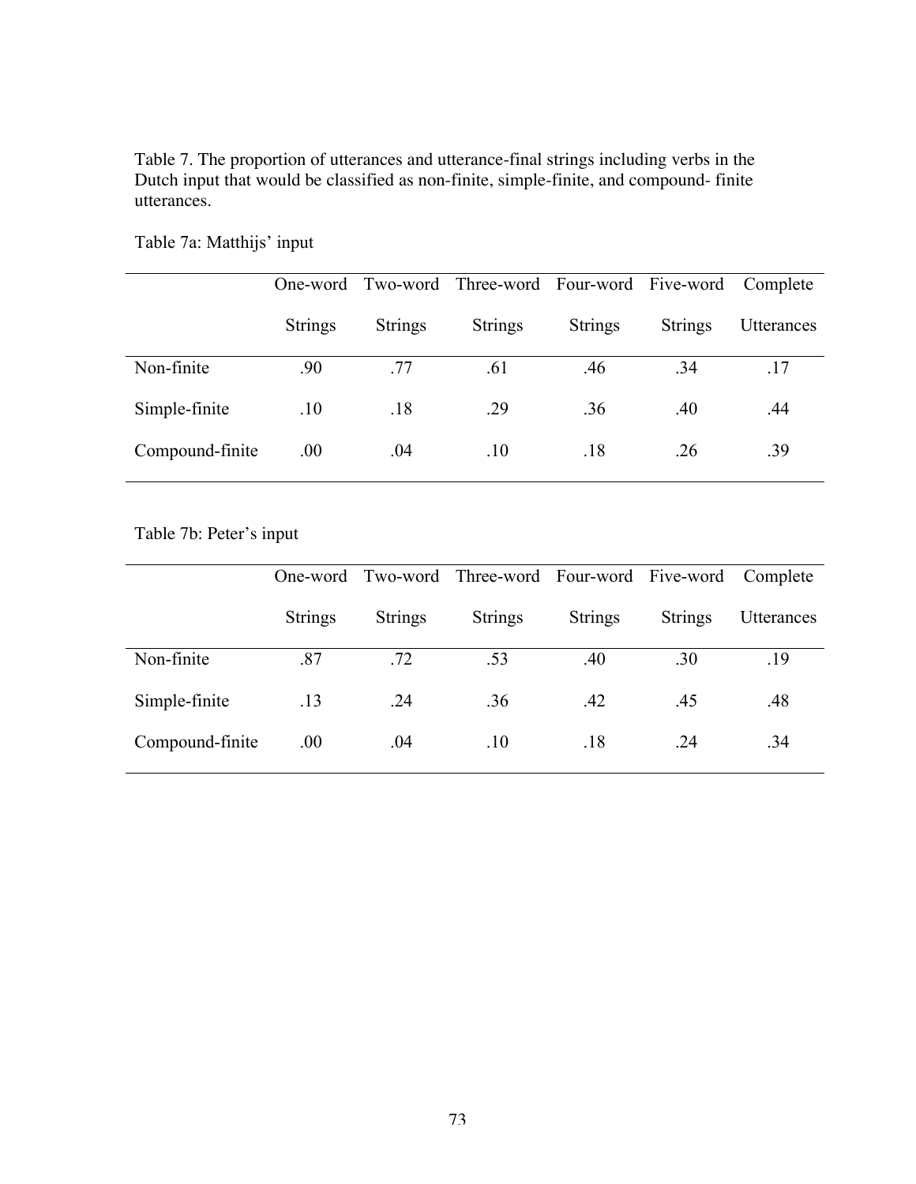Table 7. The proportion of utterances and utterance-final strings including verbs in the Dutch input that would be classified as non-finite, simple-finite, and compound- finite utterances.

Table 7a: Matthijs' input

| | One-word Strings | Two-word Strings | Three-word Strings | Four-word Strings | Five-word Strings | Complete Utterances |
|---|---|---|---|---|---|---|
| Non-finite | .90 | .77 | .61 | .46 | .34 | .17 |
| Simple-finite | .10 | .18 | .29 | .36 | .40 | .44 |
| Compound-finite | .00 | .04 | .10 | .18 | .26 | .39 |

Table 7b: Peter's input

| | One-word Strings | Two-word Strings | Three-word Strings | Four-word Strings | Five-word Strings | Complete Utterances |
|---|---|---|---|---|---|---|
| Non-finite | .87 | .72 | .53 | .40 | .30 | .19 |
| Simple-finite | .13 | .24 | .36 | .42 | .45 | .48 |
| Compound-finite | .00 | .04 | .10 | .18 | .24 | .34 |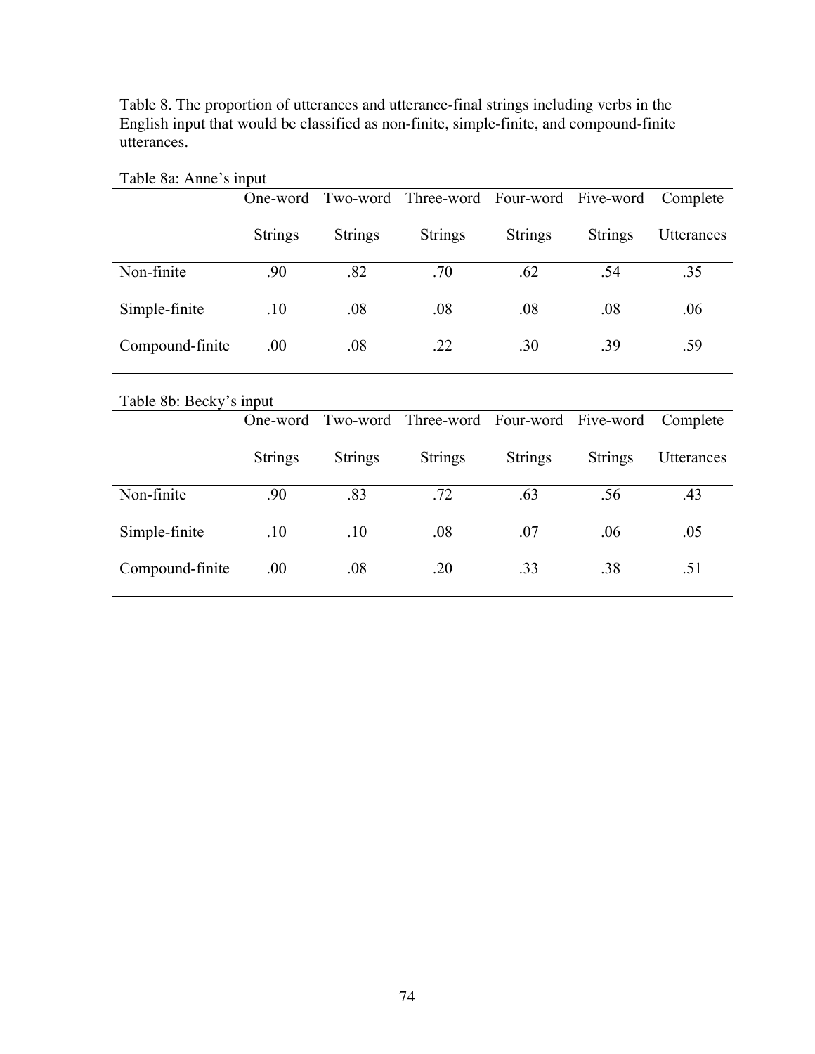Table 8. The proportion of utterances and utterance-final strings including verbs in the English input that would be classified as non-finite, simple-finite, and compound-finite utterances.

Table 8a: Anne's input

| | One-word Strings | Two-word Strings | Three-word Strings | Four-word Strings | Five-word Strings | Complete Utterances |
|---|---|---|---|---|---|---|
| Non-finite | .90 | .82 | .70 | .62 | .54 | .35 |
| Simple-finite | .10 | .08 | .08 | .08 | .08 | .06 |
| Compound-finite | .00 | .08 | .22 | .30 | .39 | .59 |

Table 8b: Becky's input

| | One-word Strings | Two-word Strings | Three-word Strings | Four-word Strings | Five-word Strings | Complete Utterances |
|---|---|---|---|---|---|---|
| Non-finite | .90 | .83 | .72 | .63 | .56 | .43 |
| Simple-finite | .10 | .10 | .08 | .07 | .06 | .05 |
| Compound-finite | .00 | .08 | .20 | .33 | .38 | .51 |